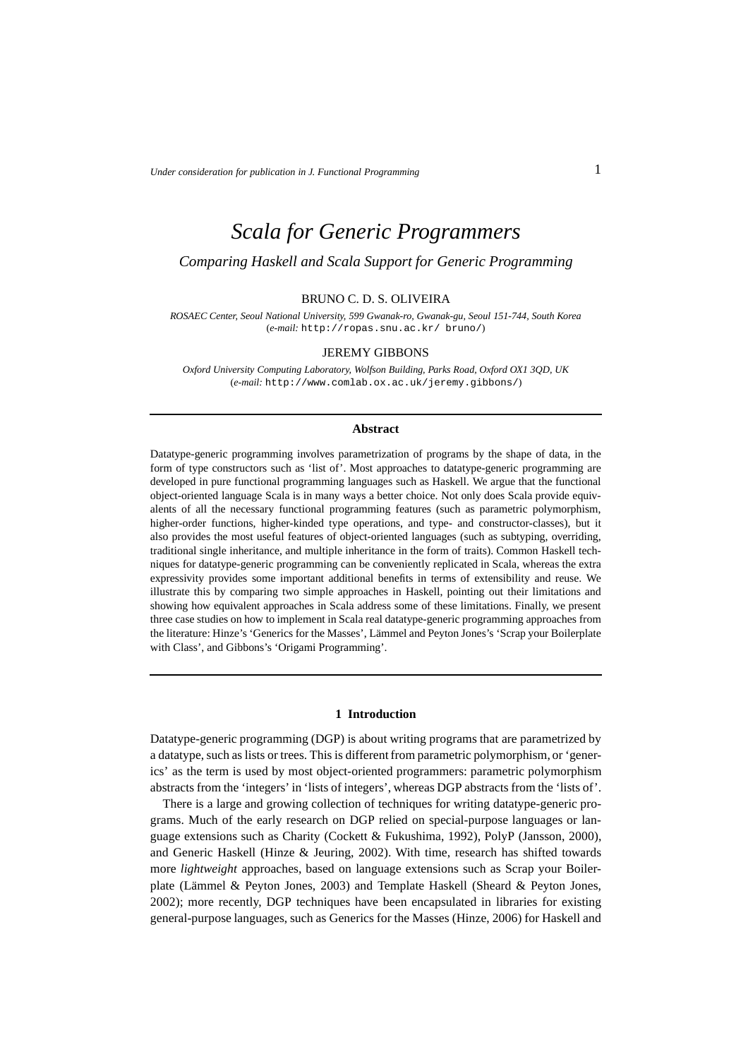# *Scala for Generic Programmers*

## *Comparing Haskell and Scala Support for Generic Programming*

BRUNO C. D. S. OLIVEIRA

*ROSAEC Center, Seoul National University, 599 Gwanak-ro, Gwanak-gu, Seoul 151-744, South Korea*
(*e-mail:* http://ropas.snu.ac.kr/ bruno/)

JEREMY GIBBONS

*Oxford University Computing Laboratory, Wolfson Building, Parks Road, Oxford OX1 3QD, UK*
(*e-mail:* http://www.comlab.ox.ac.uk/jeremy.gibbons/)

### Abstract

Datatype-generic programming involves parametrization of programs by the shape of data, in the form of type constructors such as 'list of'. Most approaches to datatype-generic programming are developed in pure functional programming languages such as Haskell. We argue that the functional object-oriented language Scala is in many ways a better choice. Not only does Scala provide equivalents of all the necessary functional programming features (such as parametric polymorphism, higher-order functions, higher-kinded type operations, and type- and constructor-classes), but it also provides the most useful features of object-oriented languages (such as subtyping, overriding, traditional single inheritance, and multiple inheritance in the form of traits). Common Haskell techniques for datatype-generic programming can be conveniently replicated in Scala, whereas the extra expressivity provides some important additional benefits in terms of extensibility and reuse. We illustrate this by comparing two simple approaches in Haskell, pointing out their limitations and showing how equivalent approaches in Scala address some of these limitations. Finally, we present three case studies on how to implement in Scala real datatype-generic programming approaches from the literature: Hinze's 'Generics for the Masses', Lämmel and Peyton Jones's 'Scrap your Boilerplate with Class', and Gibbons's 'Origami Programming'.

## 1 Introduction

Datatype-generic programming (DGP) is about writing programs that are parametrized by a datatype, such as lists or trees. This is different from parametric polymorphism, or 'generics' as the term is used by most object-oriented programmers: parametric polymorphism abstracts from the 'integers' in 'lists of integers', whereas DGP abstracts from the 'lists of'.

There is a large and growing collection of techniques for writing datatype-generic programs. Much of the early research on DGP relied on special-purpose languages or language extensions such as Charity (Cockett & Fukushima, 1992), PolyP (Jansson, 2000), and Generic Haskell (Hinze & Jeuring, 2002). With time, research has shifted towards more *lightweight* approaches, based on language extensions such as Scrap your Boilerplate (Lämmel & Peyton Jones, 2003) and Template Haskell (Sheard & Peyton Jones, 2002); more recently, DGP techniques have been encapsulated in libraries for existing general-purpose languages, such as Generics for the Masses (Hinze, 2006) for Haskell and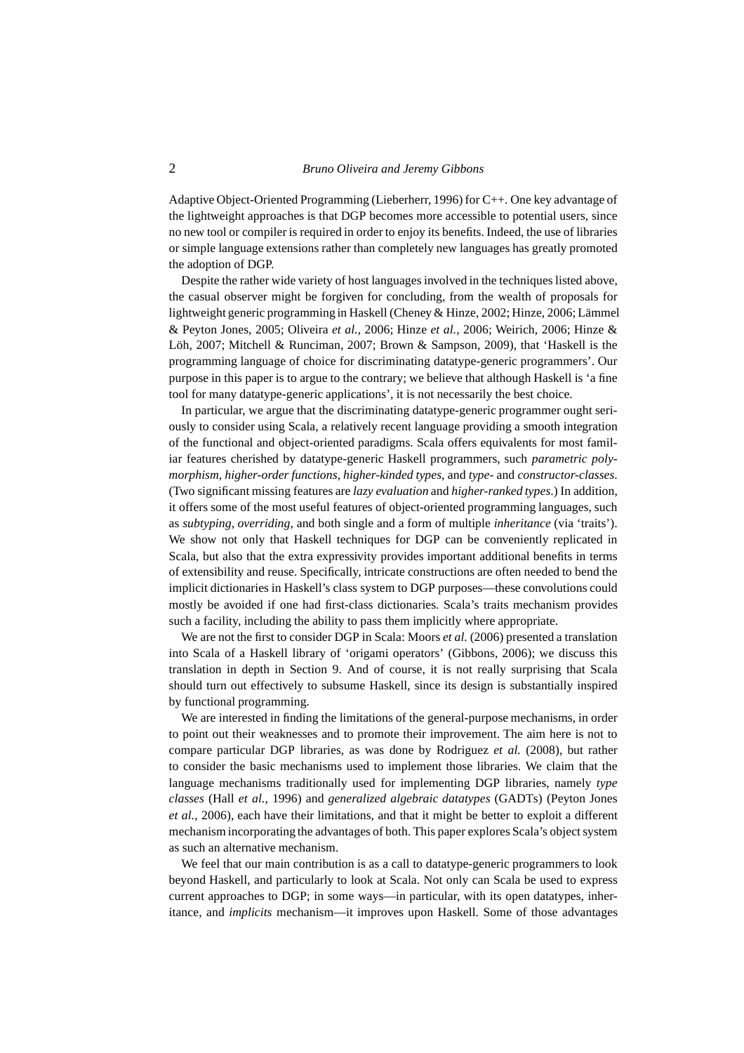Adaptive Object-Oriented Programming (Lieberherr, 1996) for C++. One key advantage of the lightweight approaches is that DGP becomes more accessible to potential users, since no new tool or compiler is required in order to enjoy its benefits. Indeed, the use of libraries or simple language extensions rather than completely new languages has greatly promoted the adoption of DGP.

Despite the rather wide variety of host languages involved in the techniques listed above, the casual observer might be forgiven for concluding, from the wealth of proposals for lightweight generic programming in Haskell (Cheney & Hinze, 2002; Hinze, 2006; Lämmel & Peyton Jones, 2005; Oliveira *et al.*, 2006; Hinze *et al.*, 2006; Weirich, 2006; Hinze & Löh, 2007; Mitchell & Runciman, 2007; Brown & Sampson, 2009), that 'Haskell is the programming language of choice for discriminating datatype-generic programmers'. Our purpose in this paper is to argue to the contrary; we believe that although Haskell is 'a fine tool for many datatype-generic applications', it is not necessarily the best choice.

In particular, we argue that the discriminating datatype-generic programmer ought seriously to consider using Scala, a relatively recent language providing a smooth integration of the functional and object-oriented paradigms. Scala offers equivalents for most familiar features cherished by datatype-generic Haskell programmers, such *parametric polymorphism*, *higher-order functions*, *higher-kinded types*, and *type-* and *constructor-classes*. (Two significant missing features are *lazy evaluation* and *higher-ranked types*.) In addition, it offers some of the most useful features of object-oriented programming languages, such as *subtyping*, *overriding*, and both single and a form of multiple *inheritance* (via 'traits'). We show not only that Haskell techniques for DGP can be conveniently replicated in Scala, but also that the extra expressivity provides important additional benefits in terms of extensibility and reuse. Specifically, intricate constructions are often needed to bend the implicit dictionaries in Haskell's class system to DGP purposes—these convolutions could mostly be avoided if one had first-class dictionaries. Scala's traits mechanism provides such a facility, including the ability to pass them implicitly where appropriate.

We are not the first to consider DGP in Scala: Moors *et al.* (2006) presented a translation into Scala of a Haskell library of 'origami operators' (Gibbons, 2006); we discuss this translation in depth in Section 9. And of course, it is not really surprising that Scala should turn out effectively to subsume Haskell, since its design is substantially inspired by functional programming.

We are interested in finding the limitations of the general-purpose mechanisms, in order to point out their weaknesses and to promote their improvement. The aim here is not to compare particular DGP libraries, as was done by Rodriguez *et al.* (2008), but rather to consider the basic mechanisms used to implement those libraries. We claim that the language mechanisms traditionally used for implementing DGP libraries, namely *type classes* (Hall *et al.*, 1996) and *generalized algebraic datatypes* (GADTs) (Peyton Jones *et al.*, 2006), each have their limitations, and that it might be better to exploit a different mechanism incorporating the advantages of both. This paper explores Scala's object system as such an alternative mechanism.

We feel that our main contribution is as a call to datatype-generic programmers to look beyond Haskell, and particularly to look at Scala. Not only can Scala be used to express current approaches to DGP; in some ways—in particular, with its open datatypes, inheritance, and *implicits* mechanism—it improves upon Haskell. Some of those advantages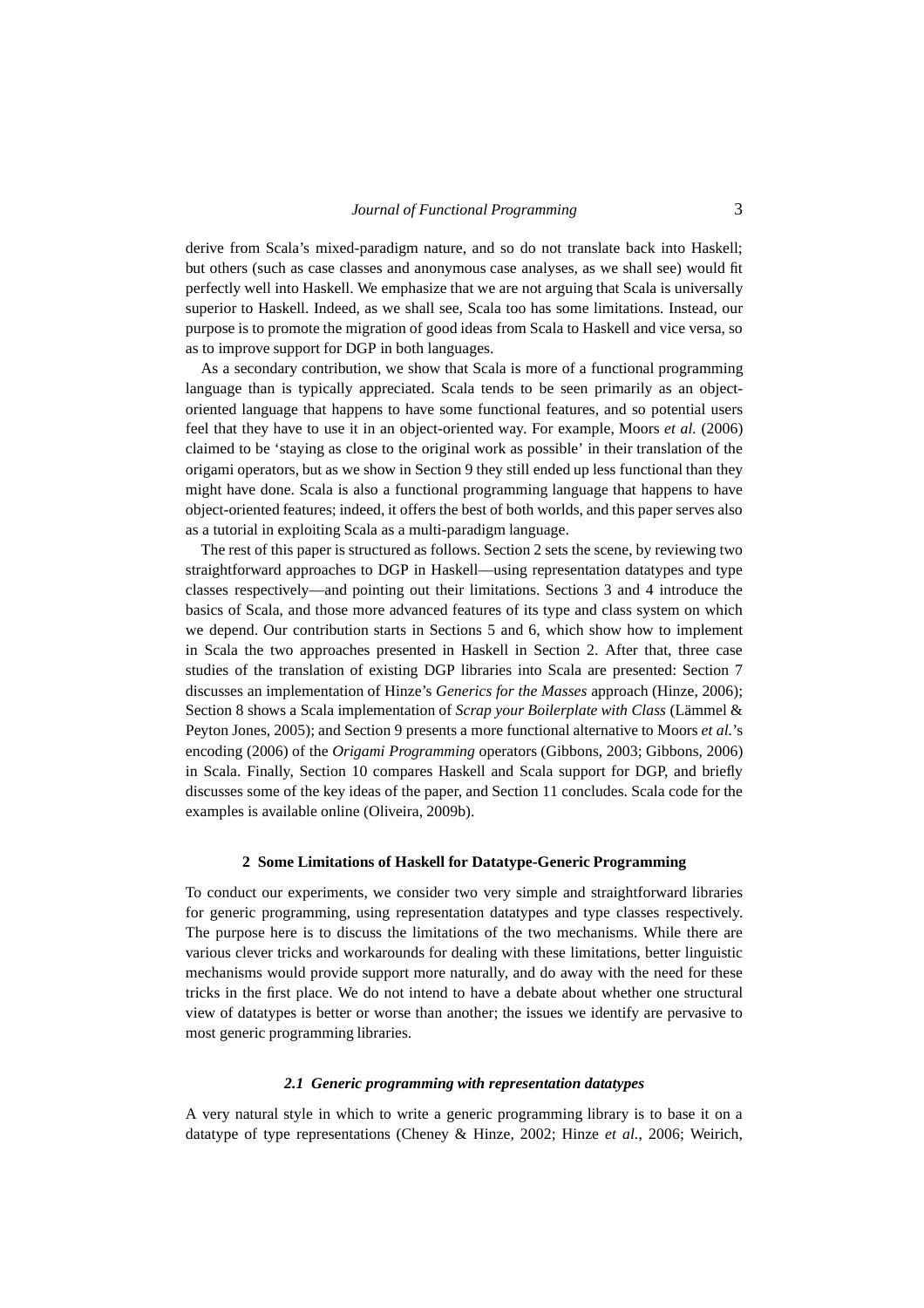derive from Scala's mixed-paradigm nature, and so do not translate back into Haskell; but others (such as case classes and anonymous case analyses, as we shall see) would fit perfectly well into Haskell. We emphasize that we are not arguing that Scala is universally superior to Haskell. Indeed, as we shall see, Scala too has some limitations. Instead, our purpose is to promote the migration of good ideas from Scala to Haskell and vice versa, so as to improve support for DGP in both languages.

As a secondary contribution, we show that Scala is more of a functional programming language than is typically appreciated. Scala tends to be seen primarily as an object-oriented language that happens to have some functional features, and so potential users feel that they have to use it in an object-oriented way. For example, Moors *et al.* (2006) claimed to be 'staying as close to the original work as possible' in their translation of the origami operators, but as we show in Section 9 they still ended up less functional than they might have done. Scala is also a functional programming language that happens to have object-oriented features; indeed, it offers the best of both worlds, and this paper serves also as a tutorial in exploiting Scala as a multi-paradigm language.

The rest of this paper is structured as follows. Section 2 sets the scene, by reviewing two straightforward approaches to DGP in Haskell—using representation datatypes and type classes respectively—and pointing out their limitations. Sections 3 and 4 introduce the basics of Scala, and those more advanced features of its type and class system on which we depend. Our contribution starts in Sections 5 and 6, which show how to implement in Scala the two approaches presented in Haskell in Section 2. After that, three case studies of the translation of existing DGP libraries into Scala are presented: Section 7 discusses an implementation of Hinze's *Generics for the Masses* approach (Hinze, 2006); Section 8 shows a Scala implementation of *Scrap your Boilerplate with Class* (Lämmel & Peyton Jones, 2005); and Section 9 presents a more functional alternative to Moors *et al.*'s encoding (2006) of the *Origami Programming* operators (Gibbons, 2003; Gibbons, 2006) in Scala. Finally, Section 10 compares Haskell and Scala support for DGP, and briefly discusses some of the key ideas of the paper, and Section 11 concludes. Scala code for the examples is available online (Oliveira, 2009b).

## 2 Some Limitations of Haskell for Datatype-Generic Programming

To conduct our experiments, we consider two very simple and straightforward libraries for generic programming, using representation datatypes and type classes respectively. The purpose here is to discuss the limitations of the two mechanisms. While there are various clever tricks and workarounds for dealing with these limitations, better linguistic mechanisms would provide support more naturally, and do away with the need for these tricks in the first place. We do not intend to have a debate about whether one structural view of datatypes is better or worse than another; the issues we identify are pervasive to most generic programming libraries.

### *2.1 Generic programming with representation datatypes*

A very natural style in which to write a generic programming library is to base it on a datatype of type representations (Cheney & Hinze, 2002; Hinze *et al.*, 2006; Weirich,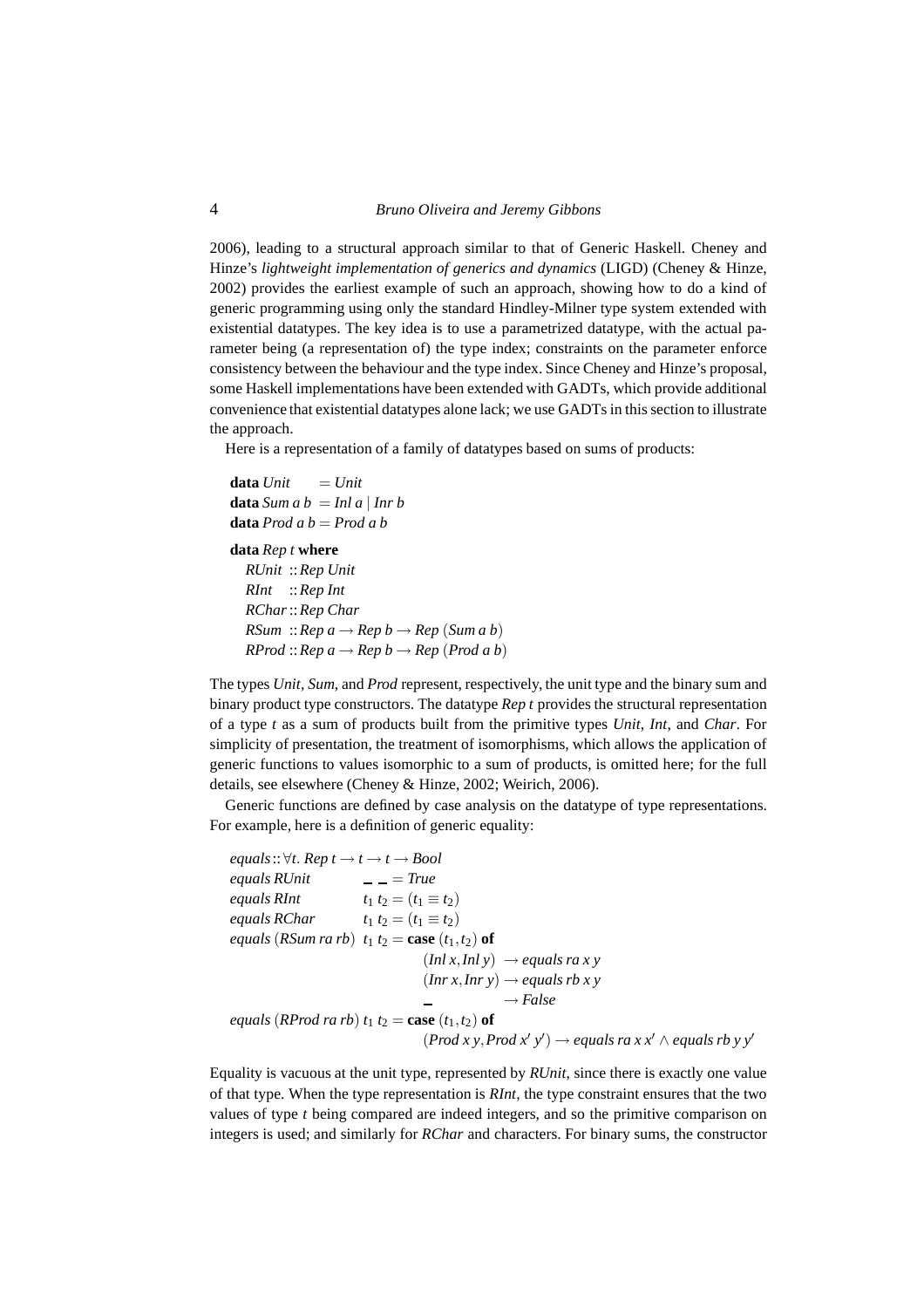2006), leading to a structural approach similar to that of Generic Haskell. Cheney and Hinze's *lightweight implementation of generics and dynamics* (LIGD) (Cheney & Hinze, 2002) provides the earliest example of such an approach, showing how to do a kind of generic programming using only the standard Hindley-Milner type system extended with existential datatypes. The key idea is to use a parametrized datatype, with the actual parameter being (a representation of) the type index; constraints on the parameter enforce consistency between the behaviour and the type index. Since Cheney and Hinze's proposal, some Haskell implementations have been extended with GADTs, which provide additional convenience that existential datatypes alone lack; we use GADTs in this section to illustrate the approach.

Here is a representation of a family of datatypes based on sums of products:

```
data Unit     = Unit
data Sum a b  = Inl a | Inr b
data Prod a b = Prod a b

data Rep t where
  RUnit :: Rep Unit
  RInt  :: Rep Int
  RChar :: Rep Char
  RSum  :: Rep a → Rep b → Rep (Sum a b)
  RProd :: Rep a → Rep b → Rep (Prod a b)
```

The types *Unit*, *Sum*, and *Prod* represent, respectively, the unit type and the binary sum and binary product type constructors. The datatype *Rep t* provides the structural representation of a type *t* as a sum of products built from the primitive types *Unit*, *Int*, and *Char*. For simplicity of presentation, the treatment of isomorphisms, which allows the application of generic functions to values isomorphic to a sum of products, is omitted here; for the full details, see elsewhere (Cheney & Hinze, 2002; Weirich, 2006).

Generic functions are defined by case analysis on the datatype of type representations. For example, here is a definition of generic equality:

```
equals :: ∀t. Rep t → t → t → Bool
equals RUnit            _  _  = True
equals RInt             t1 t2 = (t1 ≡ t2)
equals RChar            t1 t2 = (t1 ≡ t2)
equals (RSum ra rb)     t1 t2 = case (t1, t2) of
                                  (Inl x, Inl y) → equals ra x y
                                  (Inr x, Inr y) → equals rb x y
                                  _              → False
equals (RProd ra rb)    t1 t2 = case (t1, t2) of
                                  (Prod x y, Prod x' y') → equals ra x x' ∧ equals rb y y'
```

Equality is vacuous at the unit type, represented by *RUnit*, since there is exactly one value of that type. When the type representation is *RInt*, the type constraint ensures that the two values of type *t* being compared are indeed integers, and so the primitive comparison on integers is used; and similarly for *RChar* and characters. For binary sums, the constructor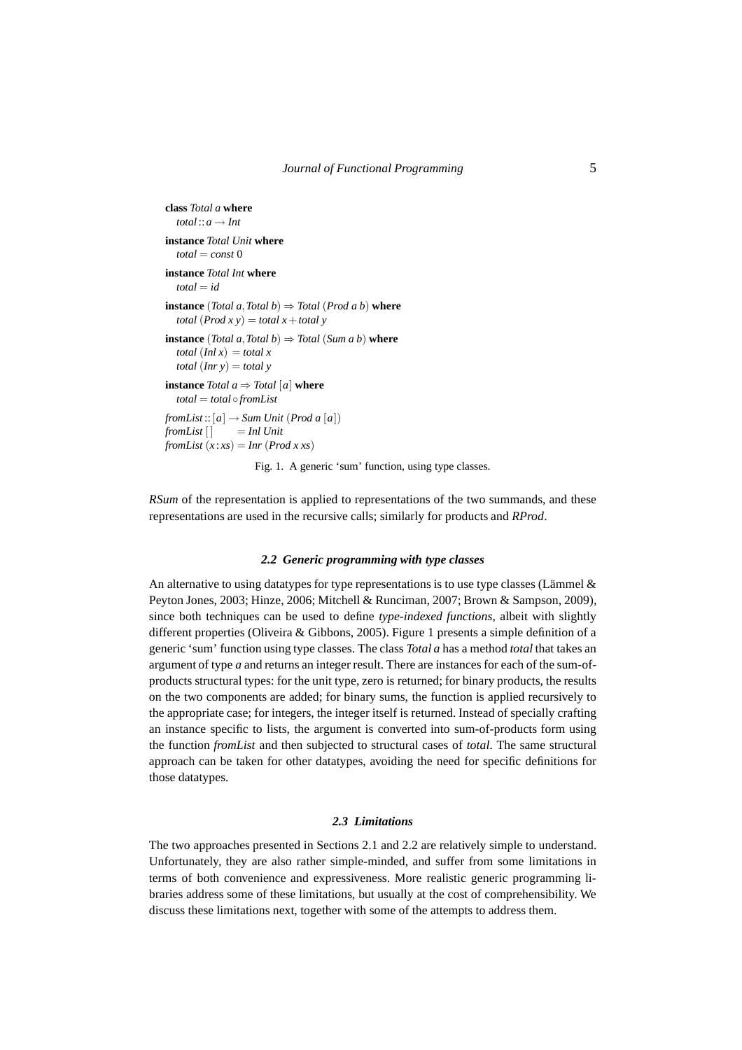```haskell
class Total a where
  total :: a → Int
instance Total Unit where
  total = const 0
instance Total Int where
  total = id
instance (Total a, Total b) ⇒ Total (Prod a b) where
  total (Prod x y) = total x + total y
instance (Total a, Total b) ⇒ Total (Sum a b) where
  total (Inl x) = total x
  total (Inr y) = total y
instance Total a ⇒ Total [a] where
  total = total ∘ fromList
fromList :: [a] → Sum Unit (Prod a [a])
fromList []       = Inl Unit
fromList (x : xs) = Inr (Prod x xs)
```

Fig. 1. A generic 'sum' function, using type classes.

*RSum* of the representation is applied to representations of the two summands, and these representations are used in the recursive calls; similarly for products and *RProd*.

### 2.2 Generic programming with type classes

An alternative to using datatypes for type representations is to use type classes (Lämmel & Peyton Jones, 2003; Hinze, 2006; Mitchell & Runciman, 2007; Brown & Sampson, 2009), since both techniques can be used to define *type-indexed functions*, albeit with slightly different properties (Oliveira & Gibbons, 2005). Figure 1 presents a simple definition of a generic 'sum' function using type classes. The class *Total a* has a method *total* that takes an argument of type *a* and returns an integer result. There are instances for each of the sum-of-products structural types: for the unit type, zero is returned; for binary products, the results on the two components are added; for binary sums, the function is applied recursively to the appropriate case; for integers, the integer itself is returned. Instead of specially crafting an instance specific to lists, the argument is converted into sum-of-products form using the function *fromList* and then subjected to structural cases of *total*. The same structural approach can be taken for other datatypes, avoiding the need for specific definitions for those datatypes.

### 2.3 Limitations

The two approaches presented in Sections 2.1 and 2.2 are relatively simple to understand. Unfortunately, they are also rather simple-minded, and suffer from some limitations in terms of both convenience and expressiveness. More realistic generic programming libraries address some of these limitations, but usually at the cost of comprehensibility. We discuss these limitations next, together with some of the attempts to address them.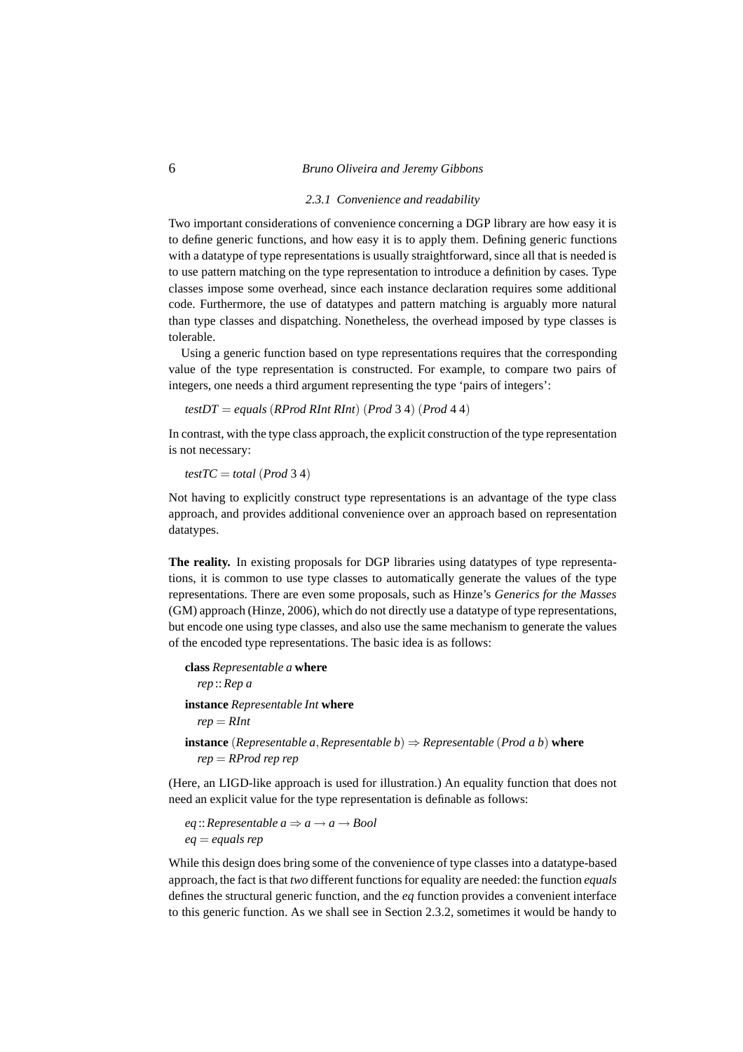#### 2.3.1 Convenience and readability

Two important considerations of convenience concerning a DGP library are how easy it is to define generic functions, and how easy it is to apply them. Defining generic functions with a datatype of type representations is usually straightforward, since all that is needed is to use pattern matching on the type representation to introduce a definition by cases. Type classes impose some overhead, since each instance declaration requires some additional code. Furthermore, the use of datatypes and pattern matching is arguably more natural than type classes and dispatching. Nonetheless, the overhead imposed by type classes is tolerable.

Using a generic function based on type representations requires that the corresponding value of the type representation is constructed. For example, to compare two pairs of integers, one needs a third argument representing the type 'pairs of integers':

```
testDT = equals (RProd RInt RInt) (Prod 3 4) (Prod 4 4)
```

In contrast, with the type class approach, the explicit construction of the type representation is not necessary:

```
testTC = total (Prod 3 4)
```

Not having to explicitly construct type representations is an advantage of the type class approach, and provides additional convenience over an approach based on representation datatypes.

**The reality.** In existing proposals for DGP libraries using datatypes of type representations, it is common to use type classes to automatically generate the values of the type representations. There are even some proposals, such as Hinze's *Generics for the Masses* (GM) approach (Hinze, 2006), which do not directly use a datatype of type representations, but encode one using type classes, and also use the same mechanism to generate the values of the encoded type representations. The basic idea is as follows:

```
class Representable a where
  rep :: Rep a
instance Representable Int where
  rep = RInt
instance (Representable a, Representable b) ⇒ Representable (Prod a b) where
  rep = RProd rep rep
```

(Here, an LIGD-like approach is used for illustration.) An equality function that does not need an explicit value for the type representation is definable as follows:

```
eq :: Representable a ⇒ a → a → Bool
eq = equals rep
```

While this design does bring some of the convenience of type classes into a datatype-based approach, the fact is that *two* different functions for equality are needed: the function *equals* defines the structural generic function, and the *eq* function provides a convenient interface to this generic function. As we shall see in Section 2.3.2, sometimes it would be handy to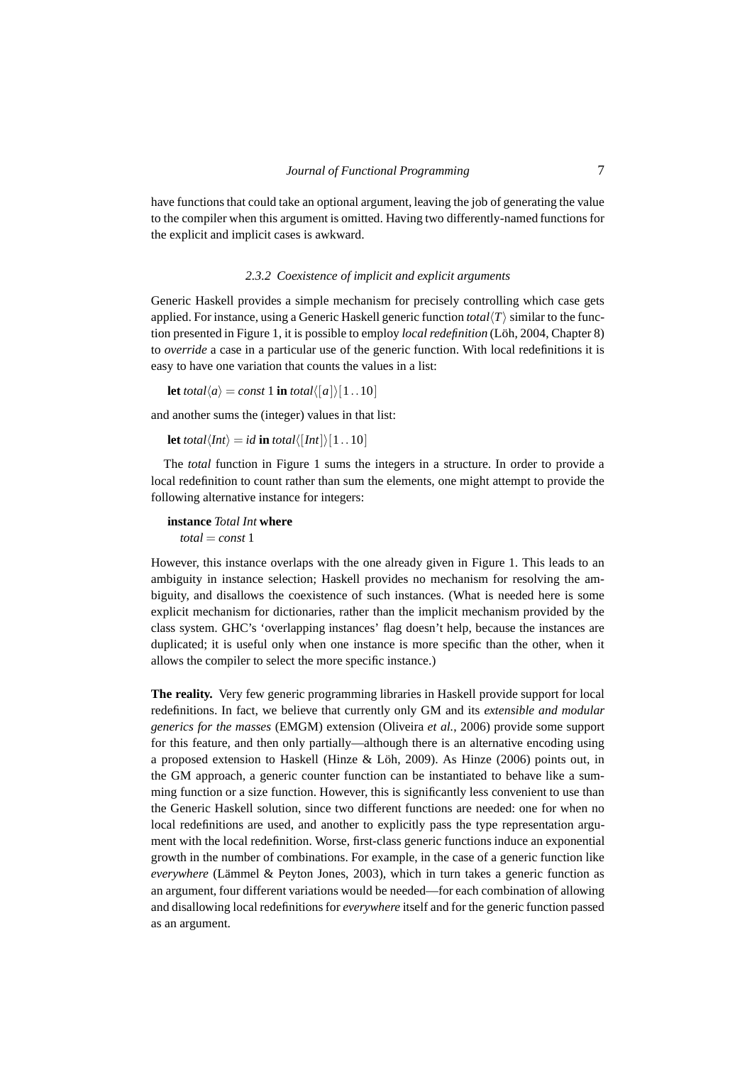have functions that could take an optional argument, leaving the job of generating the value to the compiler when this argument is omitted. Having two differently-named functions for the explicit and implicit cases is awkward.

#### 2.3.2 Coexistence of implicit and explicit arguments

Generic Haskell provides a simple mechanism for precisely controlling which case gets applied. For instance, using a Generic Haskell generic function $total\langle T\rangle$ similar to the function presented in Figure 1, it is possible to employ *local redefinition* (Löh, 2004, Chapter 8) to *override* a case in a particular use of the generic function. With local redefinitions it is easy to have one variation that counts the values in a list:

$$\mathbf{let}\ total\langle a\rangle = const\ 1\ \mathbf{in}\ total\langle [a]\rangle [1\,..\,10]$$

and another sums the (integer) values in that list:

$$\mathbf{let}\ total\langle Int\rangle = id\ \mathbf{in}\ total\langle [Int]\rangle [1\,..\,10]$$

The *total* function in Figure 1 sums the integers in a structure. In order to provide a local redefinition to count rather than sum the elements, one might attempt to provide the following alternative instance for integers:

```
instance Total Int where
  total = const 1
```

However, this instance overlaps with the one already given in Figure 1. This leads to an ambiguity in instance selection; Haskell provides no mechanism for resolving the ambiguity, and disallows the coexistence of such instances. (What is needed here is some explicit mechanism for dictionaries, rather than the implicit mechanism provided by the class system. GHC's 'overlapping instances' flag doesn't help, because the instances are duplicated; it is useful only when one instance is more specific than the other, when it allows the compiler to select the more specific instance.)

**The reality.** Very few generic programming libraries in Haskell provide support for local redefinitions. In fact, we believe that currently only GM and its *extensible and modular generics for the masses* (EMGM) extension (Oliveira *et al.*, 2006) provide some support for this feature, and then only partially—although there is an alternative encoding using a proposed extension to Haskell (Hinze & Löh, 2009). As Hinze (2006) points out, in the GM approach, a generic counter function can be instantiated to behave like a summing function or a size function. However, this is significantly less convenient to use than the Generic Haskell solution, since two different functions are needed: one for when no local redefinitions are used, and another to explicitly pass the type representation argument with the local redefinition. Worse, first-class generic functions induce an exponential growth in the number of combinations. For example, in the case of a generic function like *everywhere* (Lämmel & Peyton Jones, 2003), which in turn takes a generic function as an argument, four different variations would be needed—for each combination of allowing and disallowing local redefinitions for *everywhere* itself and for the generic function passed as an argument.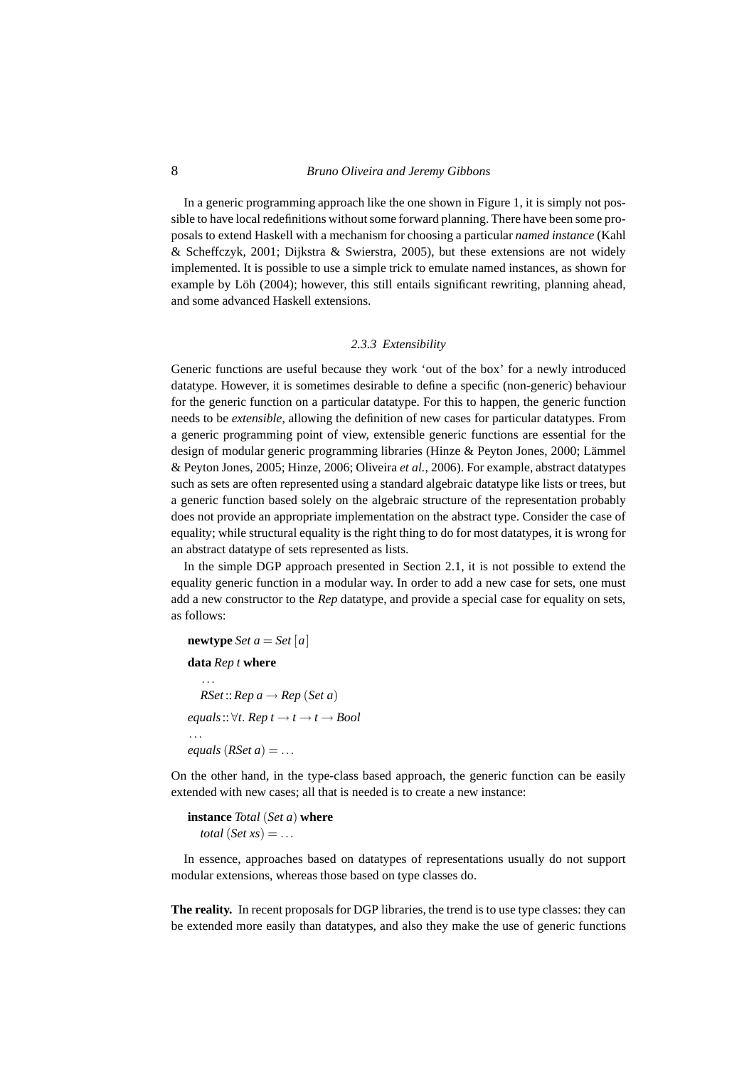In a generic programming approach like the one shown in Figure 1, it is simply not possible to have local redefinitions without some forward planning. There have been some proposals to extend Haskell with a mechanism for choosing a particular *named instance* (Kahl & Scheffczyk, 2001; Dijkstra & Swierstra, 2005), but these extensions are not widely implemented. It is possible to use a simple trick to emulate named instances, as shown for example by Löh (2004); however, this still entails significant rewriting, planning ahead, and some advanced Haskell extensions.

### *2.3.3 Extensibility*

Generic functions are useful because they work 'out of the box' for a newly introduced datatype. However, it is sometimes desirable to define a specific (non-generic) behaviour for the generic function on a particular datatype. For this to happen, the generic function needs to be *extensible*, allowing the definition of new cases for particular datatypes. From a generic programming point of view, extensible generic functions are essential for the design of modular generic programming libraries (Hinze & Peyton Jones, 2000; Lämmel & Peyton Jones, 2005; Hinze, 2006; Oliveira *et al.*, 2006). For example, abstract datatypes such as sets are often represented using a standard algebraic datatype like lists or trees, but a generic function based solely on the algebraic structure of the representation probably does not provide an appropriate implementation on the abstract type. Consider the case of equality; while structural equality is the right thing to do for most datatypes, it is wrong for an abstract datatype of sets represented as lists.

In the simple DGP approach presented in Section 2.1, it is not possible to extend the equality generic function in a modular way. In order to add a new case for sets, one must add a new constructor to the *Rep* datatype, and provide a special case for equality on sets, as follows:

```
newtype Set a = Set [a]
data Rep t where
  ...
  RSet :: Rep a → Rep (Set a)
equals :: ∀t. Rep t → t → t → Bool
...
equals (RSet a) = ...
```

On the other hand, in the type-class based approach, the generic function can be easily extended with new cases; all that is needed is to create a new instance:

```
instance Total (Set a) where
  total (Set xs) = ...
```

In essence, approaches based on datatypes of representations usually do not support modular extensions, whereas those based on type classes do.

**The reality.** In recent proposals for DGP libraries, the trend is to use type classes: they can be extended more easily than datatypes, and also they make the use of generic functions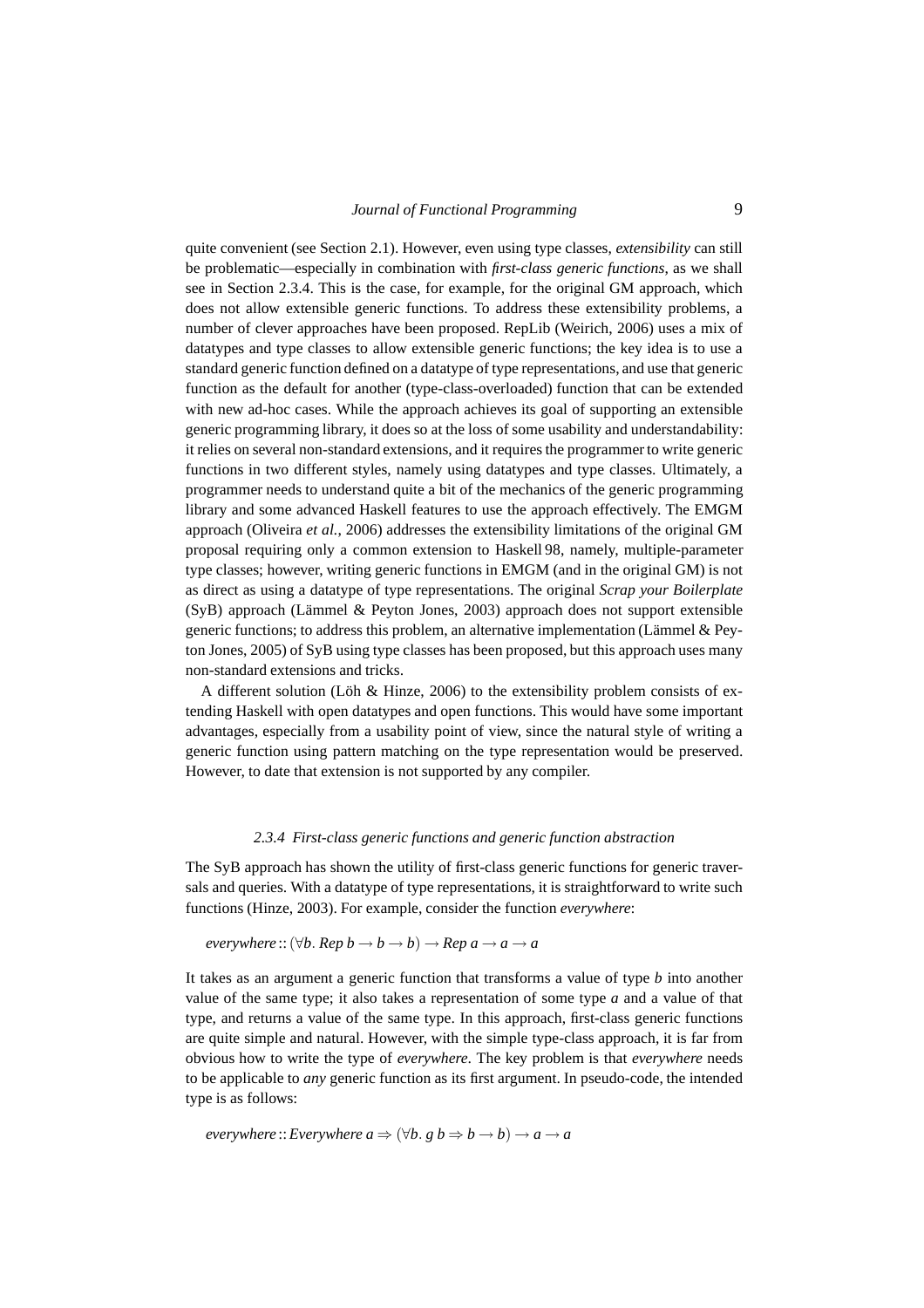quite convenient (see Section 2.1). However, even using type classes, *extensibility* can still be problematic—especially in combination with *first-class generic functions*, as we shall see in Section 2.3.4. This is the case, for example, for the original GM approach, which does not allow extensible generic functions. To address these extensibility problems, a number of clever approaches have been proposed. RepLib (Weirich, 2006) uses a mix of datatypes and type classes to allow extensible generic functions; the key idea is to use a standard generic function defined on a datatype of type representations, and use that generic function as the default for another (type-class-overloaded) function that can be extended with new ad-hoc cases. While the approach achieves its goal of supporting an extensible generic programming library, it does so at the loss of some usability and understandability: it relies on several non-standard extensions, and it requires the programmer to write generic functions in two different styles, namely using datatypes and type classes. Ultimately, a programmer needs to understand quite a bit of the mechanics of the generic programming library and some advanced Haskell features to use the approach effectively. The EMGM approach (Oliveira *et al.*, 2006) addresses the extensibility limitations of the original GM proposal requiring only a common extension to Haskell 98, namely, multiple-parameter type classes; however, writing generic functions in EMGM (and in the original GM) is not as direct as using a datatype of type representations. The original *Scrap your Boilerplate* (SyB) approach (Lämmel & Peyton Jones, 2003) approach does not support extensible generic functions; to address this problem, an alternative implementation (Lämmel & Peyton Jones, 2005) of SyB using type classes has been proposed, but this approach uses many non-standard extensions and tricks.

A different solution (Löh & Hinze, 2006) to the extensibility problem consists of extending Haskell with open datatypes and open functions. This would have some important advantages, especially from a usability point of view, since the natural style of writing a generic function using pattern matching on the type representation would be preserved. However, to date that extension is not supported by any compiler.

#### 2.3.4 First-class generic functions and generic function abstraction

The SyB approach has shown the utility of first-class generic functions for generic traversals and queries. With a datatype of type representations, it is straightforward to write such functions (Hinze, 2003). For example, consider the function *everywhere*:

$$everywhere :: (\forall b.\ Rep\ b \to b \to b) \to Rep\ a \to a \to a$$

It takes as an argument a generic function that transforms a value of type $b$ into another value of the same type; it also takes a representation of some type $a$ and a value of that type, and returns a value of the same type. In this approach, first-class generic functions are quite simple and natural. However, with the simple type-class approach, it is far from obvious how to write the type of *everywhere*. The key problem is that *everywhere* needs to be applicable to *any* generic function as its first argument. In pseudo-code, the intended type is as follows:

$$everywhere :: Everywhere\ a \Rightarrow (\forall b.\ g\ b \Rightarrow b \to b) \to a \to a$$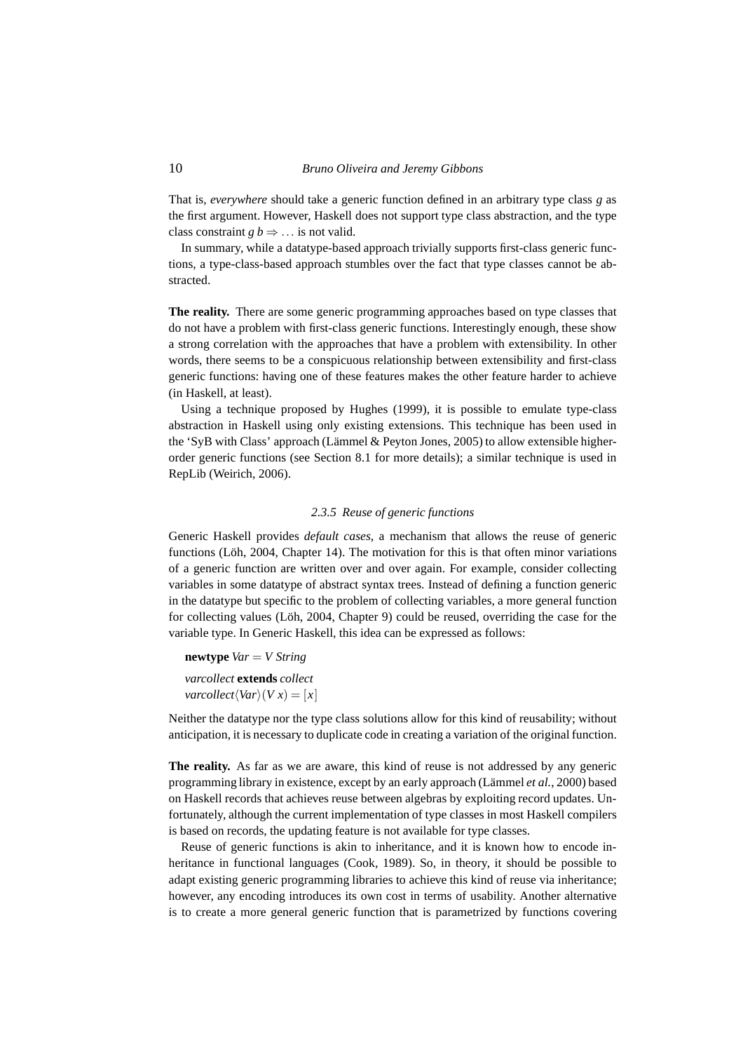That is, *everywhere* should take a generic function defined in an arbitrary type class $g$ as the first argument. However, Haskell does not support type class abstraction, and the type class constraint $g\ b \Rightarrow \ldots$ is not valid.

In summary, while a datatype-based approach trivially supports first-class generic functions, a type-class-based approach stumbles over the fact that type classes cannot be abstracted.

**The reality.** There are some generic programming approaches based on type classes that do not have a problem with first-class generic functions. Interestingly enough, these show a strong correlation with the approaches that have a problem with extensibility. In other words, there seems to be a conspicuous relationship between extensibility and first-class generic functions: having one of these features makes the other feature harder to achieve (in Haskell, at least).

Using a technique proposed by Hughes (1999), it is possible to emulate type-class abstraction in Haskell using only existing extensions. This technique has been used in the 'SyB with Class' approach (Lämmel & Peyton Jones, 2005) to allow extensible higher-order generic functions (see Section 8.1 for more details); a similar technique is used in RepLib (Weirich, 2006).

### 2.3.5 Reuse of generic functions

Generic Haskell provides *default cases*, a mechanism that allows the reuse of generic functions (Löh, 2004, Chapter 14). The motivation for this is that often minor variations of a generic function are written over and over again. For example, consider collecting variables in some datatype of abstract syntax trees. Instead of defining a function generic in the datatype but specific to the problem of collecting variables, a more general function for collecting values (Löh, 2004, Chapter 9) could be reused, overriding the case for the variable type. In Generic Haskell, this idea can be expressed as follows:

```
newtype Var = V String

varcollect extends collect
varcollect⟨Var⟩(V x) = [x]
```

Neither the datatype nor the type class solutions allow for this kind of reusability; without anticipation, it is necessary to duplicate code in creating a variation of the original function.

**The reality.** As far as we are aware, this kind of reuse is not addressed by any generic programming library in existence, except by an early approach (Lämmel *et al.*, 2000) based on Haskell records that achieves reuse between algebras by exploiting record updates. Unfortunately, although the current implementation of type classes in most Haskell compilers is based on records, the updating feature is not available for type classes.

Reuse of generic functions is akin to inheritance, and it is known how to encode inheritance in functional languages (Cook, 1989). So, in theory, it should be possible to adapt existing generic programming libraries to achieve this kind of reuse via inheritance; however, any encoding introduces its own cost in terms of usability. Another alternative is to create a more general generic function that is parametrized by functions covering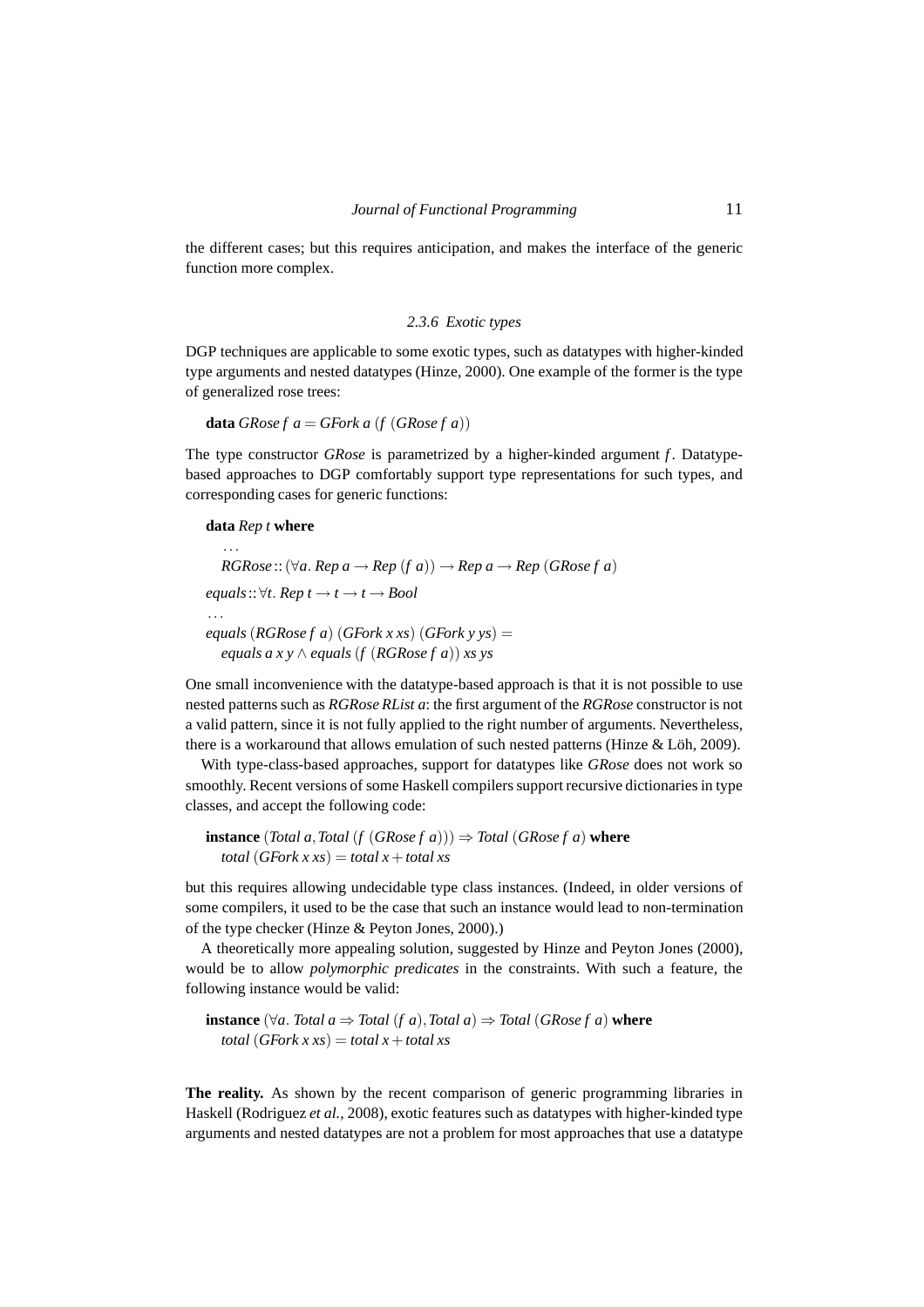the different cases; but this requires anticipation, and makes the interface of the generic function more complex.

#### 2.3.6 Exotic types

DGP techniques are applicable to some exotic types, such as datatypes with higher-kinded type arguments and nested datatypes (Hinze, 2000). One example of the former is the type of generalized rose trees:

```
data GRose f a = GFork a (f (GRose f a))
```

The type constructor *GRose* is parametrized by a higher-kinded argument $f$. Datatype-based approaches to DGP comfortably support type representations for such types, and corresponding cases for generic functions:

```
data Rep t where
  ...
  RGRose :: (∀a. Rep a → Rep (f a)) → Rep a → Rep (GRose f a)
equals :: ∀t. Rep t → t → t → Bool
...
equals (RGRose f a) (GFork x xs) (GFork y ys) =
  equals a x y ∧ equals (f (RGRose f a)) xs ys
```

One small inconvenience with the datatype-based approach is that it is not possible to use nested patterns such as *RGRose RList a*: the first argument of the *RGRose* constructor is not a valid pattern, since it is not fully applied to the right number of arguments. Nevertheless, there is a workaround that allows emulation of such nested patterns (Hinze & Löh, 2009).

With type-class-based approaches, support for datatypes like *GRose* does not work so smoothly. Recent versions of some Haskell compilers support recursive dictionaries in type classes, and accept the following code:

```
instance (Total a, Total (f (GRose f a))) ⇒ Total (GRose f a) where
  total (GFork x xs) = total x + total xs
```

but this requires allowing undecidable type class instances. (Indeed, in older versions of some compilers, it used to be the case that such an instance would lead to non-termination of the type checker (Hinze & Peyton Jones, 2000).)

A theoretically more appealing solution, suggested by Hinze and Peyton Jones (2000), would be to allow *polymorphic predicates* in the constraints. With such a feature, the following instance would be valid:

```
instance (∀a. Total a ⇒ Total (f a), Total a) ⇒ Total (GRose f a) where
  total (GFork x xs) = total x + total xs
```

**The reality.** As shown by the recent comparison of generic programming libraries in Haskell (Rodriguez *et al.*, 2008), exotic features such as datatypes with higher-kinded type arguments and nested datatypes are not a problem for most approaches that use a datatype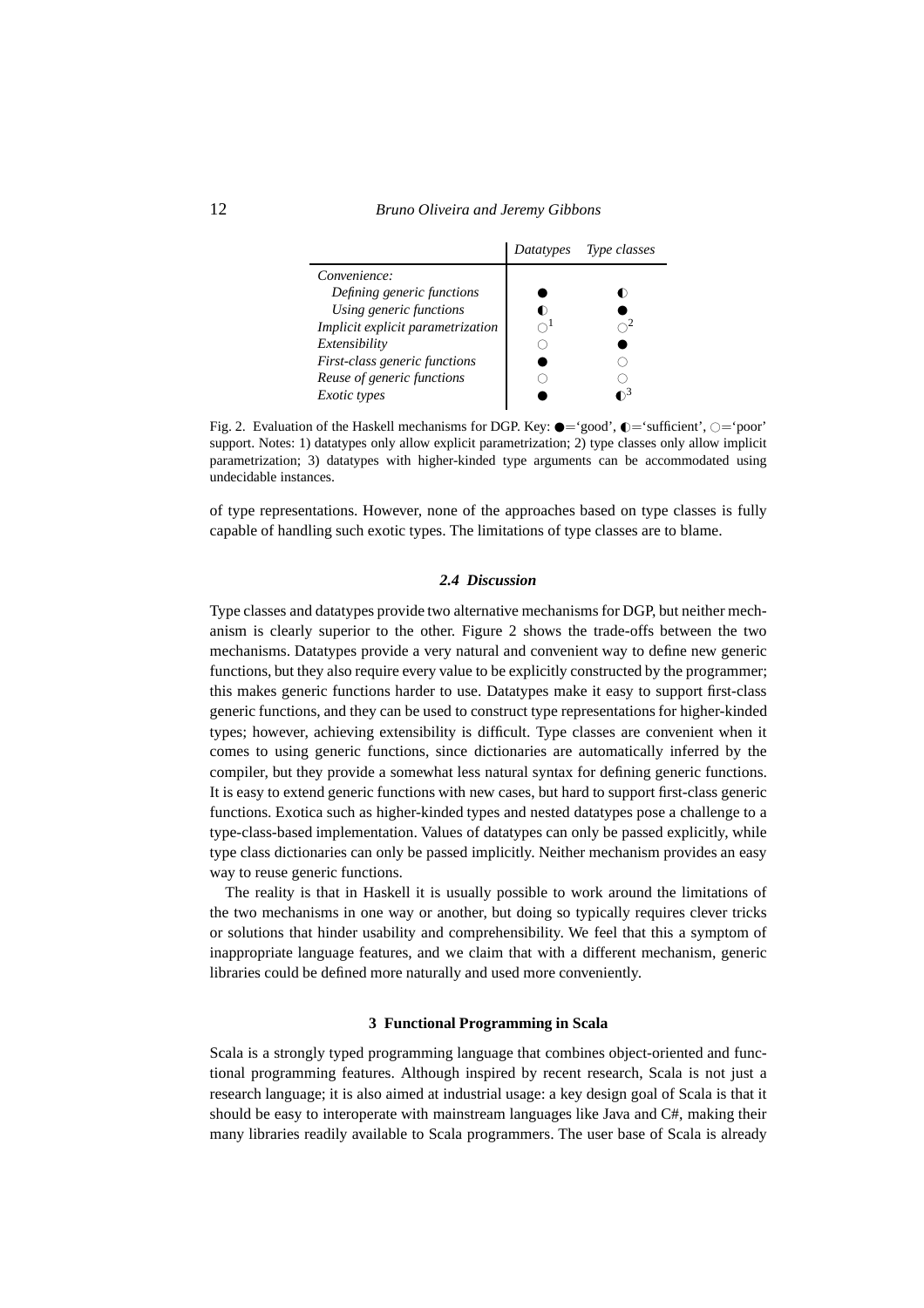| | *Datatypes* | *Type classes* |
|---|---|---|
| *Convenience:* | | |
| *Defining generic functions* | ● | ◐ |
| *Using generic functions* | ◐ | ● |
| *Implicit explicit parametrization* | ○[1] | ○[2] |
| *Extensibility* | ○ | ● |
| *First-class generic functions* | ● | ○ |
| *Reuse of generic functions* | ○ | ○ |
| *Exotic types* | ● | ◐[3] |

Fig. 2. Evaluation of the Haskell mechanisms for DGP. Key: ●='good', ◐='sufficient', ○='poor' support. Notes: 1) datatypes only allow explicit parametrization; 2) type classes only allow implicit parametrization; 3) datatypes with higher-kinded type arguments can be accommodated using undecidable instances.

of type representations. However, none of the approaches based on type classes is fully capable of handling such exotic types. The limitations of type classes are to blame.

### *2.4 Discussion*

Type classes and datatypes provide two alternative mechanisms for DGP, but neither mechanism is clearly superior to the other. Figure 2 shows the trade-offs between the two mechanisms. Datatypes provide a very natural and convenient way to define new generic functions, but they also require every value to be explicitly constructed by the programmer; this makes generic functions harder to use. Datatypes make it easy to support first-class generic functions, and they can be used to construct type representations for higher-kinded types; however, achieving extensibility is difficult. Type classes are convenient when it comes to using generic functions, since dictionaries are automatically inferred by the compiler, but they provide a somewhat less natural syntax for defining generic functions. It is easy to extend generic functions with new cases, but hard to support first-class generic functions. Exotica such as higher-kinded types and nested datatypes pose a challenge to a type-class-based implementation. Values of datatypes can only be passed explicitly, while type class dictionaries can only be passed implicitly. Neither mechanism provides an easy way to reuse generic functions.

The reality is that in Haskell it is usually possible to work around the limitations of the two mechanisms in one way or another, but doing so typically requires clever tricks or solutions that hinder usability and comprehensibility. We feel that this a symptom of inappropriate language features, and we claim that with a different mechanism, generic libraries could be defined more naturally and used more conveniently.

## 3 Functional Programming in Scala

Scala is a strongly typed programming language that combines object-oriented and functional programming features. Although inspired by recent research, Scala is not just a research language; it is also aimed at industrial usage: a key design goal of Scala is that it should be easy to interoperate with mainstream languages like Java and C#, making their many libraries readily available to Scala programmers. The user base of Scala is already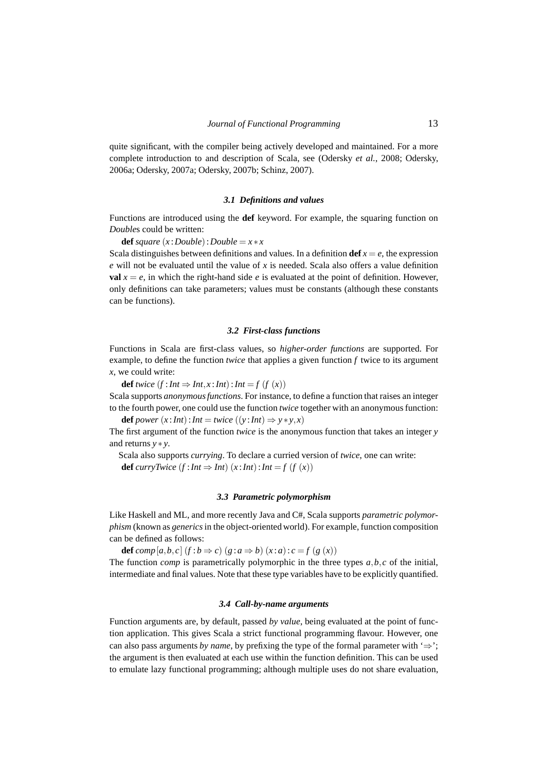quite significant, with the compiler being actively developed and maintained. For a more complete introduction to and description of Scala, see (Odersky *et al.*, 2008; Odersky, 2006a; Odersky, 2007a; Odersky, 2007b; Schinz, 2007).

### 3.1 Definitions and values

Functions are introduced using the **def** keyword. For example, the squaring function on *Double*s could be written:

$\textbf{def}\ \mathit{square}\ (x : \mathit{Double}) : \mathit{Double} = x * x$

Scala distinguishes between definitions and values. In a definition $\textbf{def}\ x = e$, the expression $e$ will not be evaluated until the value of $x$ is needed. Scala also offers a value definition $\textbf{val}\ x = e$, in which the right-hand side $e$ is evaluated at the point of definition. However, only definitions can take parameters; values must be constants (although these constants can be functions).

### 3.2 First-class functions

Functions in Scala are first-class values, so *higher-order functions* are supported. For example, to define the function *twice* that applies a given function $f$ twice to its argument $x$, we could write:

$\textbf{def}\ \mathit{twice}\ (f : \mathit{Int} \Rightarrow \mathit{Int}, x : \mathit{Int}) : \mathit{Int} = f\ (f\ (x))$

Scala supports *anonymous functions*. For instance, to define a function that raises an integer to the fourth power, one could use the function *twice* together with an anonymous function:

$\textbf{def}\ \mathit{power}\ (x : \mathit{Int}) : \mathit{Int} = \mathit{twice}\ ((y : \mathit{Int}) \Rightarrow y * y, x)$

The first argument of the function *twice* is the anonymous function that takes an integer $y$ and returns $y * y$.

Scala also supports *currying*. To declare a curried version of *twice*, one can write:

$\textbf{def}\ \mathit{curryTwice}\ (f : \mathit{Int} \Rightarrow \mathit{Int})\ (x : \mathit{Int}) : \mathit{Int} = f\ (f\ (x))$

### 3.3 Parametric polymorphism

Like Haskell and ML, and more recently Java and C#, Scala supports *parametric polymorphism* (known as *generics* in the object-oriented world). For example, function composition can be defined as follows:

$\textbf{def}\ \mathit{comp}\,[a, b, c]\ (f : b \Rightarrow c)\ (g : a \Rightarrow b)\ (x : a) : c = f\ (g\ (x))$

The function *comp* is parametrically polymorphic in the three types $a, b, c$ of the initial, intermediate and final values. Note that these type variables have to be explicitly quantified.

### 3.4 Call-by-name arguments

Function arguments are, by default, passed *by value*, being evaluated at the point of function application. This gives Scala a strict functional programming flavour. However, one can also pass arguments *by name*, by prefixing the type of the formal parameter with '$\Rightarrow$'; the argument is then evaluated at each use within the function definition. This can be used to emulate lazy functional programming; although multiple uses do not share evaluation,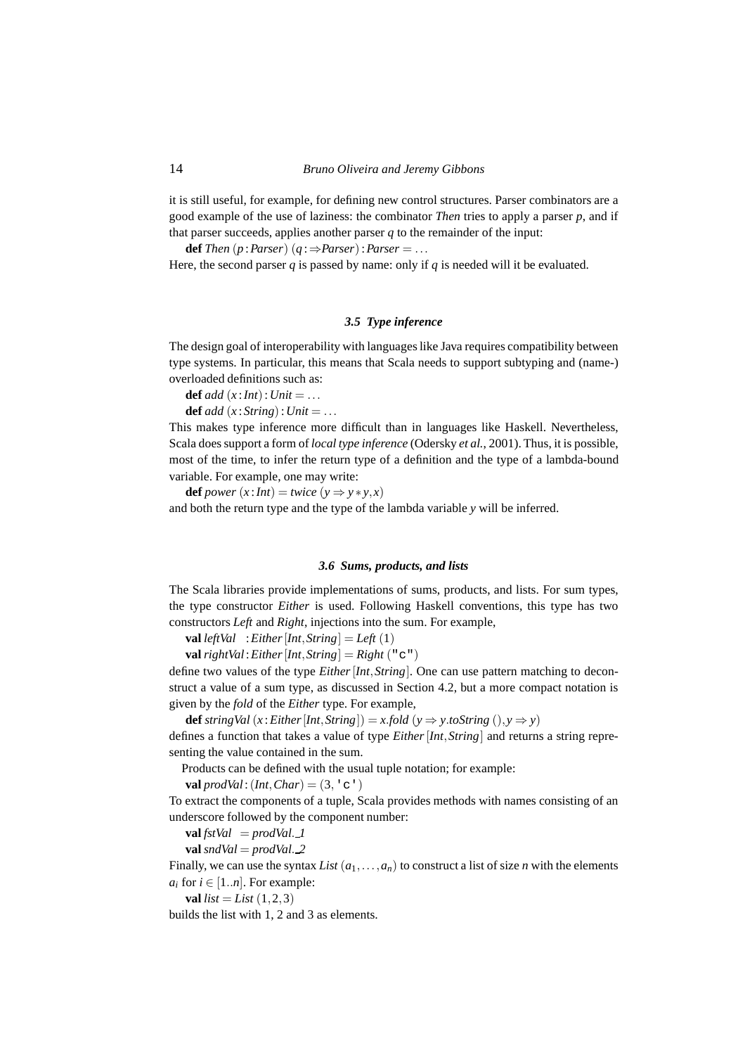it is still useful, for example, for defining new control structures. Parser combinators are a good example of the use of laziness: the combinator *Then* tries to apply a parser *p*, and if that parser succeeds, applies another parser *q* to the remainder of the input:

**def** *Then* (*p* : *Parser*) (*q* : ⇒*Parser*) : *Parser* = ...

Here, the second parser *q* is passed by name: only if *q* is needed will it be evaluated.

### *3.5 Type inference*

The design goal of interoperability with languages like Java requires compatibility between type systems. In particular, this means that Scala needs to support subtyping and (name-) overloaded definitions such as:

**def** *add* (*x* : *Int*) : *Unit* = ...
**def** *add* (*x* : *String*) : *Unit* = ...

This makes type inference more difficult than in languages like Haskell. Nevertheless, Scala does support a form of *local type inference* (Odersky *et al.*, 2001). Thus, it is possible, most of the time, to infer the return type of a definition and the type of a lambda-bound variable. For example, one may write:

**def** *power* (*x* : *Int*) = *twice* (*y* ⇒ *y* ∗ *y*, *x*)

and both the return type and the type of the lambda variable *y* will be inferred.

### *3.6 Sums, products, and lists*

The Scala libraries provide implementations of sums, products, and lists. For sum types, the type constructor *Either* is used. Following Haskell conventions, this type has two constructors *Left* and *Right*, injections into the sum. For example,

**val** *leftVal* : *Either* [*Int*, *String*] = *Left* (1)
**val** *rightVal* : *Either* [*Int*, *String*] = *Right* ("c")

define two values of the type *Either* [*Int*, *String*]. One can use pattern matching to deconstruct a value of a sum type, as discussed in Section 4.2, but a more compact notation is given by the *fold* of the *Either* type. For example,

**def** *stringVal* (*x* : *Either* [*Int*, *String*]) = *x*.*fold* (*y* ⇒ *y*.*toString* (), *y* ⇒ *y*)

defines a function that takes a value of type *Either* [*Int*, *String*] and returns a string representing the value contained in the sum.

Products can be defined with the usual tuple notation; for example:

**val** *prodVal* : (*Int*, *Char*) = (3, 'c')

To extract the components of a tuple, Scala provides methods with names consisting of an underscore followed by the component number:

**val** *fstVal* = *prodVal*._1
**val** *sndVal* = *prodVal*._2

Finally, we can use the syntax *List* $(a_1, \ldots, a_n)$ to construct a list of size $n$ with the elements $a_i$ for $i \in [1..n]$. For example:

**val** *list* = *List* (1, 2, 3)

builds the list with 1, 2 and 3 as elements.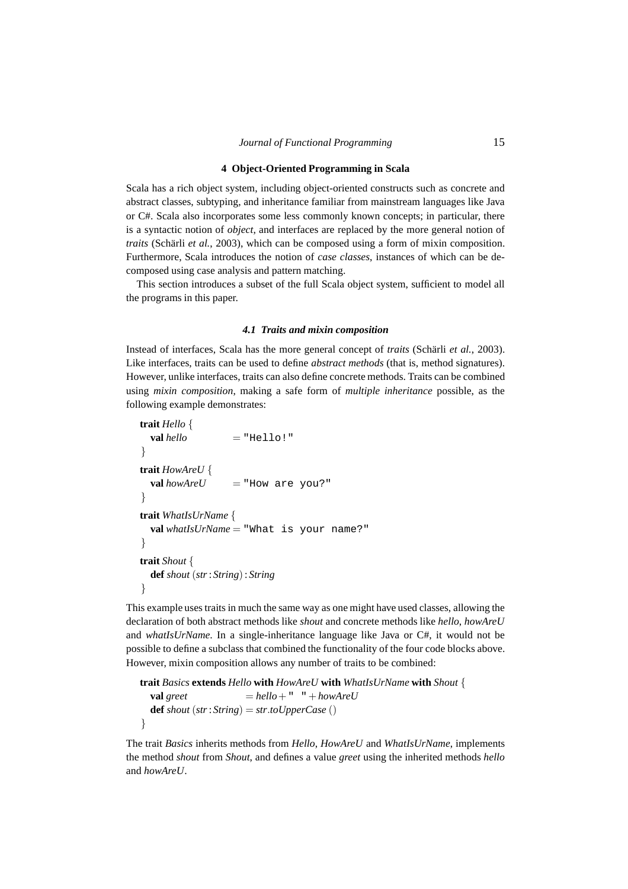## 4 Object-Oriented Programming in Scala

Scala has a rich object system, including object-oriented constructs such as concrete and abstract classes, subtyping, and inheritance familiar from mainstream languages like Java or C#. Scala also incorporates some less commonly known concepts; in particular, there is a syntactic notion of *object*, and interfaces are replaced by the more general notion of *traits* (Schärli *et al.*, 2003), which can be composed using a form of mixin composition. Furthermore, Scala introduces the notion of *case classes*, instances of which can be decomposed using case analysis and pattern matching.

This section introduces a subset of the full Scala object system, sufficient to model all the programs in this paper.

### 4.1 Traits and mixin composition

Instead of interfaces, Scala has the more general concept of *traits* (Schärli *et al.*, 2003). Like interfaces, traits can be used to define *abstract methods* (that is, method signatures). However, unlike interfaces, traits can also define concrete methods. Traits can be combined using *mixin composition*, making a safe form of *multiple inheritance* possible, as the following example demonstrates:

```
trait Hello {
  val hello         = "Hello!"
}
trait HowAreU {
  val howAreU       = "How are you?"
}
trait WhatIsUrName {
  val whatIsUrName = "What is your name?"
}
trait Shout {
  def shout (str : String) : String
}
```

This example uses traits in much the same way as one might have used classes, allowing the declaration of both abstract methods like *shout* and concrete methods like *hello*, *howAreU* and *whatIsUrName*. In a single-inheritance language like Java or C#, it would not be possible to define a subclass that combined the functionality of the four code blocks above. However, mixin composition allows any number of traits to be combined:

```
trait Basics extends Hello with HowAreU with WhatIsUrName with Shout {
  val greet                  = hello + " " + howAreU
  def shout (str : String) = str.toUpperCase ()
}
```

The trait *Basics* inherits methods from *Hello*, *HowAreU* and *WhatIsUrName*, implements the method *shout* from *Shout*, and defines a value *greet* using the inherited methods *hello* and *howAreU*.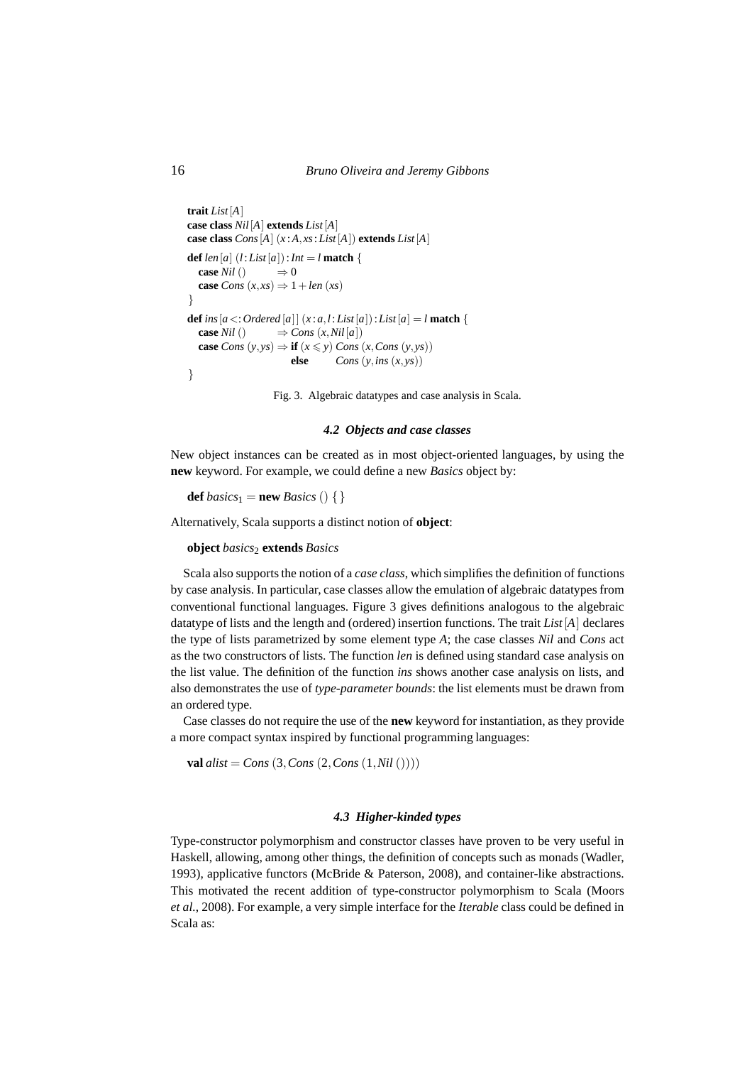```
trait List[A]
case class Nil[A] extends List[A]
case class Cons[A] (x: A, xs: List[A]) extends List[A]
def len[a] (l: List[a]): Int = l match {
  case Nil ()       ⇒ 0
  case Cons (x, xs) ⇒ 1 + len (xs)
}
def ins[a <: Ordered[a]] (x: a, l: List[a]): List[a] = l match {
  case Nil ()       ⇒ Cons (x, Nil[a])
  case Cons (y, ys) ⇒ if (x ⩽ y) Cons (x, Cons (y, ys))
                      else     Cons (y, ins (x, ys))
}
```

Fig. 3. Algebraic datatypes and case analysis in Scala.

### *4.2 Objects and case classes*

New object instances can be created as in most object-oriented languages, by using the **new** keyword. For example, we could define a new *Basics* object by:

**def** $basics_1$ = **new** *Basics* () { }

Alternatively, Scala supports a distinct notion of **object**:

**object** $basics_2$ **extends** *Basics*

Scala also supports the notion of a *case class*, which simplifies the definition of functions by case analysis. In particular, case classes allow the emulation of algebraic datatypes from conventional functional languages. Figure 3 gives definitions analogous to the algebraic datatype of lists and the length and (ordered) insertion functions. The trait *List* [*A*] declares the type of lists parametrized by some element type *A*; the case classes *Nil* and *Cons* act as the two constructors of lists. The function *len* is defined using standard case analysis on the list value. The definition of the function *ins* shows another case analysis on lists, and also demonstrates the use of *type-parameter bounds*: the list elements must be drawn from an ordered type.

Case classes do not require the use of the **new** keyword for instantiation, as they provide a more compact syntax inspired by functional programming languages:

**val** *alist* = *Cons* (3, *Cons* (2, *Cons* (1, *Nil* ())))

### *4.3 Higher-kinded types*

Type-constructor polymorphism and constructor classes have proven to be very useful in Haskell, allowing, among other things, the definition of concepts such as monads (Wadler, 1993), applicative functors (McBride & Paterson, 2008), and container-like abstractions. This motivated the recent addition of type-constructor polymorphism to Scala (Moors *et al.*, 2008). For example, a very simple interface for the *Iterable* class could be defined in Scala as: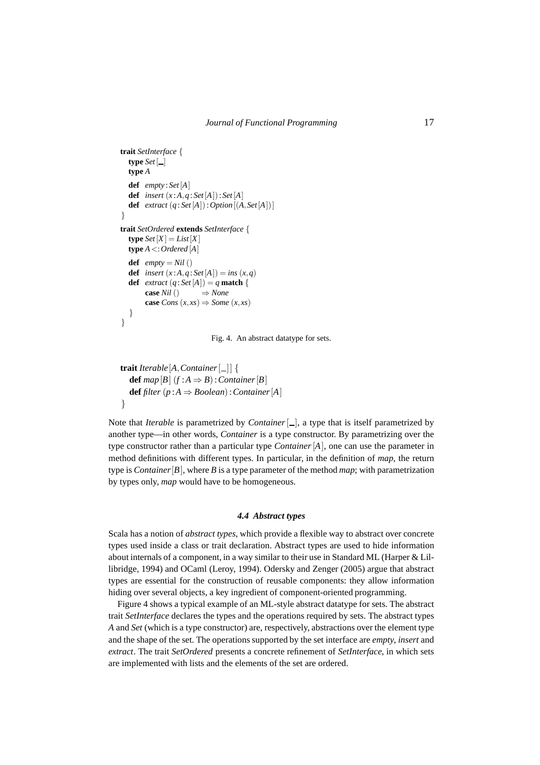```
trait SetInterface {
  type Set[_]
  type A
  def empty : Set[A]
  def insert (x: A, q: Set[A]) : Set[A]
  def extract (q: Set[A]) : Option[(A, Set[A])]
}
trait SetOrdered extends SetInterface {
  type Set[X] = List[X]
  type A <: Ordered[A]
  def empty = Nil ()
  def insert (x: A, q: Set[A]) = ins (x, q)
  def extract (q: Set[A]) = q match {
      case Nil ()       ⇒ None
      case Cons (x, xs) ⇒ Some (x, xs)
  }
}
```

Fig. 4. An abstract datatype for sets.

```
trait Iterable[A, Container[_]] {
  def map[B] (f : A ⇒ B) : Container[B]
  def filter (p : A ⇒ Boolean) : Container[A]
}
```

Note that *Iterable* is parametrized by *Container*[_], a type that is itself parametrized by another type—in other words, *Container* is a type constructor. By parametrizing over the type constructor rather than a particular type *Container*[*A*], one can use the parameter in method definitions with different types. In particular, in the definition of *map*, the return type is *Container*[*B*], where *B* is a type parameter of the method *map*; with parametrization by types only, *map* would have to be homogeneous.

### 4.4 Abstract types

Scala has a notion of *abstract types*, which provide a flexible way to abstract over concrete types used inside a class or trait declaration. Abstract types are used to hide information about internals of a component, in a way similar to their use in Standard ML (Harper & Lillibridge, 1994) and OCaml (Leroy, 1994). Odersky and Zenger (2005) argue that abstract types are essential for the construction of reusable components: they allow information hiding over several objects, a key ingredient of component-oriented programming.

Figure 4 shows a typical example of an ML-style abstract datatype for sets. The abstract trait *SetInterface* declares the types and the operations required by sets. The abstract types *A* and *Set* (which is a type constructor) are, respectively, abstractions over the element type and the shape of the set. The operations supported by the set interface are *empty*, *insert* and *extract*. The trait *SetOrdered* presents a concrete refinement of *SetInterface*, in which sets are implemented with lists and the elements of the set are ordered.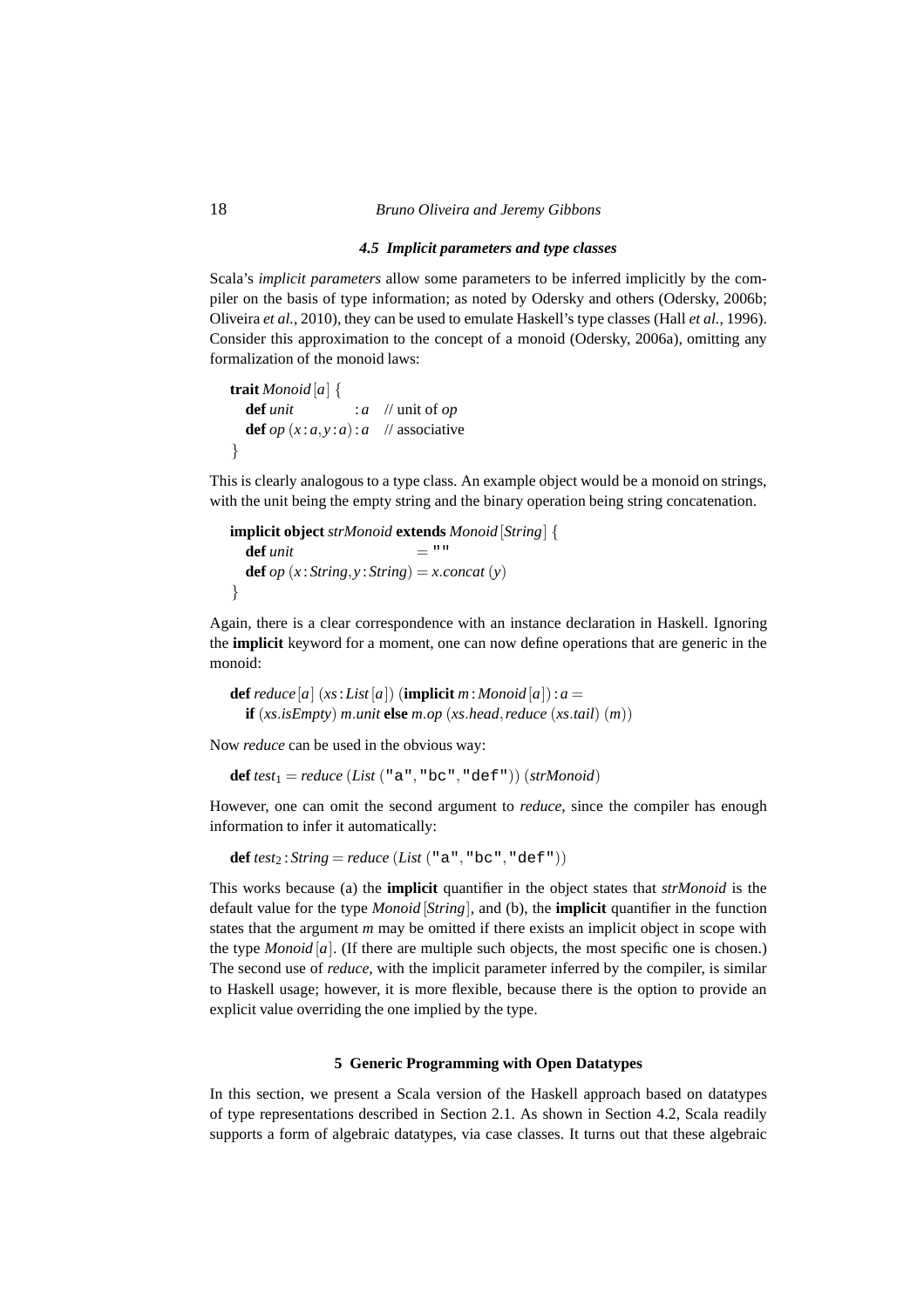### 4.5 Implicit parameters and type classes

Scala's *implicit parameters* allow some parameters to be inferred implicitly by the compiler on the basis of type information; as noted by Odersky and others (Odersky, 2006b; Oliveira *et al.*, 2010), they can be used to emulate Haskell's type classes (Hall *et al.*, 1996). Consider this approximation to the concept of a monoid (Odersky, 2006a), omitting any formalization of the monoid laws:

```
trait Monoid[a] {
  def unit          : a   // unit of op
  def op (x: a, y: a): a  // associative
}
```

This is clearly analogous to a type class. An example object would be a monoid on strings, with the unit being the empty string and the binary operation being string concatenation.

```
implicit object strMonoid extends Monoid[String] {
  def unit                        = ""
  def op (x: String, y: String) = x.concat (y)
}
```

Again, there is a clear correspondence with an instance declaration in Haskell. Ignoring the **implicit** keyword for a moment, one can now define operations that are generic in the monoid:

```
def reduce[a] (xs: List[a]) (implicit m: Monoid[a]): a =
  if (xs.isEmpty) m.unit else m.op (xs.head, reduce (xs.tail) (m))
```

Now *reduce* can be used in the obvious way:

```
def test1 = reduce (List ("a", "bc", "def")) (strMonoid)
```

However, one can omit the second argument to *reduce*, since the compiler has enough information to infer it automatically:

```
def test2: String = reduce (List ("a", "bc", "def"))
```

This works because (a) the **implicit** quantifier in the object states that *strMonoid* is the default value for the type *Monoid*[*String*], and (b), the **implicit** quantifier in the function states that the argument *m* may be omitted if there exists an implicit object in scope with the type *Monoid*[*a*]. (If there are multiple such objects, the most specific one is chosen.) The second use of *reduce*, with the implicit parameter inferred by the compiler, is similar to Haskell usage; however, it is more flexible, because there is the option to provide an explicit value overriding the one implied by the type.

## 5 Generic Programming with Open Datatypes

In this section, we present a Scala version of the Haskell approach based on datatypes of type representations described in Section 2.1. As shown in Section 4.2, Scala readily supports a form of algebraic datatypes, via case classes. It turns out that these algebraic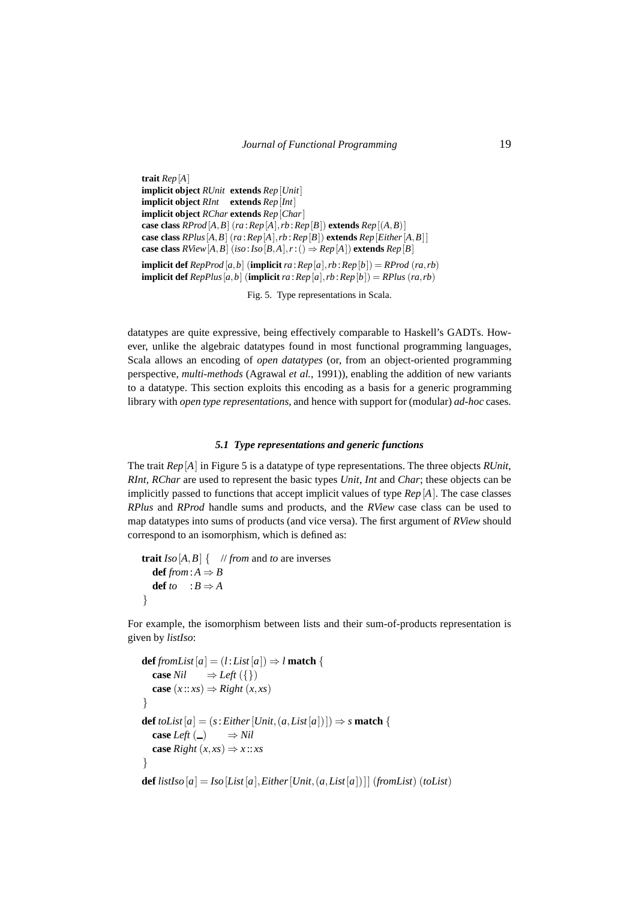```
trait Rep[A]
implicit object RUnit  extends Rep[Unit]
implicit object RInt   extends Rep[Int]
implicit object RChar extends Rep[Char]
case class RProd[A,B] (ra : Rep[A], rb : Rep[B]) extends Rep[(A,B)]
case class RPlus[A,B] (ra : Rep[A], rb : Rep[B]) extends Rep[Either[A,B]]
case class RView[A,B] (iso : Iso[B,A], r : () => Rep[A]) extends Rep[B]

implicit def RepProd[a,b] (implicit ra : Rep[a], rb : Rep[b]) = RProd (ra, rb)
implicit def RepPlus[a,b] (implicit ra : Rep[a], rb : Rep[b]) = RPlus (ra, rb)
```

Fig. 5. Type representations in Scala.

datatypes are quite expressive, being effectively comparable to Haskell's GADTs. However, unlike the algebraic datatypes found in most functional programming languages, Scala allows an encoding of *open datatypes* (or, from an object-oriented programming perspective, *multi-methods* (Agrawal *et al.*, 1991)), enabling the addition of new variants to a datatype. This section exploits this encoding as a basis for a generic programming library with *open type representations*, and hence with support for (modular) *ad-hoc* cases.

### *5.1 Type representations and generic functions*

The trait *Rep*[*A*] in Figure 5 is a datatype of type representations. The three objects *RUnit*, *RInt*, *RChar* are used to represent the basic types *Unit*, *Int* and *Char*; these objects can be implicitly passed to functions that accept implicit values of type *Rep*[*A*]. The case classes *RPlus* and *RProd* handle sums and products, and the *RView* case class can be used to map datatypes into sums of products (and vice versa). The first argument of *RView* should correspond to an isomorphism, which is defined as:

```
trait Iso[A,B] {   // from and to are inverses
  def from : A => B
  def to   : B => A
}
```

For example, the isomorphism between lists and their sum-of-products representation is given by *listIso*:

```
def fromList[a] = (l : List[a]) => l match {
  case Nil      => Left ({})
  case (x :: xs) => Right (x, xs)
}
def toList[a] = (s : Either[Unit, (a, List[a])]) => s match {
  case Left (_)      => Nil
  case Right (x, xs) => x :: xs
}
def listIso[a] = Iso[List[a], Either[Unit, (a, List[a])]] (fromList) (toList)
```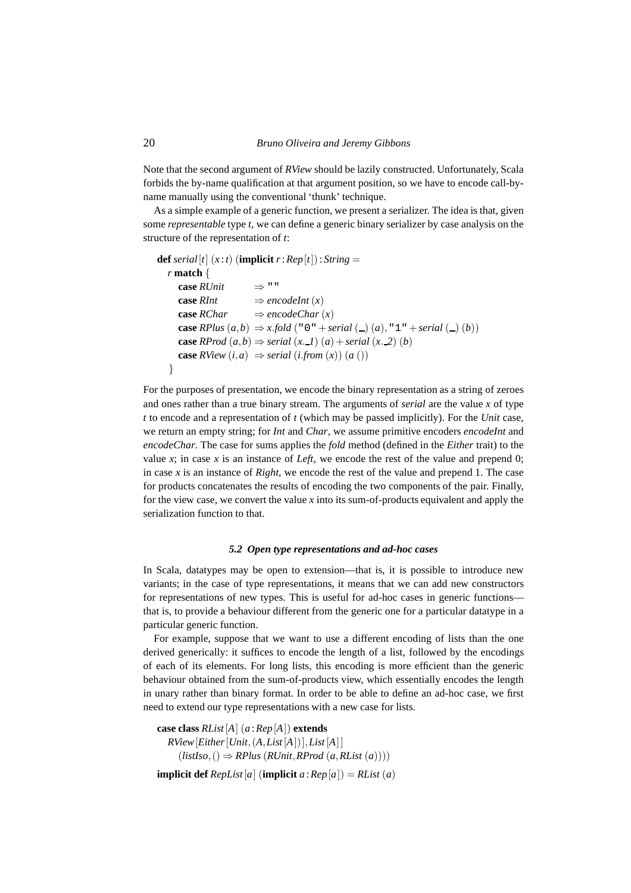Note that the second argument of *RView* should be lazily constructed. Unfortunately, Scala forbids the by-name qualification at that argument position, so we have to encode call-by-name manually using the conventional 'thunk' technique.

As a simple example of a generic function, we present a serializer. The idea is that, given some *representable* type *t*, we can define a generic binary serializer by case analysis on the structure of the representation of *t*:

```
def serial[t] (x : t) (implicit r : Rep[t]) : String =
  r match {
    case RUnit        ⇒ ""
    case RInt         ⇒ encodeInt (x)
    case RChar        ⇒ encodeChar (x)
    case RPlus (a, b) ⇒ x.fold ("0" + serial (_) (a), "1" + serial (_) (b))
    case RProd (a, b) ⇒ serial (x._1) (a) + serial (x._2) (b)
    case RView (i, a) ⇒ serial (i.from (x)) (a ())
  }
```

For the purposes of presentation, we encode the binary representation as a string of zeroes and ones rather than a true binary stream. The arguments of *serial* are the value *x* of type *t* to encode and a representation of *t* (which may be passed implicitly). For the *Unit* case, we return an empty string; for *Int* and *Char*, we assume primitive encoders *encodeInt* and *encodeChar*. The case for sums applies the *fold* method (defined in the *Either* trait) to the value *x*; in case *x* is an instance of *Left*, we encode the rest of the value and prepend 0; in case *x* is an instance of *Right*, we encode the rest of the value and prepend 1. The case for products concatenates the results of encoding the two components of the pair. Finally, for the view case, we convert the value *x* into its sum-of-products equivalent and apply the serialization function to that.

### 5.2 Open type representations and ad-hoc cases

In Scala, datatypes may be open to extension—that is, it is possible to introduce new variants; in the case of type representations, it means that we can add new constructors for representations of new types. This is useful for ad-hoc cases in generic functions—that is, to provide a behaviour different from the generic one for a particular datatype in a particular generic function.

For example, suppose that we want to use a different encoding of lists than the one derived generically: it suffices to encode the length of a list, followed by the encodings of each of its elements. For long lists, this encoding is more efficient than the generic behaviour obtained from the sum-of-products view, which essentially encodes the length in unary rather than binary format. In order to be able to define an ad-hoc case, we first need to extend our type representations with a new case for lists.

```
case class RList[A] (a : Rep[A]) extends
  RView[Either[Unit, (A, List[A])], List[A]]
    (listIso, () ⇒ RPlus (RUnit, RProd (a, RList (a))))
implicit def RepList[a] (implicit a : Rep[a]) = RList (a)
```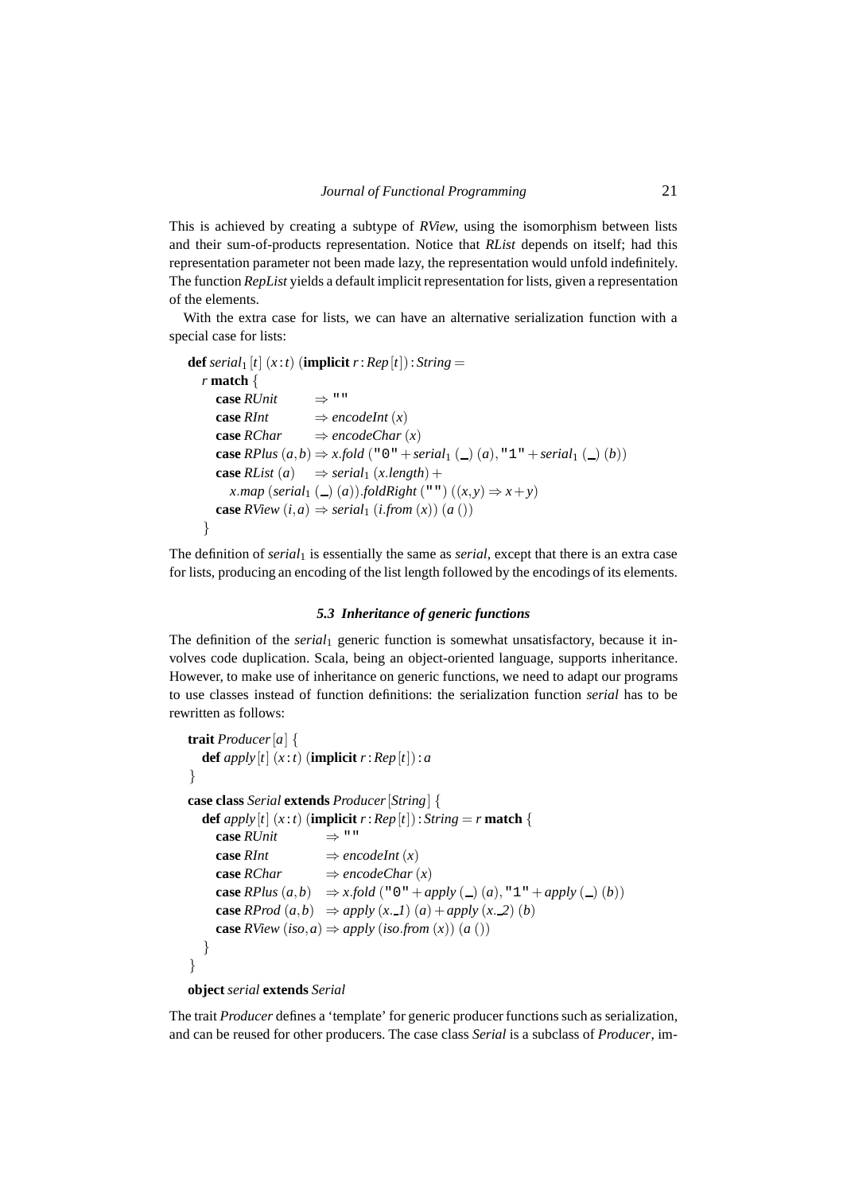This is achieved by creating a subtype of *RView*, using the isomorphism between lists and their sum-of-products representation. Notice that *RList* depends on itself; had this representation parameter not been made lazy, the representation would unfold indefinitely. The function *RepList* yields a default implicit representation for lists, given a representation of the elements.

With the extra case for lists, we can have an alternative serialization function with a special case for lists:

```
def serial1 [t] (x : t) (implicit r : Rep [t]) : String =
  r match {
    case RUnit       ⇒ ""
    case RInt        ⇒ encodeInt (x)
    case RChar       ⇒ encodeChar (x)
    case RPlus (a, b) ⇒ x.fold ("0" + serial1 (_) (a), "1" + serial1 (_) (b))
    case RList (a)   ⇒ serial1 (x.length) +
      x.map (serial1 (_) (a)).foldRight ("") ((x, y) ⇒ x + y)
    case RView (i, a) ⇒ serial1 (i.from (x)) (a ())
  }
```

The definition of $serial_1$ is essentially the same as *serial*, except that there is an extra case for lists, producing an encoding of the list length followed by the encodings of its elements.

### *5.3 Inheritance of generic functions*

The definition of the $serial_1$ generic function is somewhat unsatisfactory, because it involves code duplication. Scala, being an object-oriented language, supports inheritance. However, to make use of inheritance on generic functions, we need to adapt our programs to use classes instead of function definitions: the serialization function *serial* has to be rewritten as follows:

```
trait Producer [a] {
  def apply [t] (x : t) (implicit r : Rep [t]) : a
}
case class Serial extends Producer [String] {
  def apply [t] (x : t) (implicit r : Rep [t]) : String = r match {
    case RUnit         ⇒ ""
    case RInt          ⇒ encodeInt (x)
    case RChar         ⇒ encodeChar (x)
    case RPlus (a, b)  ⇒ x.fold ("0" + apply (_) (a), "1" + apply (_) (b))
    case RProd (a, b)  ⇒ apply (x._1) (a) + apply (x._2) (b)
    case RView (iso, a) ⇒ apply (iso.from (x)) (a ())
  }
}
object serial extends Serial
```

The trait *Producer* defines a 'template' for generic producer functions such as serialization, and can be reused for other producers. The case class *Serial* is a subclass of *Producer*, im-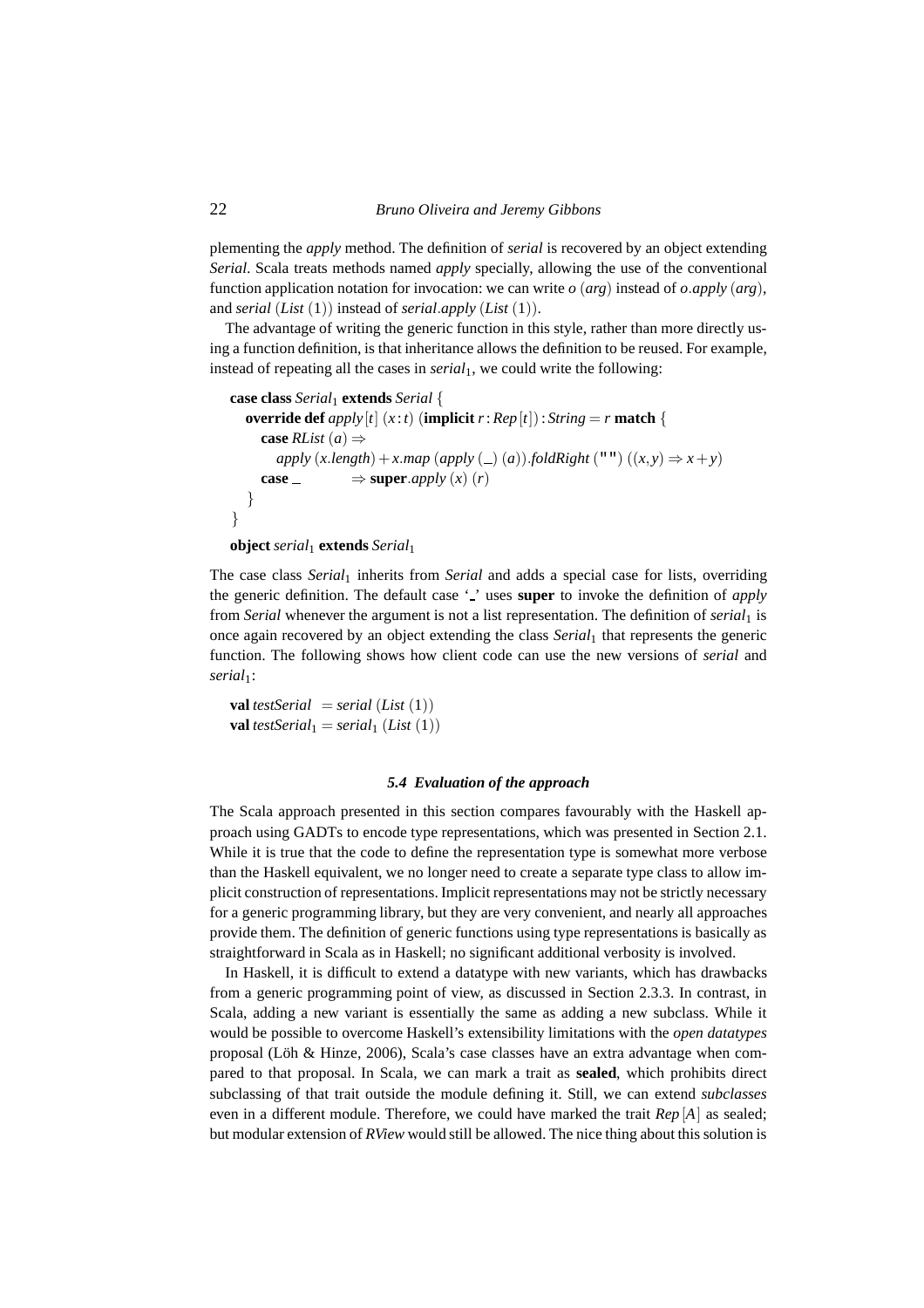plementing the *apply* method. The definition of *serial* is recovered by an object extending *Serial*. Scala treats methods named *apply* specially, allowing the use of the conventional function application notation for invocation: we can write *o* (*arg*) instead of *o*.*apply* (*arg*), and *serial* (*List* (1)) instead of *serial*.*apply* (*List* (1)).

The advantage of writing the generic function in this style, rather than more directly using a function definition, is that inheritance allows the definition to be reused. For example, instead of repeating all the cases in $serial_1$, we could write the following:

```
case class Serial1 extends Serial {
  override def apply[t] (x : t) (implicit r : Rep[t]) : String = r match {
    case RList (a) ⇒
      apply (x.length) + x.map (apply (_) (a)).foldRight ("") ((x, y) ⇒ x + y)
    case _          ⇒ super.apply (x) (r)
  }
}

object serial1 extends Serial1
```

The case class $Serial_1$ inherits from *Serial* and adds a special case for lists, overriding the generic definition. The default case '_' uses **super** to invoke the definition of *apply* from *Serial* whenever the argument is not a list representation. The definition of $serial_1$ is once again recovered by an object extending the class $Serial_1$ that represents the generic function. The following shows how client code can use the new versions of *serial* and $serial_1$:

```
val testSerial  = serial (List (1))
val testSerial1 = serial1 (List (1))
```

### 5.4 Evaluation of the approach

The Scala approach presented in this section compares favourably with the Haskell approach using GADTs to encode type representations, which was presented in Section 2.1. While it is true that the code to define the representation type is somewhat more verbose than the Haskell equivalent, we no longer need to create a separate type class to allow implicit construction of representations. Implicit representations may not be strictly necessary for a generic programming library, but they are very convenient, and nearly all approaches provide them. The definition of generic functions using type representations is basically as straightforward in Scala as in Haskell; no significant additional verbosity is involved.

In Haskell, it is difficult to extend a datatype with new variants, which has drawbacks from a generic programming point of view, as discussed in Section 2.3.3. In contrast, in Scala, adding a new variant is essentially the same as adding a new subclass. While it would be possible to overcome Haskell's extensibility limitations with the *open datatypes* proposal (Löh & Hinze, 2006), Scala's case classes have an extra advantage when compared to that proposal. In Scala, we can mark a trait as **sealed**, which prohibits direct subclassing of that trait outside the module defining it. Still, we can extend *subclasses* even in a different module. Therefore, we could have marked the trait *Rep* [*A*] as sealed; but modular extension of *RView* would still be allowed. The nice thing about this solution is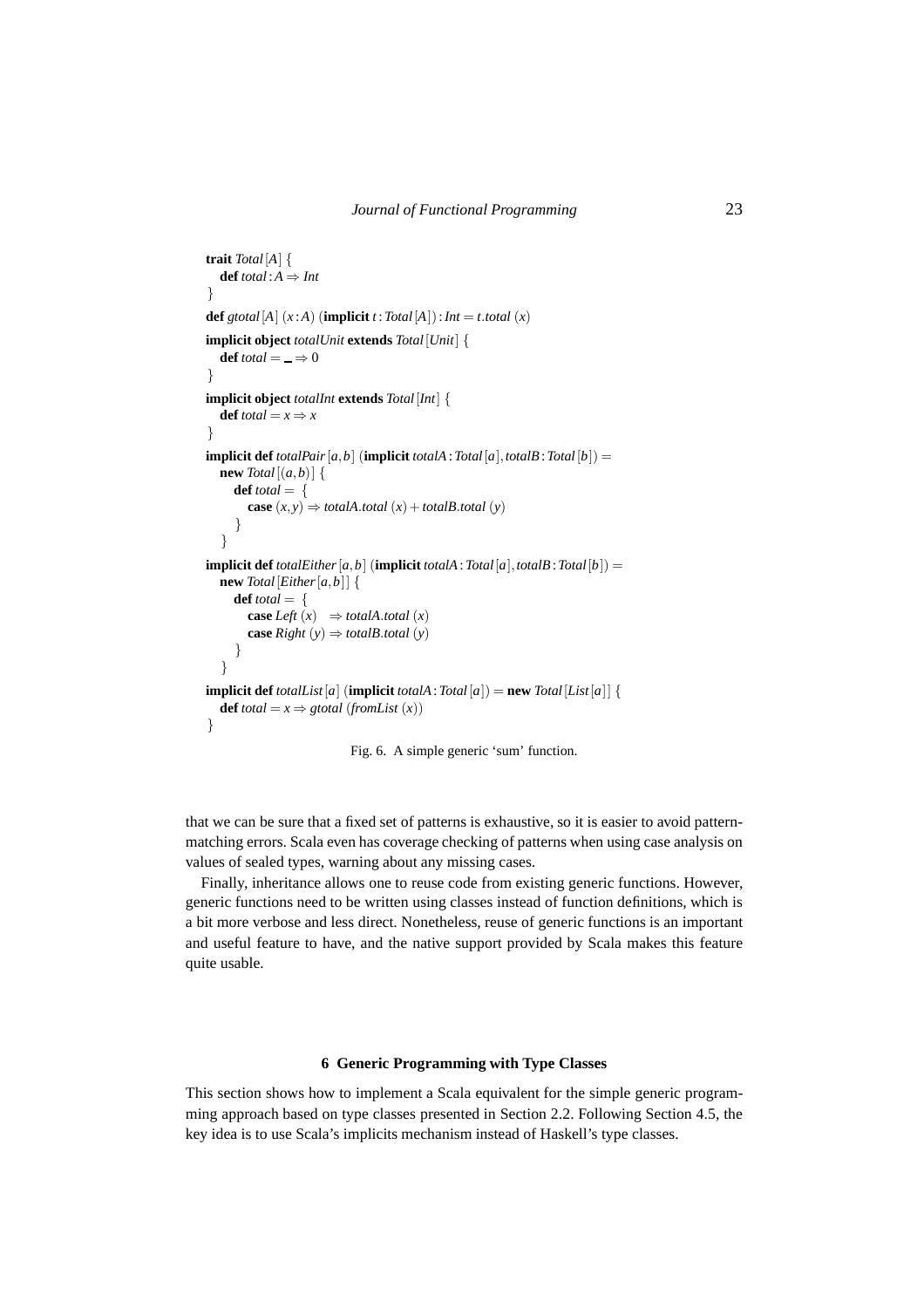```scala
trait Total[A] {
  def total : A => Int
}

def gtotal[A] (x : A) (implicit t : Total[A]) : Int = t.total (x)

implicit object totalUnit extends Total[Unit] {
  def total = _ => 0
}

implicit object totalInt extends Total[Int] {
  def total = x => x
}

implicit def totalPair[a, b] (implicit totalA : Total[a], totalB : Total[b]) =
  new Total[(a, b)] {
    def total = {
      case (x, y) => totalA.total (x) + totalB.total (y)
    }
  }

implicit def totalEither[a, b] (implicit totalA : Total[a], totalB : Total[b]) =
  new Total[Either[a, b]] {
    def total = {
      case Left (x)  => totalA.total (x)
      case Right (y) => totalB.total (y)
    }
  }

implicit def totalList[a] (implicit totalA : Total[a]) = new Total[List[a]] {
  def total = x => gtotal (fromList (x))
}
```

Fig. 6. A simple generic 'sum' function.

that we can be sure that a fixed set of patterns is exhaustive, so it is easier to avoid pattern-matching errors. Scala even has coverage checking of patterns when using case analysis on values of sealed types, warning about any missing cases.

Finally, inheritance allows one to reuse code from existing generic functions. However, generic functions need to be written using classes instead of function definitions, which is a bit more verbose and less direct. Nonetheless, reuse of generic functions is an important and useful feature to have, and the native support provided by Scala makes this feature quite usable.

## 6 Generic Programming with Type Classes

This section shows how to implement a Scala equivalent for the simple generic programming approach based on type classes presented in Section 2.2. Following Section 4.5, the key idea is to use Scala's implicits mechanism instead of Haskell's type classes.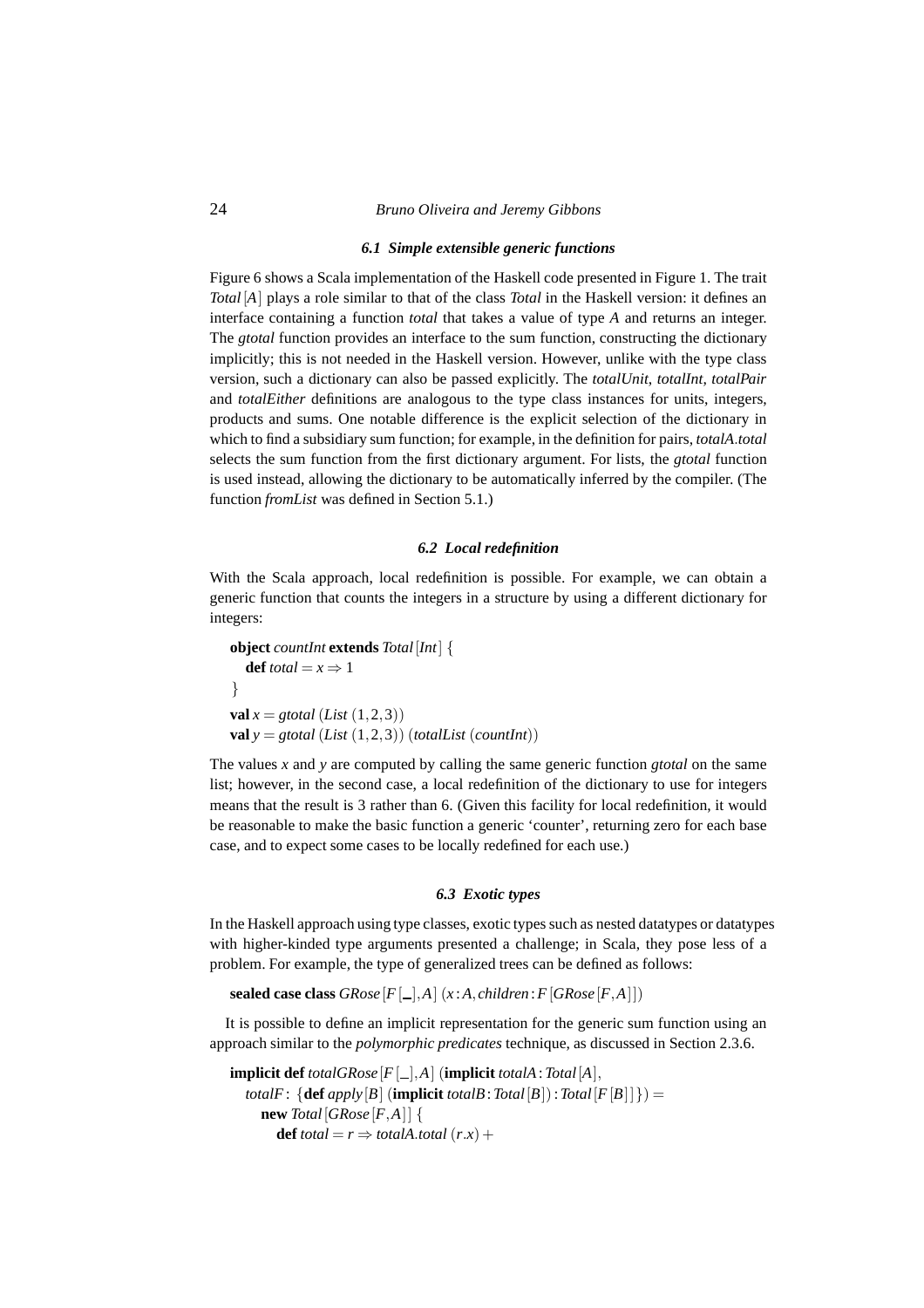### 6.1 Simple extensible generic functions

Figure 6 shows a Scala implementation of the Haskell code presented in Figure 1. The trait *Total*[*A*] plays a role similar to that of the class *Total* in the Haskell version: it defines an interface containing a function *total* that takes a value of type *A* and returns an integer. The *gtotal* function provides an interface to the sum function, constructing the dictionary implicitly; this is not needed in the Haskell version. However, unlike with the type class version, such a dictionary can also be passed explicitly. The *totalUnit*, *totalInt*, *totalPair* and *totalEither* definitions are analogous to the type class instances for units, integers, products and sums. One notable difference is the explicit selection of the dictionary in which to find a subsidiary sum function; for example, in the definition for pairs, *totalA*.*total* selects the sum function from the first dictionary argument. For lists, the *gtotal* function is used instead, allowing the dictionary to be automatically inferred by the compiler. (The function *fromList* was defined in Section 5.1.)

### 6.2 Local redefinition

With the Scala approach, local redefinition is possible. For example, we can obtain a generic function that counts the integers in a structure by using a different dictionary for integers:

```
object countInt extends Total[Int] {
  def total = x => 1
}
val x = gtotal (List (1,2,3))
val y = gtotal (List (1,2,3)) (totalList (countInt))
```

The values *x* and *y* are computed by calling the same generic function *gtotal* on the same list; however, in the second case, a local redefinition of the dictionary to use for integers means that the result is 3 rather than 6. (Given this facility for local redefinition, it would be reasonable to make the basic function a generic 'counter', returning zero for each base case, and to expect some cases to be locally redefined for each use.)

### 6.3 Exotic types

In the Haskell approach using type classes, exotic types such as nested datatypes or datatypes with higher-kinded type arguments presented a challenge; in Scala, they pose less of a problem. For example, the type of generalized trees can be defined as follows:

```
sealed case class GRose[F[_],A] (x:A, children:F[GRose[F,A]])
```

It is possible to define an implicit representation for the generic sum function using an approach similar to the *polymorphic predicates* technique, as discussed in Section 2.3.6.

```
implicit def totalGRose[F[_],A] (implicit totalA:Total[A],
  totalF: {def apply[B] (implicit totalB:Total[B]):Total[F[B]]}) =
    new Total[GRose[F,A]] {
      def total = r => totalA.total (r.x) +
```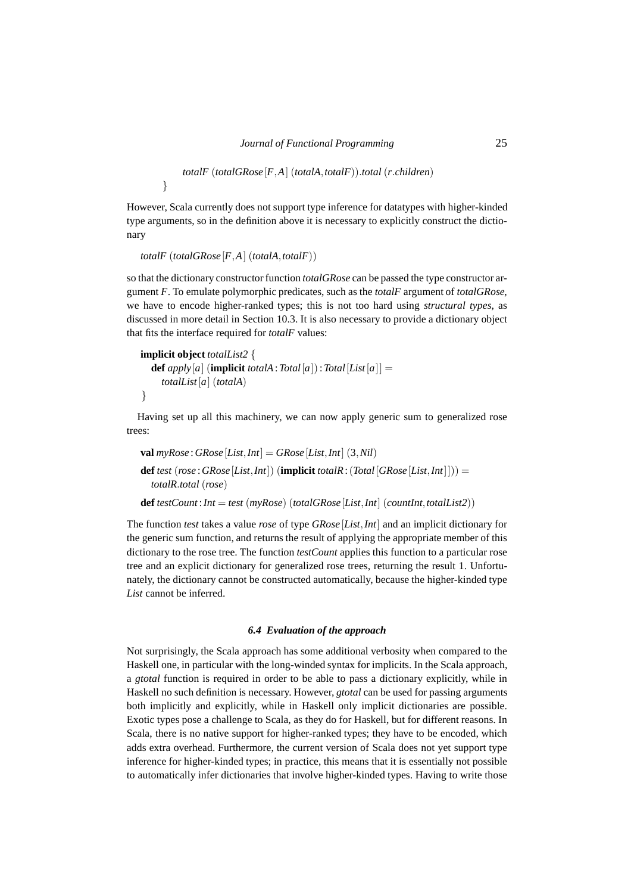```
      totalF (totalGRose[F,A] (totalA,totalF)).total (r.children)
  }
```

However, Scala currently does not support type inference for datatypes with higher-kinded type arguments, so in the definition above it is necessary to explicitly construct the dictionary

```
totalF (totalGRose[F,A] (totalA,totalF))
```

so that the dictionary constructor function *totalGRose* can be passed the type constructor argument *F*. To emulate polymorphic predicates, such as the *totalF* argument of *totalGRose*, we have to encode higher-ranked types; this is not too hard using *structural types*, as discussed in more detail in Section 10.3. It is also necessary to provide a dictionary object that fits the interface required for *totalF* values:

```
implicit object totalList2 {
  def apply[a] (implicit totalA : Total[a]) : Total[List[a]] =
    totalList[a] (totalA)
}
```

Having set up all this machinery, we can now apply generic sum to generalized rose trees:

```
val myRose : GRose[List,Int] = GRose[List,Int] (3,Nil)
def test (rose : GRose[List,Int]) (implicit totalR : (Total[GRose[List,Int]])) =
  totalR.total (rose)
def testCount : Int = test (myRose) (totalGRose[List,Int] (countInt,totalList2))
```

The function *test* takes a value *rose* of type *GRose*[*List*,*Int*] and an implicit dictionary for the generic sum function, and returns the result of applying the appropriate member of this dictionary to the rose tree. The function *testCount* applies this function to a particular rose tree and an explicit dictionary for generalized rose trees, returning the result 1. Unfortunately, the dictionary cannot be constructed automatically, because the higher-kinded type *List* cannot be inferred.

### *6.4 Evaluation of the approach*

Not surprisingly, the Scala approach has some additional verbosity when compared to the Haskell one, in particular with the long-winded syntax for implicits. In the Scala approach, a *gtotal* function is required in order to be able to pass a dictionary explicitly, while in Haskell no such definition is necessary. However, *gtotal* can be used for passing arguments both implicitly and explicitly, while in Haskell only implicit dictionaries are possible. Exotic types pose a challenge to Scala, as they do for Haskell, but for different reasons. In Scala, there is no native support for higher-ranked types; they have to be encoded, which adds extra overhead. Furthermore, the current version of Scala does not yet support type inference for higher-kinded types; in practice, this means that it is essentially not possible to automatically infer dictionaries that involve higher-kinded types. Having to write those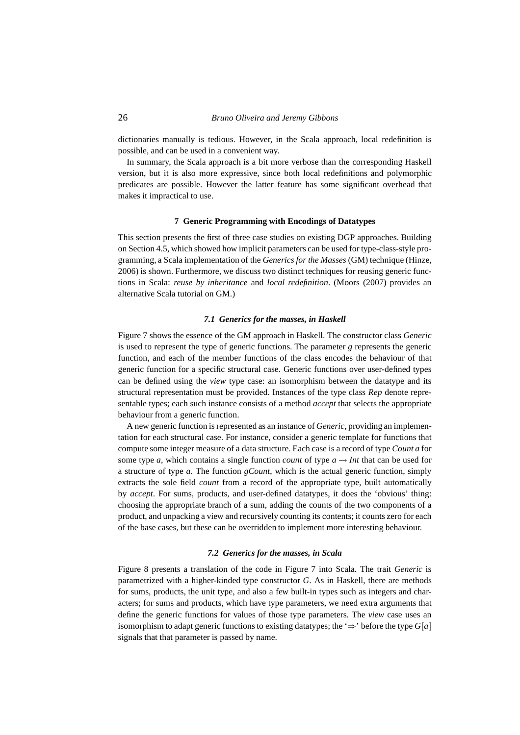dictionaries manually is tedious. However, in the Scala approach, local redefinition is possible, and can be used in a convenient way.

In summary, the Scala approach is a bit more verbose than the corresponding Haskell version, but it is also more expressive, since both local redefinitions and polymorphic predicates are possible. However the latter feature has some significant overhead that makes it impractical to use.

## 7 Generic Programming with Encodings of Datatypes

This section presents the first of three case studies on existing DGP approaches. Building on Section 4.5, which showed how implicit parameters can be used for type-class-style programming, a Scala implementation of the *Generics for the Masses* (GM) technique (Hinze, 2006) is shown. Furthermore, we discuss two distinct techniques for reusing generic functions in Scala: *reuse by inheritance* and *local redefinition*. (Moors (2007) provides an alternative Scala tutorial on GM.)

### 7.1 Generics for the masses, in Haskell

Figure 7 shows the essence of the GM approach in Haskell. The constructor class *Generic* is used to represent the type of generic functions. The parameter $g$ represents the generic function, and each of the member functions of the class encodes the behaviour of that generic function for a specific structural case. Generic functions over user-defined types can be defined using the *view* type case: an isomorphism between the datatype and its structural representation must be provided. Instances of the type class *Rep* denote representable types; each such instance consists of a method *accept* that selects the appropriate behaviour from a generic function.

A new generic function is represented as an instance of *Generic*, providing an implementation for each structural case. For instance, consider a generic template for functions that compute some integer measure of a data structure. Each case is a record of type *Count a* for some type $a$, which contains a single function *count* of type $a \rightarrow Int$ that can be used for a structure of type $a$. The function *gCount*, which is the actual generic function, simply extracts the sole field *count* from a record of the appropriate type, built automatically by *accept*. For sums, products, and user-defined datatypes, it does the 'obvious' thing: choosing the appropriate branch of a sum, adding the counts of the two components of a product, and unpacking a view and recursively counting its contents; it counts zero for each of the base cases, but these can be overridden to implement more interesting behaviour.

### 7.2 Generics for the masses, in Scala

Figure 8 presents a translation of the code in Figure 7 into Scala. The trait *Generic* is parametrized with a higher-kinded type constructor $G$. As in Haskell, there are methods for sums, products, the unit type, and also a few built-in types such as integers and characters; for sums and products, which have type parameters, we need extra arguments that define the generic functions for values of those type parameters. The *view* case uses an isomorphism to adapt generic functions to existing datatypes; the '$\Rightarrow$' before the type $G[a]$ signals that that parameter is passed by name.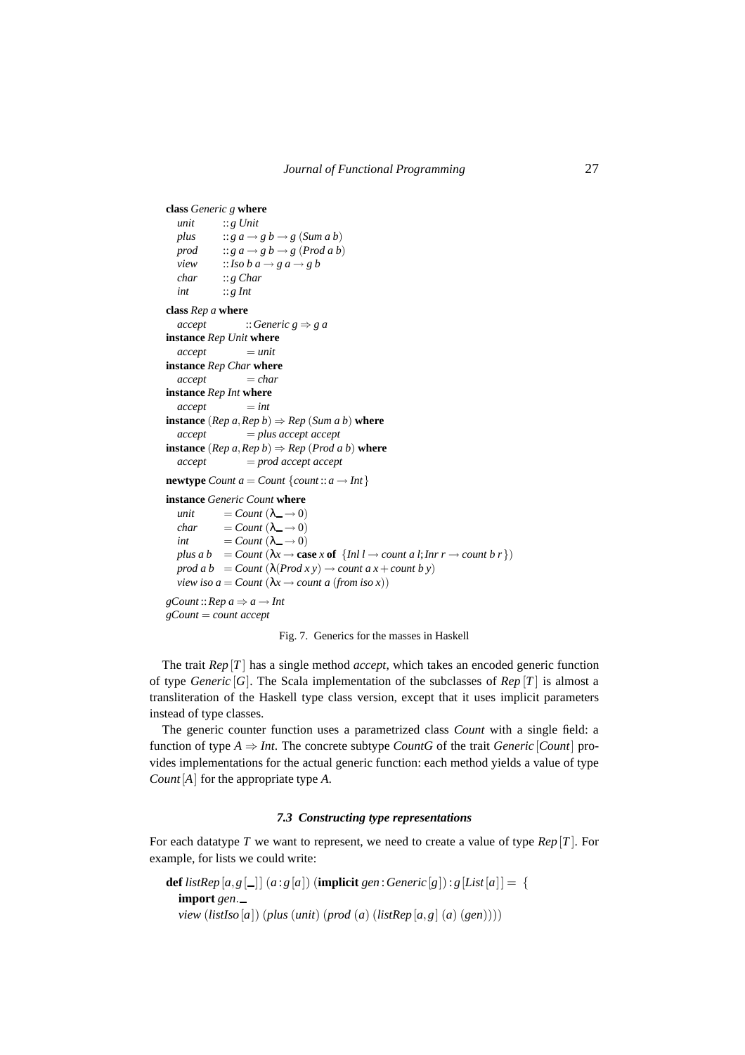```
class Generic g where
  unit  :: g Unit
  plus  :: g a → g b → g (Sum a b)
  prod  :: g a → g b → g (Prod a b)
  view  :: Iso b a → g a → g b
  char  :: g Char
  int   :: g Int

class Rep a where
  accept      :: Generic g ⇒ g a
instance Rep Unit where
  accept      = unit
instance Rep Char where
  accept      = char
instance Rep Int where
  accept      = int
instance (Rep a, Rep b) ⇒ Rep (Sum a b) where
  accept      = plus accept accept
instance (Rep a, Rep b) ⇒ Rep (Prod a b) where
  accept      = prod accept accept

newtype Count a = Count {count :: a → Int}

instance Generic Count where
  unit        = Count (λ_ → 0)
  char        = Count (λ_ → 0)
  int         = Count (λ_ → 0)
  plus a b    = Count (λx → case x of {Inl l → count a l; Inr r → count b r})
  prod a b    = Count (λ(Prod x y) → count a x + count b y)
  view iso a  = Count (λx → count a (from iso x))

gCount :: Rep a ⇒ a → Int
gCount = count accept
```

Fig. 7. Generics for the masses in Haskell

The trait $Rep[T]$ has a single method *accept*, which takes an encoded generic function of type $Generic[G]$. The Scala implementation of the subclasses of $Rep[T]$ is almost a transliteration of the Haskell type class version, except that it uses implicit parameters instead of type classes.

The generic counter function uses a parametrized class *Count* with a single field: a function of type $A \Rightarrow Int$. The concrete subtype *CountG* of the trait $Generic[Count]$ provides implementations for the actual generic function: each method yields a value of type $Count[A]$ for the appropriate type $A$.

### 7.3 Constructing type representations

For each datatype $T$ we want to represent, we need to create a value of type $Rep[T]$. For example, for lists we could write:

```
def listRep[a, g[_]] (a : g[a]) (implicit gen : Generic[g]) : g[List[a]] = {
  import gen._
  view (listIso[a]) (plus (unit) (prod (a) (listRep[a, g] (a) (gen))))
```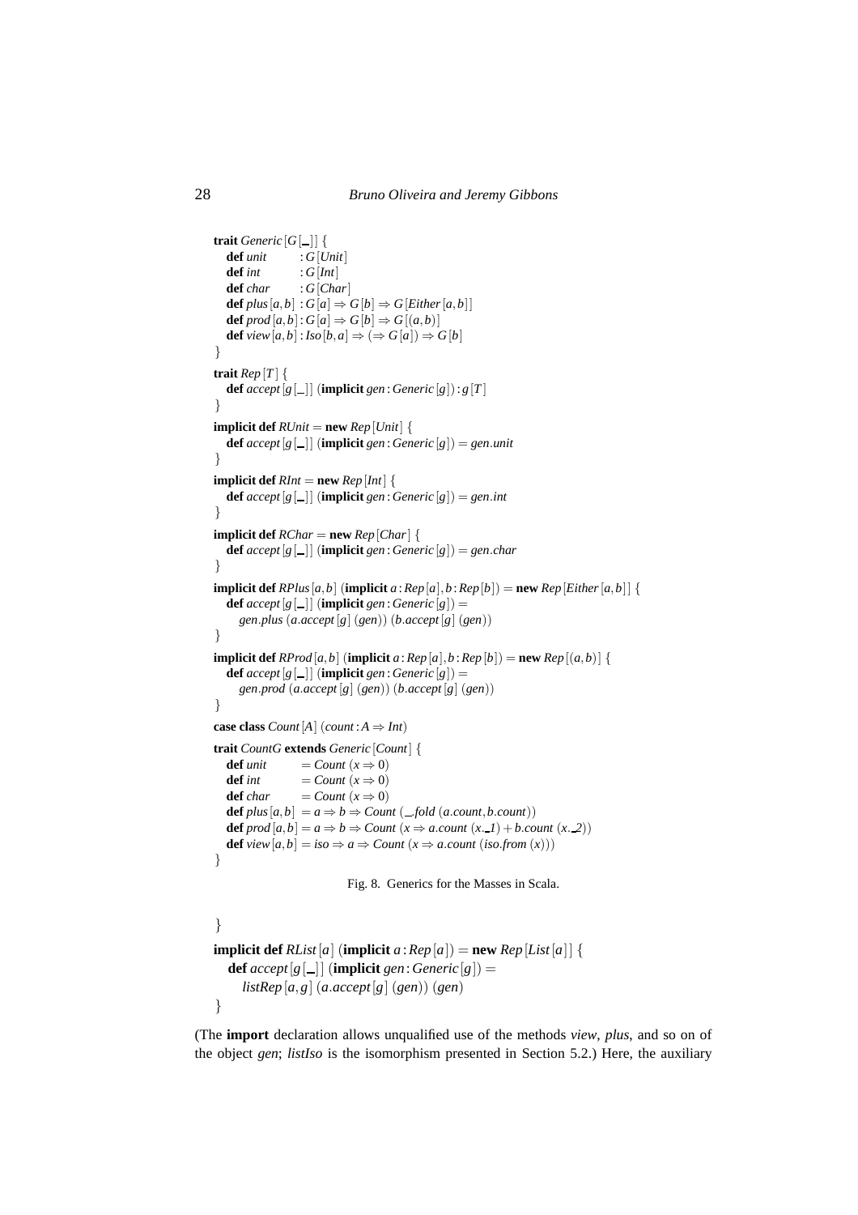```
trait Generic[G[_]] {
  def unit        : G[Unit]
  def int         : G[Int]
  def char        : G[Char]
  def plus[a,b]  : G[a] ⇒ G[b] ⇒ G[Either[a,b]]
  def prod[a,b]  : G[a] ⇒ G[b] ⇒ G[(a,b)]
  def view[a,b]  : Iso[b,a] ⇒ (⇒ G[a]) ⇒ G[b]
}
trait Rep[T] {
  def accept[g[_]] (implicit gen : Generic[g]) : g[T]
}
implicit def RUnit = new Rep[Unit] {
  def accept[g[_]] (implicit gen : Generic[g]) = gen.unit
}
implicit def RInt = new Rep[Int] {
  def accept[g[_]] (implicit gen : Generic[g]) = gen.int
}
implicit def RChar = new Rep[Char] {
  def accept[g[_]] (implicit gen : Generic[g]) = gen.char
}
implicit def RPlus[a,b] (implicit a : Rep[a], b : Rep[b]) = new Rep[Either[a,b]] {
  def accept[g[_]] (implicit gen : Generic[g]) =
    gen.plus (a.accept[g] (gen)) (b.accept[g] (gen))
}
implicit def RProd[a,b] (implicit a : Rep[a], b : Rep[b]) = new Rep[(a,b)] {
  def accept[g[_]] (implicit gen : Generic[g]) =
    gen.prod (a.accept[g] (gen)) (b.accept[g] (gen))
}
case class Count[A] (count : A ⇒ Int)
trait CountG extends Generic[Count] {
  def unit        = Count (x ⇒ 0)
  def int         = Count (x ⇒ 0)
  def char        = Count (x ⇒ 0)
  def plus[a,b]  = a ⇒ b ⇒ Count (_.fold (a.count, b.count))
  def prod[a,b]  = a ⇒ b ⇒ Count (x ⇒ a.count (x._1) + b.count (x._2))
  def view[a,b]  = iso ⇒ a ⇒ Count (x ⇒ a.count (iso.from (x)))
}
```

Fig. 8. Generics for the Masses in Scala.

```
}
implicit def RList[a] (implicit a : Rep[a]) = new Rep[List[a]] {
  def accept[g[_]] (implicit gen : Generic[g]) =
    listRep[a,g] (a.accept[g] (gen)) (gen)
}
```

(The **import** declaration allows unqualified use of the methods *view*, *plus*, and so on of the object *gen*; *listIso* is the isomorphism presented in Section 5.2.) Here, the auxiliary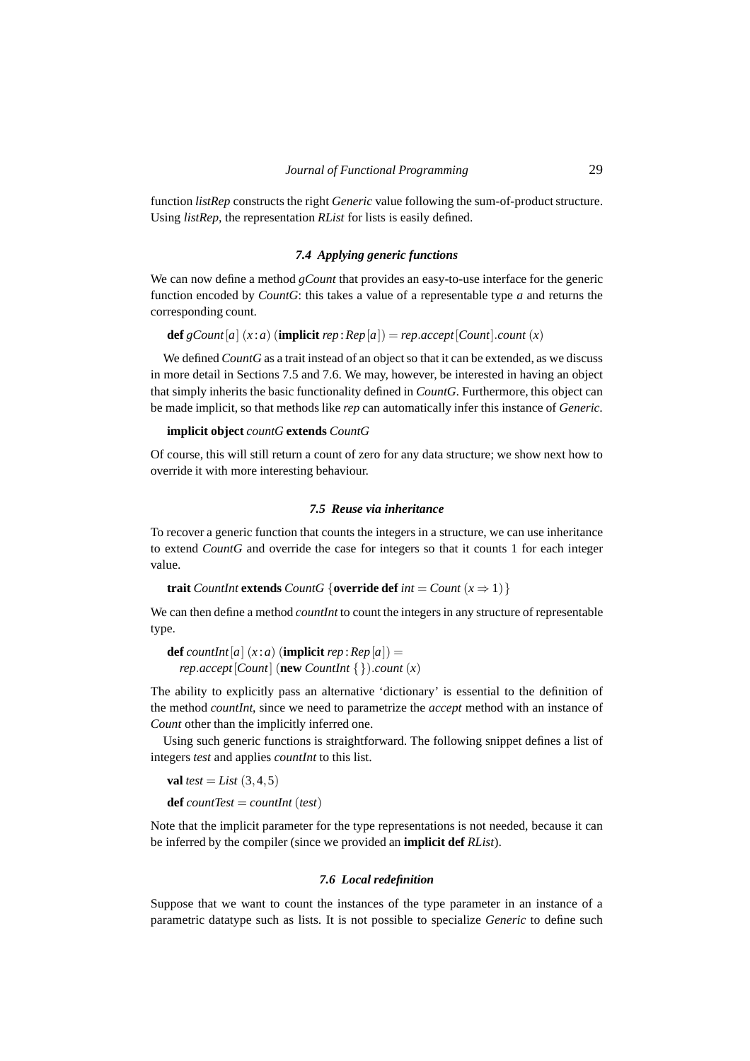function *listRep* constructs the right *Generic* value following the sum-of-product structure. Using *listRep*, the representation *RList* for lists is easily defined.

### 7.4 Applying generic functions

We can now define a method *gCount* that provides an easy-to-use interface for the generic function encoded by *CountG*: this takes a value of a representable type *a* and returns the corresponding count.

```
def gCount[a] (x : a) (implicit rep : Rep[a]) = rep.accept[Count].count (x)
```

We defined *CountG* as a trait instead of an object so that it can be extended, as we discuss in more detail in Sections 7.5 and 7.6. We may, however, be interested in having an object that simply inherits the basic functionality defined in *CountG*. Furthermore, this object can be made implicit, so that methods like *rep* can automatically infer this instance of *Generic*.

```
implicit object countG extends CountG
```

Of course, this will still return a count of zero for any data structure; we show next how to override it with more interesting behaviour.

### 7.5 Reuse via inheritance

To recover a generic function that counts the integers in a structure, we can use inheritance to extend *CountG* and override the case for integers so that it counts 1 for each integer value.

```
trait CountInt extends CountG {override def int = Count (x ⇒ 1)}
```

We can then define a method *countInt* to count the integers in any structure of representable type.

```
def countInt[a] (x : a) (implicit rep : Rep[a]) =
  rep.accept[Count] (new CountInt {}).count (x)
```

The ability to explicitly pass an alternative 'dictionary' is essential to the definition of the method *countInt*, since we need to parametrize the *accept* method with an instance of *Count* other than the implicitly inferred one.

Using such generic functions is straightforward. The following snippet defines a list of integers *test* and applies *countInt* to this list.

```
val test = List (3, 4, 5)
def countTest = countInt (test)
```

Note that the implicit parameter for the type representations is not needed, because it can be inferred by the compiler (since we provided an **implicit def** *RList*).

### 7.6 Local redefinition

Suppose that we want to count the instances of the type parameter in an instance of a parametric datatype such as lists. It is not possible to specialize *Generic* to define such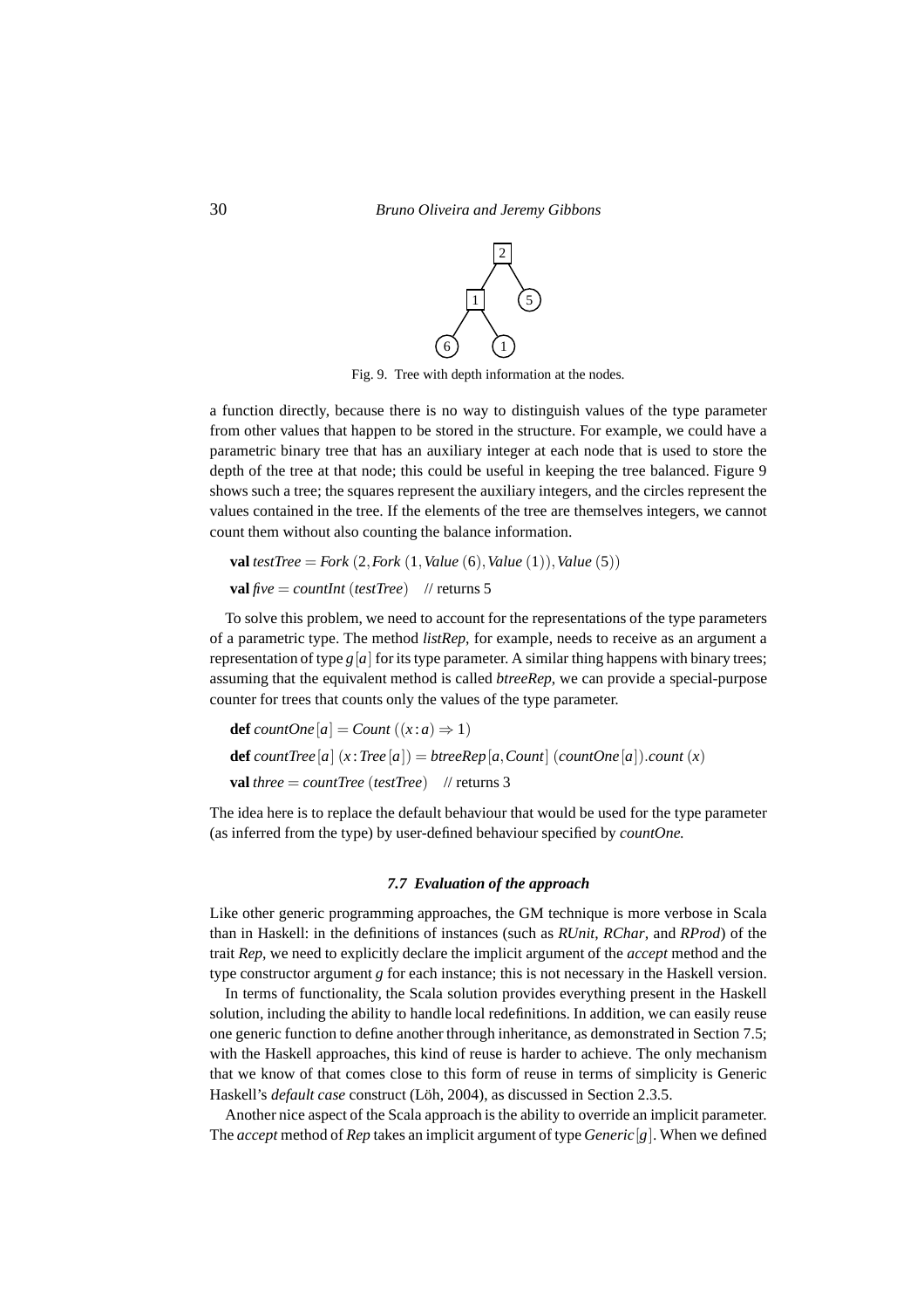Fig. 9. Tree with depth information at the nodes.

a function directly, because there is no way to distinguish values of the type parameter from other values that happen to be stored in the structure. For example, we could have a parametric binary tree that has an auxiliary integer at each node that is used to store the depth of the tree at that node; this could be useful in keeping the tree balanced. Figure 9 shows such a tree; the squares represent the auxiliary integers, and the circles represent the values contained in the tree. If the elements of the tree are themselves integers, we cannot count them without also counting the balance information.

```
val testTree = Fork (2, Fork (1, Value (6), Value (1)), Value (5))
val five = countInt (testTree)   // returns 5
```

To solve this problem, we need to account for the representations of the type parameters of a parametric type. The method *listRep*, for example, needs to receive as an argument a representation of type $g[a]$ for its type parameter. A similar thing happens with binary trees; assuming that the equivalent method is called *btreeRep*, we can provide a special-purpose counter for trees that counts only the values of the type parameter.

```
def countOne [a] = Count ((x : a) ⇒ 1)
def countTree [a] (x : Tree [a]) = btreeRep [a, Count] (countOne [a]).count (x)
val three = countTree (testTree)   // returns 3
```

The idea here is to replace the default behaviour that would be used for the type parameter (as inferred from the type) by user-defined behaviour specified by *countOne*.

### *7.7 Evaluation of the approach*

Like other generic programming approaches, the GM technique is more verbose in Scala than in Haskell: in the definitions of instances (such as *RUnit*, *RChar*, and *RProd*) of the trait *Rep*, we need to explicitly declare the implicit argument of the *accept* method and the type constructor argument $g$ for each instance; this is not necessary in the Haskell version.

In terms of functionality, the Scala solution provides everything present in the Haskell solution, including the ability to handle local redefinitions. In addition, we can easily reuse one generic function to define another through inheritance, as demonstrated in Section 7.5; with the Haskell approaches, this kind of reuse is harder to achieve. The only mechanism that we know of that comes close to this form of reuse in terms of simplicity is Generic Haskell's *default case* construct (Löh, 2004), as discussed in Section 2.3.5.

Another nice aspect of the Scala approach is the ability to override an implicit parameter. The *accept* method of *Rep* takes an implicit argument of type $Generic[g]$. When we defined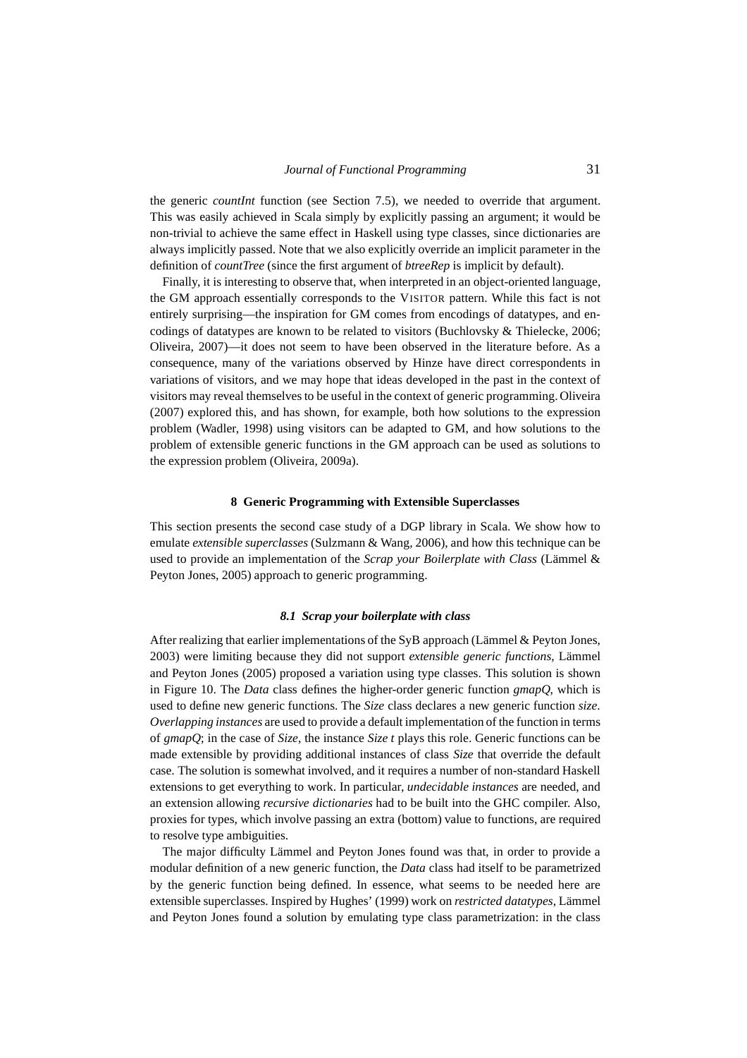the generic *countInt* function (see Section 7.5), we needed to override that argument. This was easily achieved in Scala simply by explicitly passing an argument; it would be non-trivial to achieve the same effect in Haskell using type classes, since dictionaries are always implicitly passed. Note that we also explicitly override an implicit parameter in the definition of *countTree* (since the first argument of *btreeRep* is implicit by default).

Finally, it is interesting to observe that, when interpreted in an object-oriented language, the GM approach essentially corresponds to the VISITOR pattern. While this fact is not entirely surprising—the inspiration for GM comes from encodings of datatypes, and encodings of datatypes are known to be related to visitors (Buchlovsky & Thielecke, 2006; Oliveira, 2007)—it does not seem to have been observed in the literature before. As a consequence, many of the variations observed by Hinze have direct correspondents in variations of visitors, and we may hope that ideas developed in the past in the context of visitors may reveal themselves to be useful in the context of generic programming. Oliveira (2007) explored this, and has shown, for example, both how solutions to the expression problem (Wadler, 1998) using visitors can be adapted to GM, and how solutions to the problem of extensible generic functions in the GM approach can be used as solutions to the expression problem (Oliveira, 2009a).

## 8 Generic Programming with Extensible Superclasses

This section presents the second case study of a DGP library in Scala. We show how to emulate *extensible superclasses* (Sulzmann & Wang, 2006), and how this technique can be used to provide an implementation of the *Scrap your Boilerplate with Class* (Lämmel & Peyton Jones, 2005) approach to generic programming.

### 8.1 Scrap your boilerplate with class

After realizing that earlier implementations of the SyB approach (Lämmel & Peyton Jones, 2003) were limiting because they did not support *extensible generic functions*, Lämmel and Peyton Jones (2005) proposed a variation using type classes. This solution is shown in Figure 10. The *Data* class defines the higher-order generic function *gmapQ*, which is used to define new generic functions. The *Size* class declares a new generic function *size*. *Overlapping instances* are used to provide a default implementation of the function in terms of *gmapQ*; in the case of *Size*, the instance *Size t* plays this role. Generic functions can be made extensible by providing additional instances of class *Size* that override the default case. The solution is somewhat involved, and it requires a number of non-standard Haskell extensions to get everything to work. In particular, *undecidable instances* are needed, and an extension allowing *recursive dictionaries* had to be built into the GHC compiler. Also, proxies for types, which involve passing an extra (bottom) value to functions, are required to resolve type ambiguities.

The major difficulty Lämmel and Peyton Jones found was that, in order to provide a modular definition of a new generic function, the *Data* class had itself to be parametrized by the generic function being defined. In essence, what seems to be needed here are extensible superclasses. Inspired by Hughes' (1999) work on *restricted datatypes*, Lämmel and Peyton Jones found a solution by emulating type class parametrization: in the class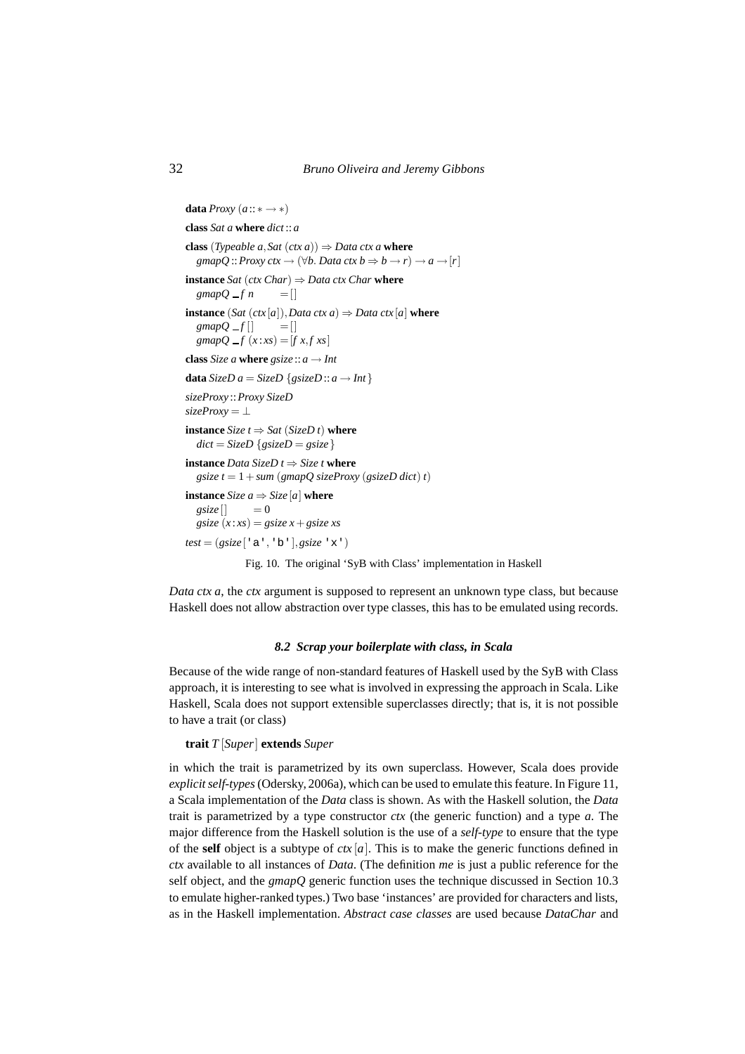```haskell
data Proxy (a :: * -> *)

class Sat a where dict :: a

class (Typeable a, Sat (ctx a)) => Data ctx a where
  gmapQ :: Proxy ctx -> (∀b. Data ctx b => b -> r) -> a -> [r]

instance Sat (ctx Char) => Data ctx Char where
  gmapQ _ f n      = []

instance (Sat (ctx [a]), Data ctx a) => Data ctx [a] where
  gmapQ _ f []     = []
  gmapQ _ f (x:xs) = [f x, f xs]

class Size a where gsize :: a -> Int

data SizeD a = SizeD {gsizeD :: a -> Int}

sizeProxy :: Proxy SizeD
sizeProxy = ⊥

instance Size t => Sat (SizeD t) where
  dict = SizeD {gsizeD = gsize}

instance Data SizeD t => Size t where
  gsize t = 1 + sum (gmapQ sizeProxy (gsizeD dict) t)

instance Size a => Size [a] where
  gsize []     = 0
  gsize (x:xs) = gsize x + gsize xs

test = (gsize ['a', 'b'], gsize 'x')
```

Fig. 10. The original 'SyB with Class' implementation in Haskell

*Data ctx a*, the *ctx* argument is supposed to represent an unknown type class, but because Haskell does not allow abstraction over type classes, this has to be emulated using records.

### 8.2 Scrap your boilerplate with class, in Scala

Because of the wide range of non-standard features of Haskell used by the SyB with Class approach, it is interesting to see what is involved in expressing the approach in Scala. Like Haskell, Scala does not support extensible superclasses directly; that is, it is not possible to have a trait (or class)

```scala
trait T[Super] extends Super
```

in which the trait is parametrized by its own superclass. However, Scala does provide *explicit self-types* (Odersky, 2006a), which can be used to emulate this feature. In Figure 11, a Scala implementation of the *Data* class is shown. As with the Haskell solution, the *Data* trait is parametrized by a type constructor *ctx* (the generic function) and a type *a*. The major difference from the Haskell solution is the use of a *self-type* to ensure that the type of the **self** object is a subtype of $ctx[a]$. This is to make the generic functions defined in *ctx* available to all instances of *Data*. (The definition *me* is just a public reference for the self object, and the *gmapQ* generic function uses the technique discussed in Section 10.3 to emulate higher-ranked types.) Two base 'instances' are provided for characters and lists, as in the Haskell implementation. *Abstract case classes* are used because *DataChar* and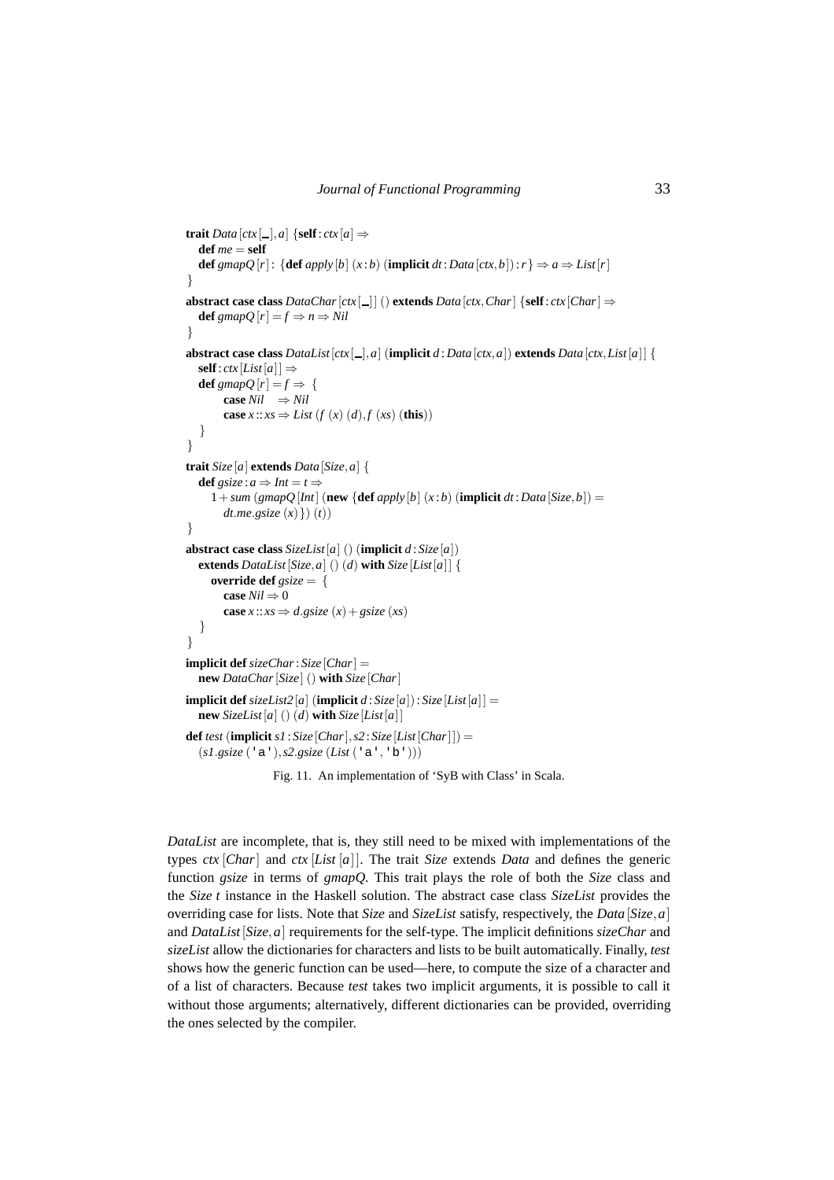```
trait Data[ctx[_], a] {self : ctx[a] ⇒
  def me = self
  def gmapQ[r] : {def apply[b] (x : b) (implicit dt : Data[ctx, b]) : r} ⇒ a ⇒ List[r]
}

abstract case class DataChar[ctx[_]] () extends Data[ctx, Char] {self : ctx[Char] ⇒
  def gmapQ[r] = f ⇒ n ⇒ Nil
}

abstract case class DataList[ctx[_], a] (implicit d : Data[ctx, a]) extends Data[ctx, List[a]] {
  self : ctx[List[a]] ⇒
  def gmapQ[r] = f ⇒ {
      case Nil    ⇒ Nil
      case x :: xs ⇒ List (f (x) (d), f (xs) (this))
  }
}

trait Size[a] extends Data[Size, a] {
  def gsize : a ⇒ Int = t ⇒
    1 + sum (gmapQ[Int] (new {def apply[b] (x : b) (implicit dt : Data[Size, b]) =
      dt.me.gsize (x)}) (t))
}

abstract case class SizeList[a] () (implicit d : Size[a])
  extends DataList[Size, a] () (d) with Size[List[a]] {
    override def gsize = {
      case Nil ⇒ 0
      case x :: xs ⇒ d.gsize (x) + gsize (xs)
  }
}

implicit def sizeChar : Size[Char] =
  new DataChar[Size] () with Size[Char]

implicit def sizeList2[a] (implicit d : Size[a]) : Size[List[a]] =
  new SizeList[a] () (d) with Size[List[a]]

def test (implicit s1 : Size[Char], s2 : Size[List[Char]]) =
  (s1.gsize ('a'), s2.gsize (List ('a', 'b')))
```

Fig. 11. An implementation of 'SyB with Class' in Scala.

*DataList* are incomplete, that is, they still need to be mixed with implementations of the types *ctx* [*Char*] and *ctx* [*List* [*a*]]. The trait *Size* extends *Data* and defines the generic function *gsize* in terms of *gmapQ*. This trait plays the role of both the *Size* class and the *Size t* instance in the Haskell solution. The abstract case class *SizeList* provides the overriding case for lists. Note that *Size* and *SizeList* satisfy, respectively, the *Data* [*Size*, *a*] and *DataList* [*Size*, *a*] requirements for the self-type. The implicit definitions *sizeChar* and *sizeList* allow the dictionaries for characters and lists to be built automatically. Finally, *test* shows how the generic function can be used—here, to compute the size of a character and of a list of characters. Because *test* takes two implicit arguments, it is possible to call it without those arguments; alternatively, different dictionaries can be provided, overriding the ones selected by the compiler.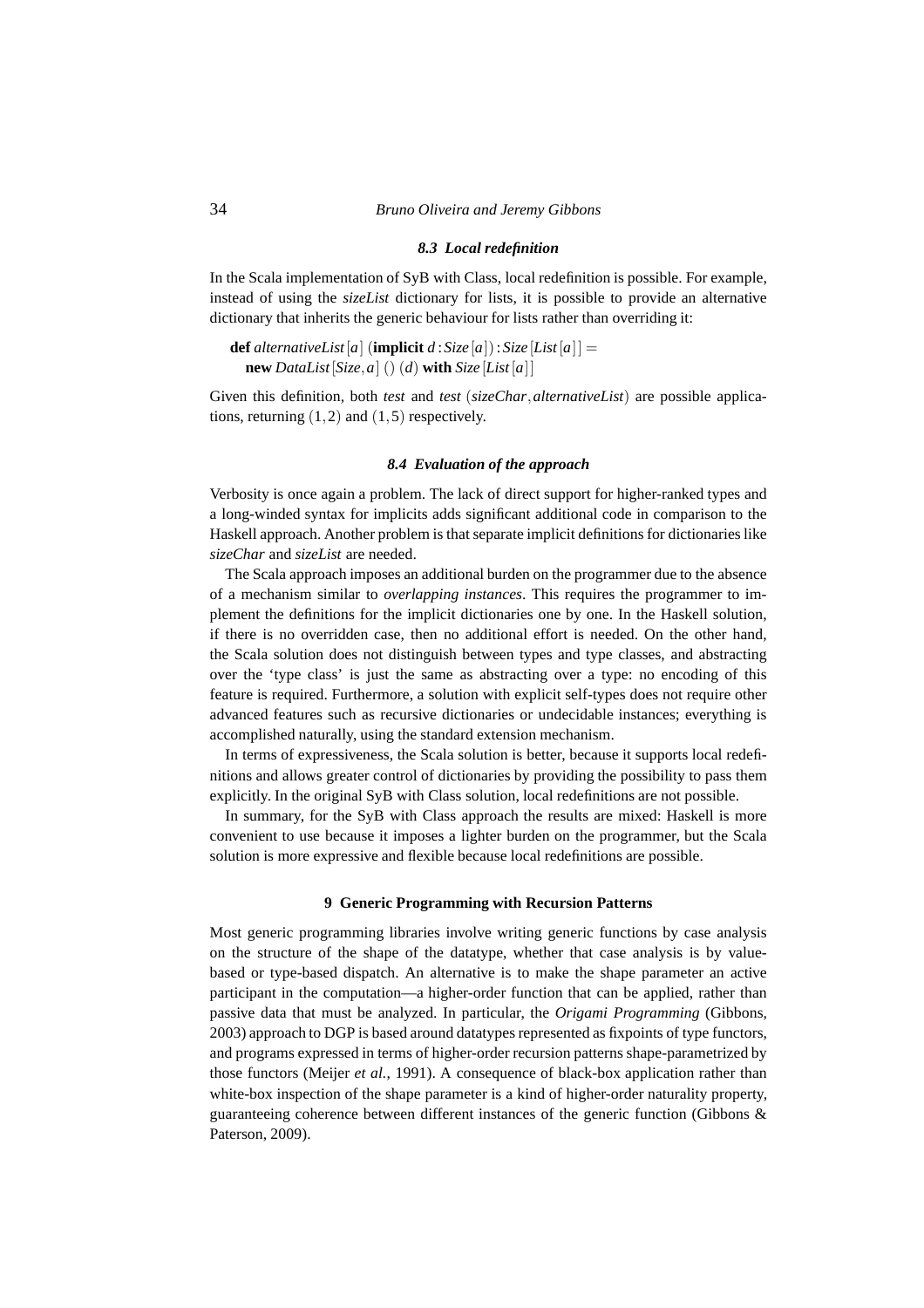### 8.3 Local redefinition

In the Scala implementation of SyB with Class, local redefinition is possible. For example, instead of using the *sizeList* dictionary for lists, it is possible to provide an alternative dictionary that inherits the generic behaviour for lists rather than overriding it:

```
def alternativeList[a] (implicit d : Size[a]) : Size[List[a]] =
  new DataList[Size, a] () (d) with Size[List[a]]
```

Given this definition, both *test* and *test* $(sizeChar, alternativeList)$ are possible applications, returning $(1,2)$ and $(1,5)$ respectively.

### 8.4 Evaluation of the approach

Verbosity is once again a problem. The lack of direct support for higher-ranked types and a long-winded syntax for implicits adds significant additional code in comparison to the Haskell approach. Another problem is that separate implicit definitions for dictionaries like *sizeChar* and *sizeList* are needed.

The Scala approach imposes an additional burden on the programmer due to the absence of a mechanism similar to *overlapping instances*. This requires the programmer to implement the definitions for the implicit dictionaries one by one. In the Haskell solution, if there is no overridden case, then no additional effort is needed. On the other hand, the Scala solution does not distinguish between types and type classes, and abstracting over the 'type class' is just the same as abstracting over a type: no encoding of this feature is required. Furthermore, a solution with explicit self-types does not require other advanced features such as recursive dictionaries or undecidable instances; everything is accomplished naturally, using the standard extension mechanism.

In terms of expressiveness, the Scala solution is better, because it supports local redefinitions and allows greater control of dictionaries by providing the possibility to pass them explicitly. In the original SyB with Class solution, local redefinitions are not possible.

In summary, for the SyB with Class approach the results are mixed: Haskell is more convenient to use because it imposes a lighter burden on the programmer, but the Scala solution is more expressive and flexible because local redefinitions are possible.

## 9 Generic Programming with Recursion Patterns

Most generic programming libraries involve writing generic functions by case analysis on the structure of the shape of the datatype, whether that case analysis is by value-based or type-based dispatch. An alternative is to make the shape parameter an active participant in the computation—a higher-order function that can be applied, rather than passive data that must be analyzed. In particular, the *Origami Programming* (Gibbons, 2003) approach to DGP is based around datatypes represented as fixpoints of type functors, and programs expressed in terms of higher-order recursion patterns shape-parametrized by those functors (Meijer *et al.*, 1991). A consequence of black-box application rather than white-box inspection of the shape parameter is a kind of higher-order naturality property, guaranteeing coherence between different instances of the generic function (Gibbons & Paterson, 2009).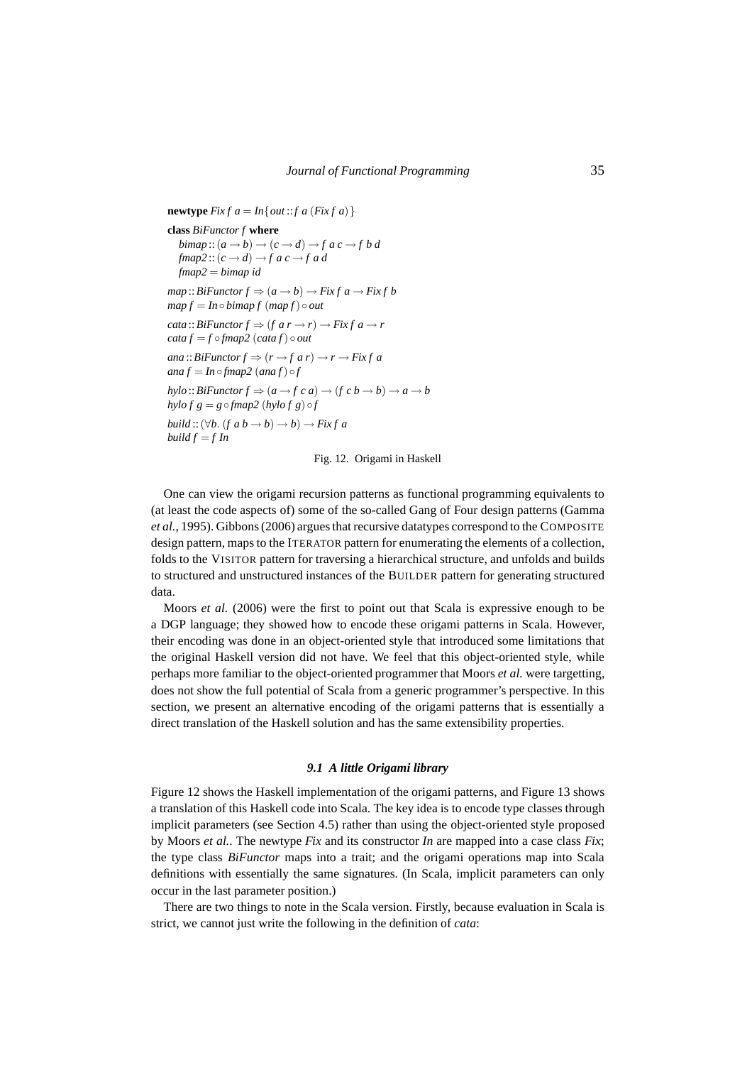```haskell
newtype Fix f a = In{out :: f a (Fix f a)}

class BiFunctor f where
  bimap :: (a → b) → (c → d) → f a c → f b d
  fmap2 :: (c → d) → f a c → f a d
  fmap2 = bimap id

map :: BiFunctor f ⇒ (a → b) → Fix f a → Fix f b
map f = In ∘ bimap f (map f) ∘ out

cata :: BiFunctor f ⇒ (f a r → r) → Fix f a → r
cata f = f ∘ fmap2 (cata f) ∘ out

ana :: BiFunctor f ⇒ (r → f a r) → r → Fix f a
ana f = In ∘ fmap2 (ana f) ∘ f

hylo :: BiFunctor f ⇒ (a → f c a) → (f c b → b) → a → b
hylo f g = g ∘ fmap2 (hylo f g) ∘ f

build :: (∀b. (f a b → b) → b) → Fix f a
build f = f In
```

Fig. 12. Origami in Haskell

One can view the origami recursion patterns as functional programming equivalents to (at least the code aspects of) some of the so-called Gang of Four design patterns (Gamma *et al.*, 1995). Gibbons (2006) argues that recursive datatypes correspond to the COMPOSITE design pattern, maps to the ITERATOR pattern for enumerating the elements of a collection, folds to the VISITOR pattern for traversing a hierarchical structure, and unfolds and builds to structured and unstructured instances of the BUILDER pattern for generating structured data.

Moors *et al.* (2006) were the first to point out that Scala is expressive enough to be a DGP language; they showed how to encode these origami patterns in Scala. However, their encoding was done in an object-oriented style that introduced some limitations that the original Haskell version did not have. We feel that this object-oriented style, while perhaps more familiar to the object-oriented programmer that Moors *et al.* were targetting, does not show the full potential of Scala from a generic programmer's perspective. In this section, we present an alternative encoding of the origami patterns that is essentially a direct translation of the Haskell solution and has the same extensibility properties.

### *9.1 A little Origami library*

Figure 12 shows the Haskell implementation of the origami patterns, and Figure 13 shows a translation of this Haskell code into Scala. The key idea is to encode type classes through implicit parameters (see Section 4.5) rather than using the object-oriented style proposed by Moors *et al.*. The newtype *Fix* and its constructor *In* are mapped into a case class *Fix*; the type class *BiFunctor* maps into a trait; and the origami operations map into Scala definitions with essentially the same signatures. (In Scala, implicit parameters can only occur in the last parameter position.)

There are two things to note in the Scala version. Firstly, because evaluation in Scala is strict, we cannot just write the following in the definition of *cata*: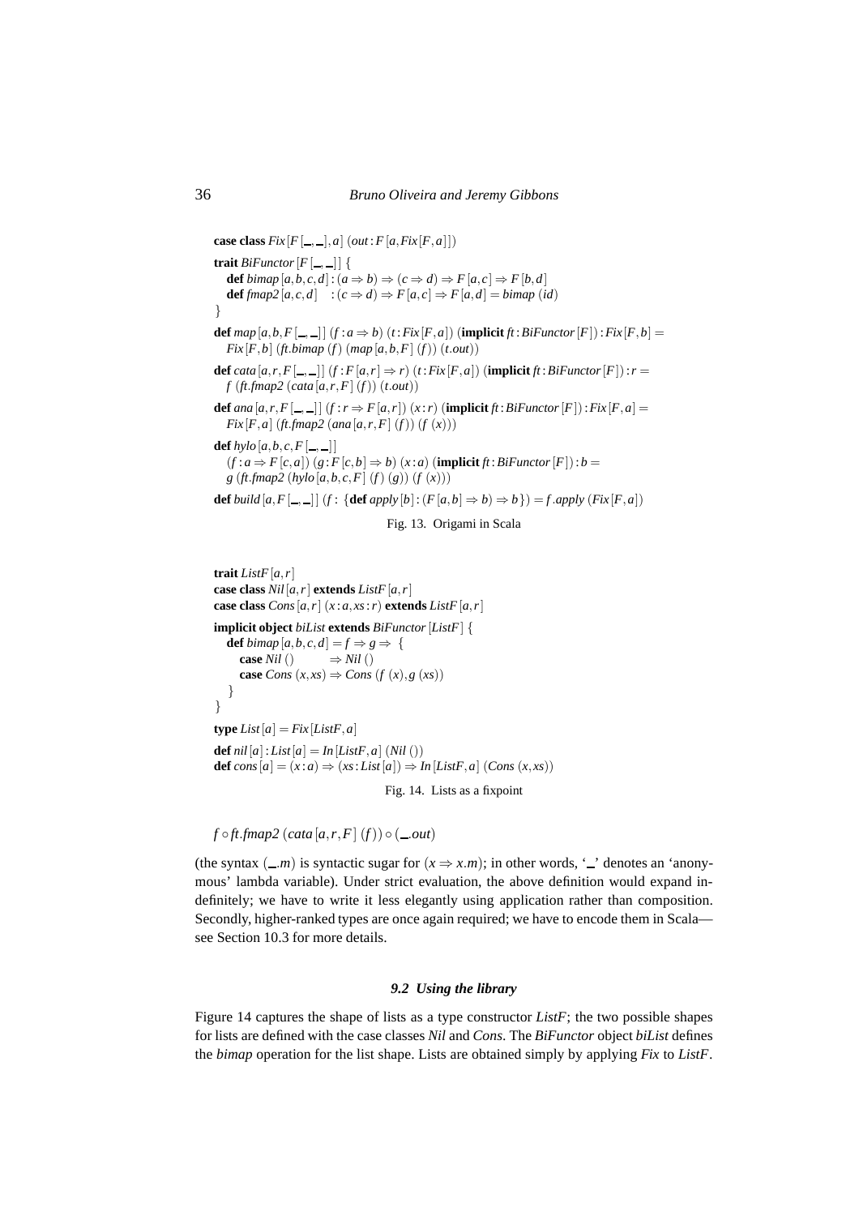```
case class Fix[F[_,_],a] (out:F[a,Fix[F,a]])

trait BiFunctor[F[_,_]] {
  def bimap[a,b,c,d] : (a ⇒ b) ⇒ (c ⇒ d) ⇒ F[a,c] ⇒ F[b,d]
  def fmap2[a,c,d]   : (c ⇒ d) ⇒ F[a,c] ⇒ F[a,d] = bimap (id)
}

def map[a,b,F[_,_]] (f:a ⇒ b) (t:Fix[F,a]) (implicit ft:BiFunctor[F]):Fix[F,b] =
  Fix[F,b] (ft.bimap (f) (map[a,b,F] (f)) (t.out))

def cata[a,r,F[_,_]] (f:F[a,r] ⇒ r) (t:Fix[F,a]) (implicit ft:BiFunctor[F]):r =
  f (ft.fmap2 (cata[a,r,F] (f)) (t.out))

def ana[a,r,F[_,_]] (f:r ⇒ F[a,r]) (x:r) (implicit ft:BiFunctor[F]):Fix[F,a] =
  Fix[F,a] (ft.fmap2 (ana[a,r,F] (f)) (f (x)))

def hylo[a,b,c,F[_,_]]
  (f:a ⇒ F[c,a]) (g:F[c,b] ⇒ b) (x:a) (implicit ft:BiFunctor[F]):b =
  g (ft.fmap2 (hylo[a,b,c,F] (f) (g)) (f (x)))

def build[a,F[_,_]] (f: {def apply[b] : (F[a,b] ⇒ b) ⇒ b}) = f.apply (Fix[F,a])
```

Fig. 13. Origami in Scala

```
trait ListF[a,r]
case class Nil[a,r] extends ListF[a,r]
case class Cons[a,r] (x:a,xs:r) extends ListF[a,r]

implicit object biList extends BiFunctor[ListF] {
  def bimap[a,b,c,d] = f ⇒ g ⇒ {
    case Nil ()       ⇒ Nil ()
    case Cons (x,xs) ⇒ Cons (f (x),g (xs))
  }
}

type List[a] = Fix[ListF,a]

def nil[a]:List[a] = In[ListF,a] (Nil ())
def cons[a] = (x:a) ⇒ (xs:List[a]) ⇒ In[ListF,a] (Cons (x,xs))
```

Fig. 14. Lists as a fixpoint

```
f ∘ ft.fmap2 (cata[a,r,F] (f)) ∘ (_.out)
```

(the syntax (_.m) is syntactic sugar for (x ⇒ x.m); in other words, '_' denotes an 'anonymous' lambda variable). Under strict evaluation, the above definition would expand indefinitely; we have to write it less elegantly using application rather than composition. Secondly, higher-ranked types are once again required; we have to encode them in Scala—see Section 10.3 for more details.

### *9.2 Using the library*

Figure 14 captures the shape of lists as a type constructor *ListF*; the two possible shapes for lists are defined with the case classes *Nil* and *Cons*. The *BiFunctor* object *biList* defines the *bimap* operation for the list shape. Lists are obtained simply by applying *Fix* to *ListF*.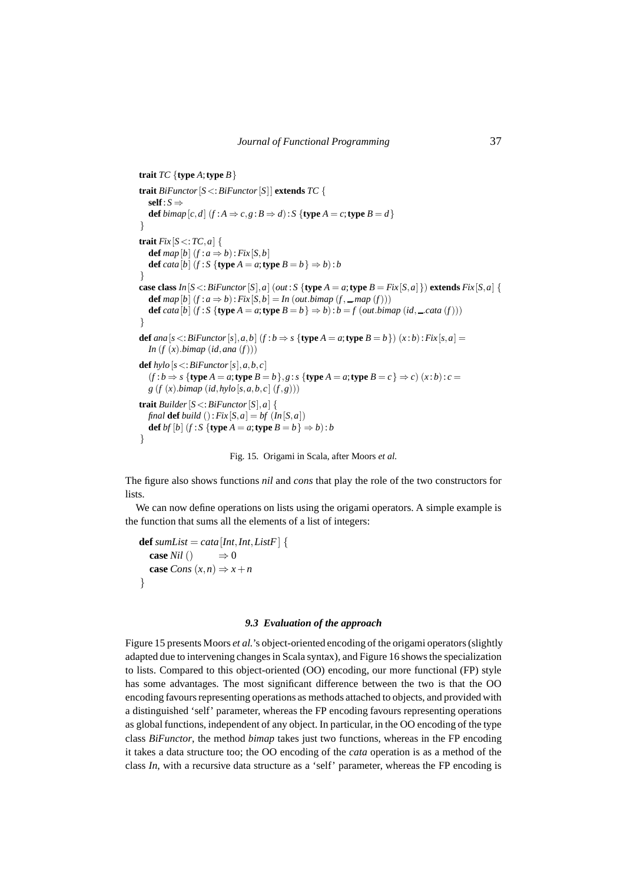```
trait TC {type A; type B}
trait BiFunctor[S <: BiFunctor[S]] extends TC {
  self : S =>
  def bimap[c,d] (f : A => c, g : B => d) : S {type A = c; type B = d}
}
trait Fix[S <: TC, a] {
  def map[b] (f : a => b) : Fix[S,b]
  def cata[b] (f : S {type A = a; type B = b} => b) : b
}
case class In[S <: BiFunctor[S], a] (out : S {type A = a; type B = Fix[S,a]}) extends Fix[S,a] {
  def map[b] (f : a => b) : Fix[S,b] = In (out.bimap (f, _.map (f)))
  def cata[b] (f : S {type A = a; type B = b} => b) : b = f (out.bimap (id, _.cata (f)))
}
def ana[s <: BiFunctor[s], a, b] (f : b => s {type A = a; type B = b}) (x : b) : Fix[s,a] =
  In (f (x).bimap (id, ana (f)))
def hylo[s <: BiFunctor[s], a, b, c]
  (f : b => s {type A = a; type B = b}, g : s {type A = a; type B = c} => c) (x : b) : c =
  g (f (x).bimap (id, hylo[s,a,b,c] (f,g)))
trait Builder[S <: BiFunctor[S], a] {
  final def build () : Fix[S,a] = bf (In[S,a])
  def bf[b] (f : S {type A = a; type B = b} => b) : b
}
```

Fig. 15. Origami in Scala, after Moors *et al.*

The figure also shows functions *nil* and *cons* that play the role of the two constructors for lists.

We can now define operations on lists using the origami operators. A simple example is the function that sums all the elements of a list of integers:

```
def sumList = cata[Int, Int, ListF] {
  case Nil ()       => 0
  case Cons (x,n) => x + n
}
```

### *9.3 Evaluation of the approach*

Figure 15 presents Moors *et al.*'s object-oriented encoding of the origami operators (slightly adapted due to intervening changes in Scala syntax), and Figure 16 shows the specialization to lists. Compared to this object-oriented (OO) encoding, our more functional (FP) style has some advantages. The most significant difference between the two is that the OO encoding favours representing operations as methods attached to objects, and provided with a distinguished 'self' parameter, whereas the FP encoding favours representing operations as global functions, independent of any object. In particular, in the OO encoding of the type class *BiFunctor*, the method *bimap* takes just two functions, whereas in the FP encoding it takes a data structure too; the OO encoding of the *cata* operation is as a method of the class *In*, with a recursive data structure as a 'self' parameter, whereas the FP encoding is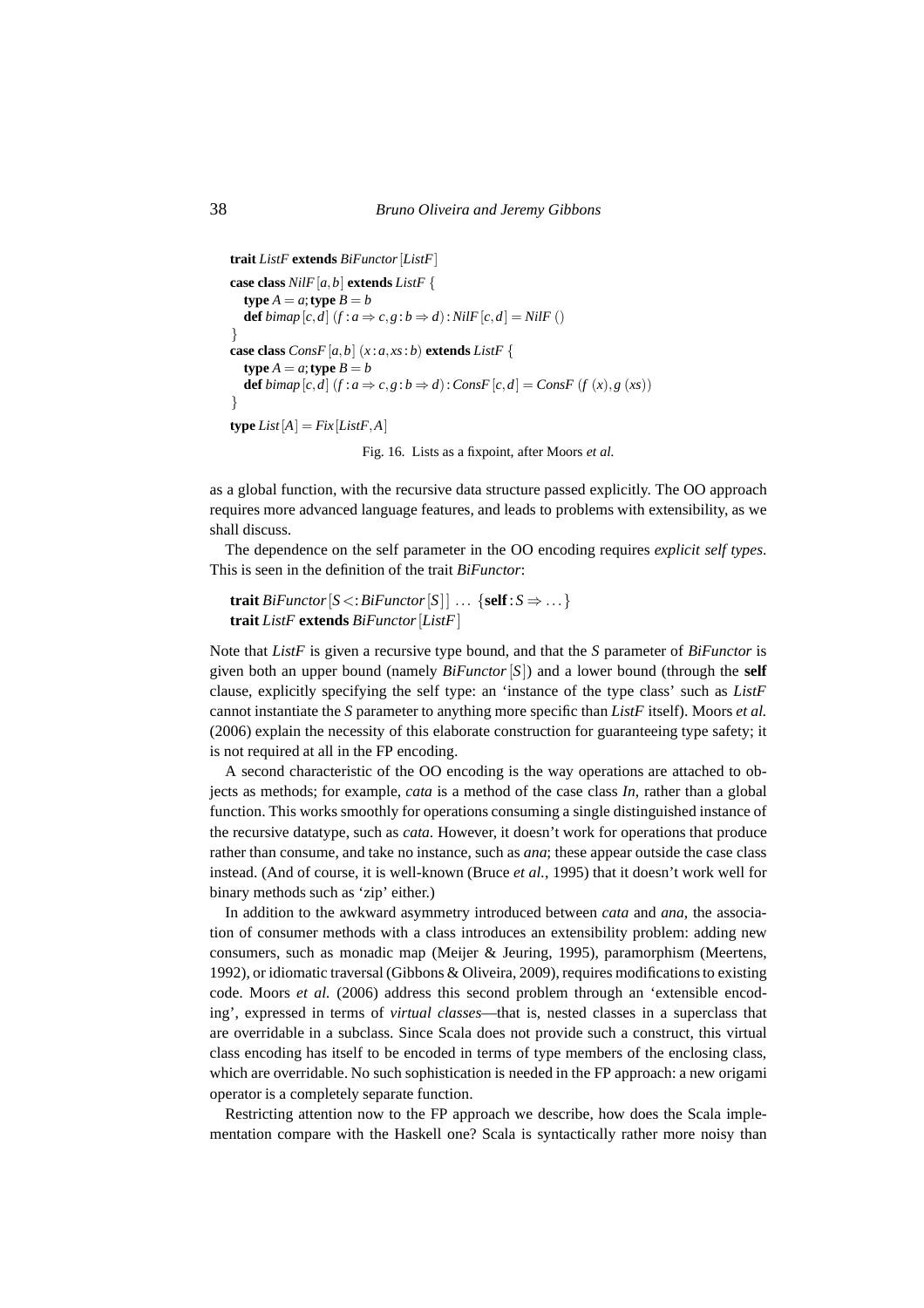```
trait ListF extends BiFunctor[ListF]
case class NilF[a,b] extends ListF {
  type A = a; type B = b
  def bimap[c,d] (f : a ⇒ c, g : b ⇒ d) : NilF[c,d] = NilF ()
}
case class ConsF[a,b] (x : a, xs : b) extends ListF {
  type A = a; type B = b
  def bimap[c,d] (f : a ⇒ c, g : b ⇒ d) : ConsF[c,d] = ConsF (f (x), g (xs))
}
type List[A] = Fix[ListF, A]
```

Fig. 16. Lists as a fixpoint, after Moors *et al.*

as a global function, with the recursive data structure passed explicitly. The OO approach requires more advanced language features, and leads to problems with extensibility, as we shall discuss.

The dependence on the self parameter in the OO encoding requires *explicit self types*. This is seen in the definition of the trait *BiFunctor*:

```
trait BiFunctor[S <: BiFunctor[S]] ... {self : S ⇒ ...}
trait ListF extends BiFunctor[ListF]
```

Note that *ListF* is given a recursive type bound, and that the *S* parameter of *BiFunctor* is given both an upper bound (namely *BiFunctor*[*S*]) and a lower bound (through the **self** clause, explicitly specifying the self type: an 'instance of the type class' such as *ListF* cannot instantiate the *S* parameter to anything more specific than *ListF* itself). Moors *et al.* (2006) explain the necessity of this elaborate construction for guaranteeing type safety; it is not required at all in the FP encoding.

A second characteristic of the OO encoding is the way operations are attached to objects as methods; for example, *cata* is a method of the case class *In*, rather than a global function. This works smoothly for operations consuming a single distinguished instance of the recursive datatype, such as *cata*. However, it doesn't work for operations that produce rather than consume, and take no instance, such as *ana*; these appear outside the case class instead. (And of course, it is well-known (Bruce *et al.*, 1995) that it doesn't work well for binary methods such as 'zip' either.)

In addition to the awkward asymmetry introduced between *cata* and *ana*, the association of consumer methods with a class introduces an extensibility problem: adding new consumers, such as monadic map (Meijer & Jeuring, 1995), paramorphism (Meertens, 1992), or idiomatic traversal (Gibbons & Oliveira, 2009), requires modifications to existing code. Moors *et al.* (2006) address this second problem through an 'extensible encoding', expressed in terms of *virtual classes*—that is, nested classes in a superclass that are overridable in a subclass. Since Scala does not provide such a construct, this virtual class encoding has itself to be encoded in terms of type members of the enclosing class, which are overridable. No such sophistication is needed in the FP approach: a new origami operator is a completely separate function.

Restricting attention now to the FP approach we describe, how does the Scala implementation compare with the Haskell one? Scala is syntactically rather more noisy than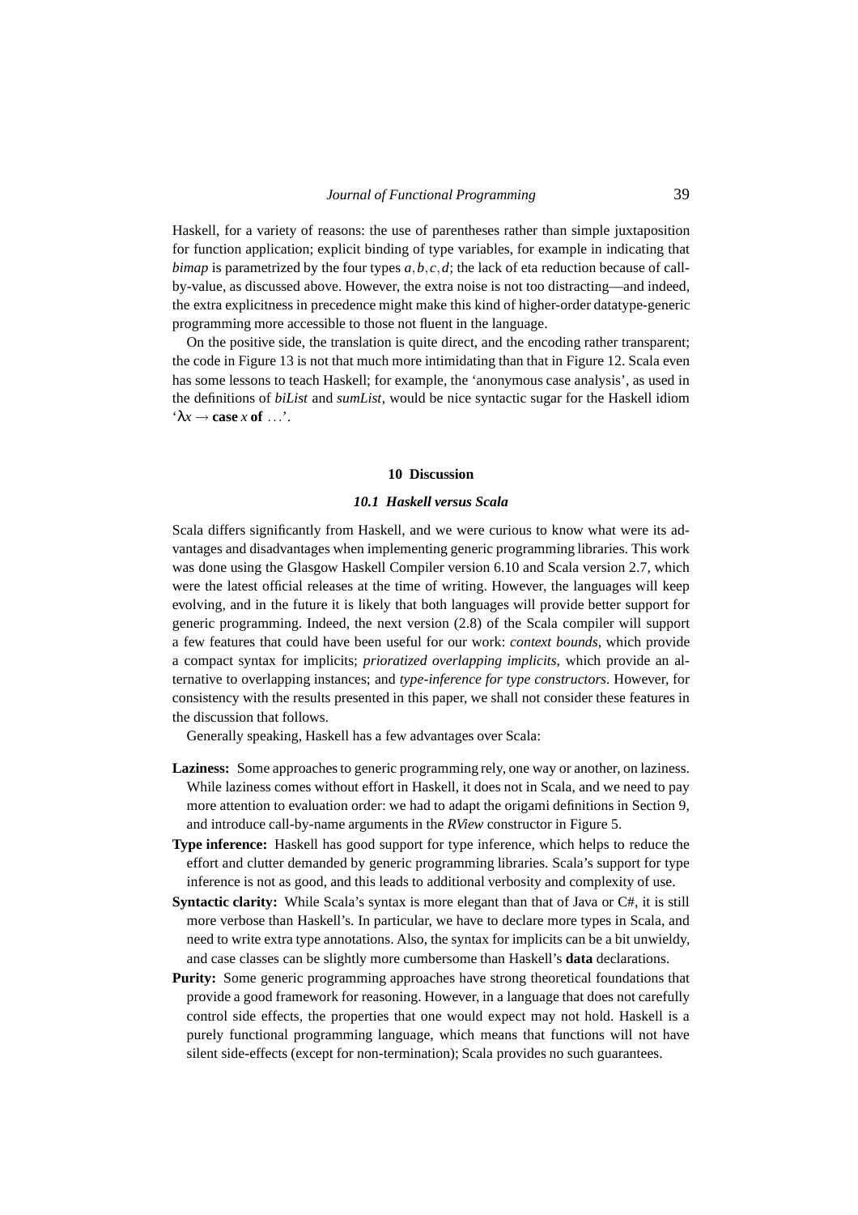Haskell, for a variety of reasons: the use of parentheses rather than simple juxtaposition for function application; explicit binding of type variables, for example in indicating that *bimap* is parametrized by the four types $a, b, c, d$; the lack of eta reduction because of call-by-value, as discussed above. However, the extra noise is not too distracting—and indeed, the extra explicitness in precedence might make this kind of higher-order datatype-generic programming more accessible to those not fluent in the language.

On the positive side, the translation is quite direct, and the encoding rather transparent; the code in Figure 13 is not that much more intimidating than that in Figure 12. Scala even has some lessons to teach Haskell; for example, the 'anonymous case analysis', as used in the definitions of *biList* and *sumList*, would be nice syntactic sugar for the Haskell idiom '$\lambda x \rightarrow$ **case** $x$ **of** ...'.

## 10 Discussion

### 10.1 Haskell versus Scala

Scala differs significantly from Haskell, and we were curious to know what were its advantages and disadvantages when implementing generic programming libraries. This work was done using the Glasgow Haskell Compiler version 6.10 and Scala version 2.7, which were the latest official releases at the time of writing. However, the languages will keep evolving, and in the future it is likely that both languages will provide better support for generic programming. Indeed, the next version (2.8) of the Scala compiler will support a few features that could have been useful for our work: *context bounds*, which provide a compact syntax for implicits; *prioratized overlapping implicits*, which provide an alternative to overlapping instances; and *type-inference for type constructors*. However, for consistency with the results presented in this paper, we shall not consider these features in the discussion that follows.

Generally speaking, Haskell has a few advantages over Scala:

**Laziness:** Some approaches to generic programming rely, one way or another, on laziness. While laziness comes without effort in Haskell, it does not in Scala, and we need to pay more attention to evaluation order: we had to adapt the origami definitions in Section 9, and introduce call-by-name arguments in the *RView* constructor in Figure 5.

**Type inference:** Haskell has good support for type inference, which helps to reduce the effort and clutter demanded by generic programming libraries. Scala's support for type inference is not as good, and this leads to additional verbosity and complexity of use.

**Syntactic clarity:** While Scala's syntax is more elegant than that of Java or C#, it is still more verbose than Haskell's. In particular, we have to declare more types in Scala, and need to write extra type annotations. Also, the syntax for implicits can be a bit unwieldy, and case classes can be slightly more cumbersome than Haskell's **data** declarations.

**Purity:** Some generic programming approaches have strong theoretical foundations that provide a good framework for reasoning. However, in a language that does not carefully control side effects, the properties that one would expect may not hold. Haskell is a purely functional programming language, which means that functions will not have silent side-effects (except for non-termination); Scala provides no such guarantees.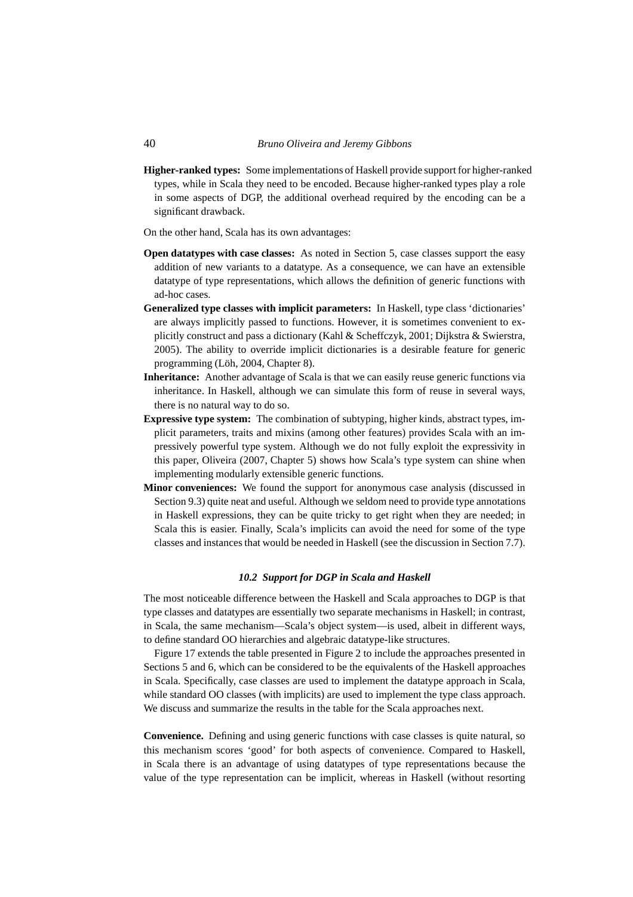**Higher-ranked types:** Some implementations of Haskell provide support for higher-ranked types, while in Scala they need to be encoded. Because higher-ranked types play a role in some aspects of DGP, the additional overhead required by the encoding can be a significant drawback.

On the other hand, Scala has its own advantages:

**Open datatypes with case classes:** As noted in Section 5, case classes support the easy addition of new variants to a datatype. As a consequence, we can have an extensible datatype of type representations, which allows the definition of generic functions with ad-hoc cases.

**Generalized type classes with implicit parameters:** In Haskell, type class 'dictionaries' are always implicitly passed to functions. However, it is sometimes convenient to explicitly construct and pass a dictionary (Kahl & Scheffczyk, 2001; Dijkstra & Swierstra, 2005). The ability to override implicit dictionaries is a desirable feature for generic programming (Löh, 2004, Chapter 8).

**Inheritance:** Another advantage of Scala is that we can easily reuse generic functions via inheritance. In Haskell, although we can simulate this form of reuse in several ways, there is no natural way to do so.

**Expressive type system:** The combination of subtyping, higher kinds, abstract types, implicit parameters, traits and mixins (among other features) provides Scala with an impressively powerful type system. Although we do not fully exploit the expressivity in this paper, Oliveira (2007, Chapter 5) shows how Scala's type system can shine when implementing modularly extensible generic functions.

**Minor conveniences:** We found the support for anonymous case analysis (discussed in Section 9.3) quite neat and useful. Although we seldom need to provide type annotations in Haskell expressions, they can be quite tricky to get right when they are needed; in Scala this is easier. Finally, Scala's implicits can avoid the need for some of the type classes and instances that would be needed in Haskell (see the discussion in Section 7.7).

### *10.2 Support for DGP in Scala and Haskell*

The most noticeable difference between the Haskell and Scala approaches to DGP is that type classes and datatypes are essentially two separate mechanisms in Haskell; in contrast, in Scala, the same mechanism—Scala's object system—is used, albeit in different ways, to define standard OO hierarchies and algebraic datatype-like structures.

Figure 17 extends the table presented in Figure 2 to include the approaches presented in Sections 5 and 6, which can be considered to be the equivalents of the Haskell approaches in Scala. Specifically, case classes are used to implement the datatype approach in Scala, while standard OO classes (with implicits) are used to implement the type class approach. We discuss and summarize the results in the table for the Scala approaches next.

**Convenience.** Defining and using generic functions with case classes is quite natural, so this mechanism scores 'good' for both aspects of convenience. Compared to Haskell, in Scala there is an advantage of using datatypes of type representations because the value of the type representation can be implicit, whereas in Haskell (without resorting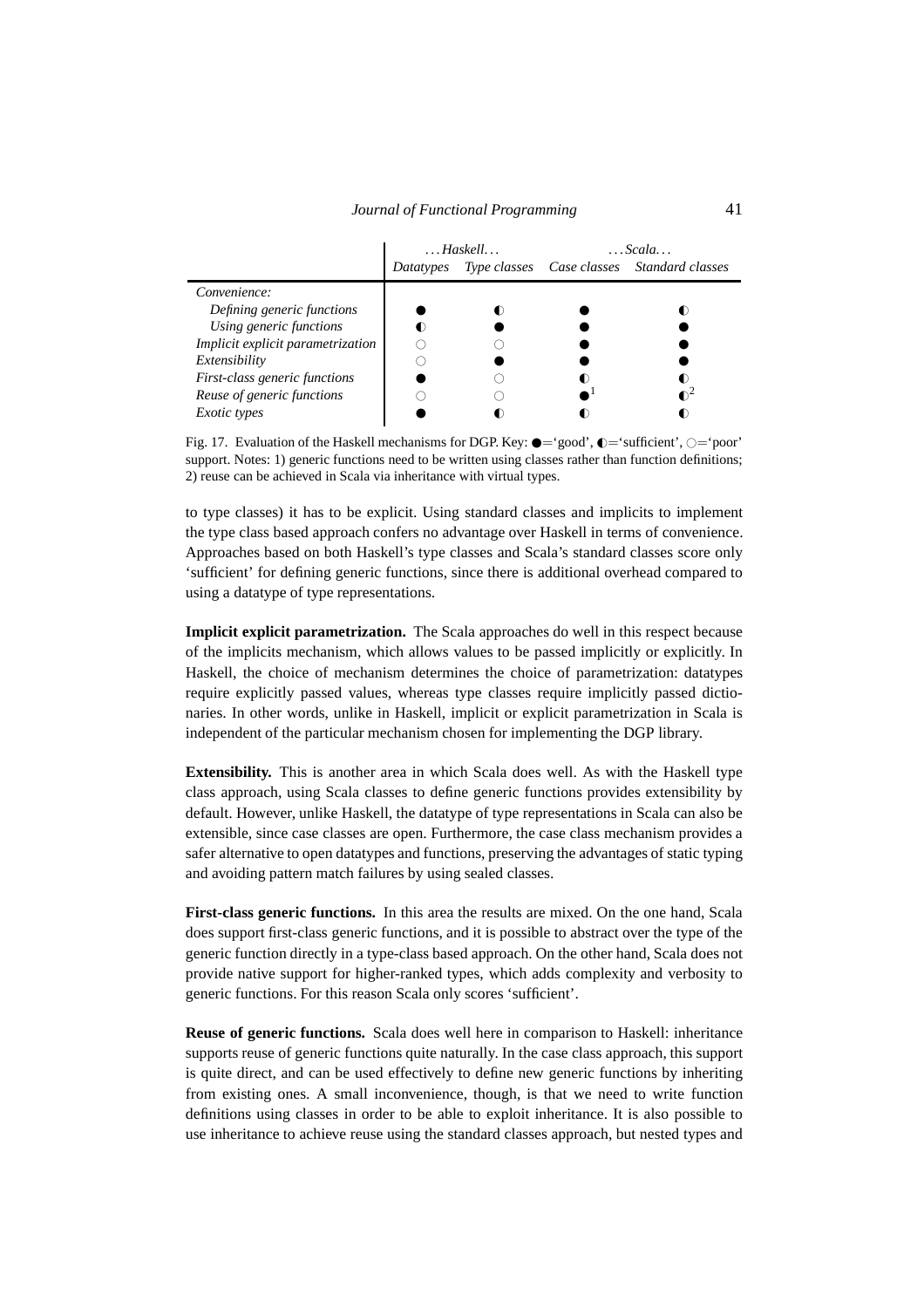| | ...*Haskell*... | | ...*Scala*... | |
|---|---|---|---|---|
| | *Datatypes* | *Type classes* | *Case classes* | *Standard classes* |
| *Convenience:* | | | | |
| *Defining generic functions* | ● | ◐ | ● | ◐ |
| *Using generic functions* | ◐ | ● | ● | ● |
| *Implicit explicit parametrization* | ○ | ○ | ● | ● |
| *Extensibility* | ○ | ● | ● | ● |
| *First-class generic functions* | ● | ○ | ◐ | ◐ |
| *Reuse of generic functions* | ○ | ○ | ●[1] | ◐[2] |
| *Exotic types* | ● | ◐ | ◐ | ◐ |

Fig. 17. Evaluation of the Haskell mechanisms for DGP. Key: ●='good', ◐='sufficient', ○='poor' support. Notes: 1) generic functions need to be written using classes rather than function definitions; 2) reuse can be achieved in Scala via inheritance with virtual types.

to type classes) it has to be explicit. Using standard classes and implicits to implement the type class based approach confers no advantage over Haskell in terms of convenience. Approaches based on both Haskell's type classes and Scala's standard classes score only 'sufficient' for defining generic functions, since there is additional overhead compared to using a datatype of type representations.

**Implicit explicit parametrization.** The Scala approaches do well in this respect because of the implicits mechanism, which allows values to be passed implicitly or explicitly. In Haskell, the choice of mechanism determines the choice of parametrization: datatypes require explicitly passed values, whereas type classes require implicitly passed dictionaries. In other words, unlike in Haskell, implicit or explicit parametrization in Scala is independent of the particular mechanism chosen for implementing the DGP library.

**Extensibility.** This is another area in which Scala does well. As with the Haskell type class approach, using Scala classes to define generic functions provides extensibility by default. However, unlike Haskell, the datatype of type representations in Scala can also be extensible, since case classes are open. Furthermore, the case class mechanism provides a safer alternative to open datatypes and functions, preserving the advantages of static typing and avoiding pattern match failures by using sealed classes.

**First-class generic functions.** In this area the results are mixed. On the one hand, Scala does support first-class generic functions, and it is possible to abstract over the type of the generic function directly in a type-class based approach. On the other hand, Scala does not provide native support for higher-ranked types, which adds complexity and verbosity to generic functions. For this reason Scala only scores 'sufficient'.

**Reuse of generic functions.** Scala does well here in comparison to Haskell: inheritance supports reuse of generic functions quite naturally. In the case class approach, this support is quite direct, and can be used effectively to define new generic functions by inheriting from existing ones. A small inconvenience, though, is that we need to write function definitions using classes in order to be able to exploit inheritance. It is also possible to use inheritance to achieve reuse using the standard classes approach, but nested types and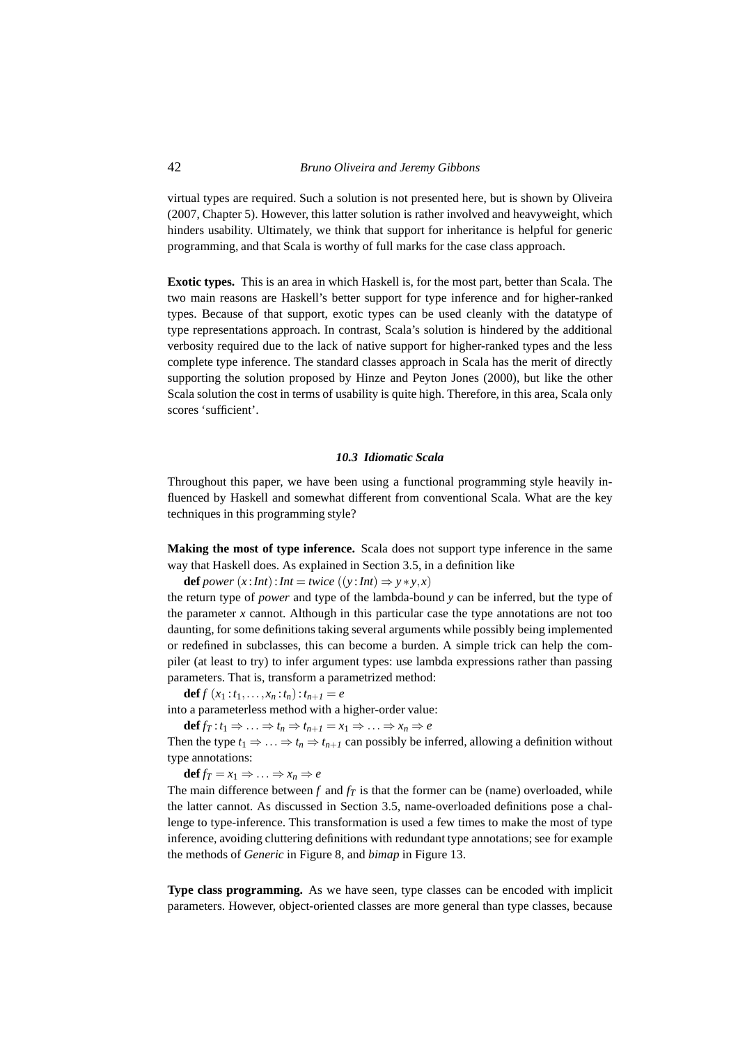virtual types are required. Such a solution is not presented here, but is shown by Oliveira (2007, Chapter 5). However, this latter solution is rather involved and heavyweight, which hinders usability. Ultimately, we think that support for inheritance is helpful for generic programming, and that Scala is worthy of full marks for the case class approach.

**Exotic types.** This is an area in which Haskell is, for the most part, better than Scala. The two main reasons are Haskell's better support for type inference and for higher-ranked types. Because of that support, exotic types can be used cleanly with the datatype of type representations approach. In contrast, Scala's solution is hindered by the additional verbosity required due to the lack of native support for higher-ranked types and the less complete type inference. The standard classes approach in Scala has the merit of directly supporting the solution proposed by Hinze and Peyton Jones (2000), but like the other Scala solution the cost in terms of usability is quite high. Therefore, in this area, Scala only scores 'sufficient'.

### *10.3 Idiomatic Scala*

Throughout this paper, we have been using a functional programming style heavily influenced by Haskell and somewhat different from conventional Scala. What are the key techniques in this programming style?

**Making the most of type inference.** Scala does not support type inference in the same way that Haskell does. As explained in Section 3.5, in a definition like

**def** $power\ (x : Int) : Int = twice\ ((y : Int) \Rightarrow y * y, x)$

the return type of *power* and type of the lambda-bound *y* can be inferred, but the type of the parameter *x* cannot. Although in this particular case the type annotations are not too daunting, for some definitions taking several arguments while possibly being implemented or redefined in subclasses, this can become a burden. A simple trick can help the compiler (at least to try) to infer argument types: use lambda expressions rather than passing parameters. That is, transform a parametrized method:

**def** $f\ (x_1 : t_1, \ldots, x_n : t_n) : t_{n+1} = e$

into a parameterless method with a higher-order value:

**def** $f_T : t_1 \Rightarrow \ldots \Rightarrow t_n \Rightarrow t_{n+1} = x_1 \Rightarrow \ldots \Rightarrow x_n \Rightarrow e$

Then the type $t_1 \Rightarrow \ldots \Rightarrow t_n \Rightarrow t_{n+1}$ can possibly be inferred, allowing a definition without type annotations:

**def** $f_T = x_1 \Rightarrow \ldots \Rightarrow x_n \Rightarrow e$

The main difference between $f$ and $f_T$ is that the former can be (name) overloaded, while the latter cannot. As discussed in Section 3.5, name-overloaded definitions pose a challenge to type-inference. This transformation is used a few times to make the most of type inference, avoiding cluttering definitions with redundant type annotations; see for example the methods of *Generic* in Figure 8, and *bimap* in Figure 13.

**Type class programming.** As we have seen, type classes can be encoded with implicit parameters. However, object-oriented classes are more general than type classes, because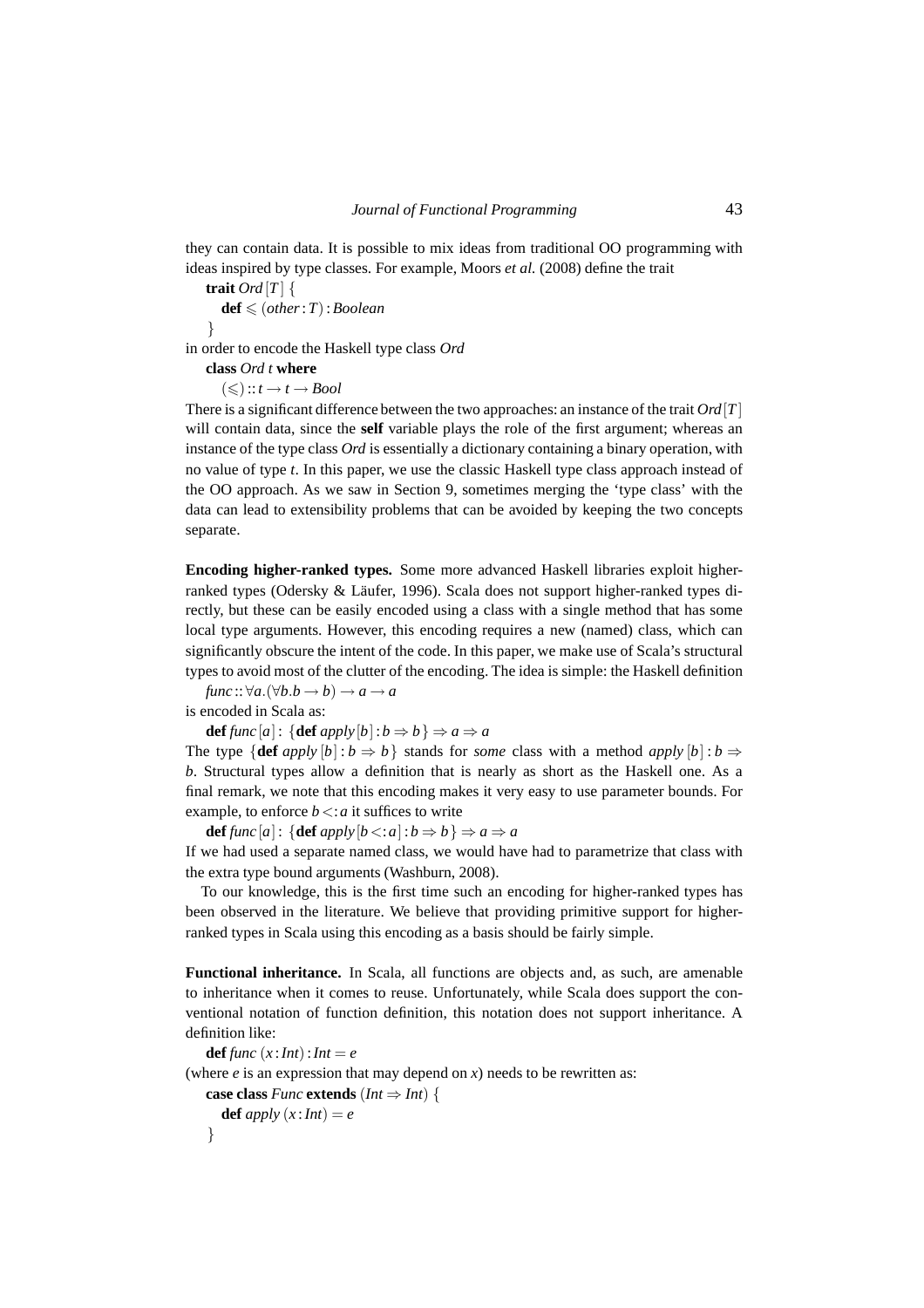they can contain data. It is possible to mix ideas from traditional OO programming with ideas inspired by type classes. For example, Moors *et al.* (2008) define the trait

```
trait Ord [T] {
  def ⩽ (other : T) : Boolean
}
```

in order to encode the Haskell type class *Ord*

```
class Ord t where
  (⩽) :: t → t → Bool
```

There is a significant difference between the two approaches: an instance of the trait *Ord* [*T*] will contain data, since the **self** variable plays the role of the first argument; whereas an instance of the type class *Ord* is essentially a dictionary containing a binary operation, with no value of type *t*. In this paper, we use the classic Haskell type class approach instead of the OO approach. As we saw in Section 9, sometimes merging the 'type class' with the data can lead to extensibility problems that can be avoided by keeping the two concepts separate.

**Encoding higher-ranked types.** Some more advanced Haskell libraries exploit higher-ranked types (Odersky & Läufer, 1996). Scala does not support higher-ranked types directly, but these can be easily encoded using a class with a single method that has some local type arguments. However, this encoding requires a new (named) class, which can significantly obscure the intent of the code. In this paper, we make use of Scala's structural types to avoid most of the clutter of the encoding. The idea is simple: the Haskell definition

```
func :: ∀a.(∀b.b → b) → a → a
```

is encoded in Scala as:

```
def func[a] : {def apply[b] : b ⇒ b} ⇒ a ⇒ a
```

The type {**def** *apply* [*b*] : $b \Rightarrow b$} stands for *some* class with a method *apply* [*b*] : $b \Rightarrow b$. Structural types allow a definition that is nearly as short as the Haskell one. As a final remark, we note that this encoding makes it very easy to use parameter bounds. For example, to enforce $b <: a$ it suffices to write

```
def func[a] : {def apply[b <: a] : b ⇒ b} ⇒ a ⇒ a
```

If we had used a separate named class, we would have had to parametrize that class with the extra type bound arguments (Washburn, 2008).

To our knowledge, this is the first time such an encoding for higher-ranked types has been observed in the literature. We believe that providing primitive support for higher-ranked types in Scala using this encoding as a basis should be fairly simple.

**Functional inheritance.** In Scala, all functions are objects and, as such, are amenable to inheritance when it comes to reuse. Unfortunately, while Scala does support the conventional notation of function definition, this notation does not support inheritance. A definition like:

```
def func (x : Int) : Int = e
```

(where *e* is an expression that may depend on *x*) needs to be rewritten as:

```
case class Func extends (Int ⇒ Int) {
  def apply (x : Int) = e
}
```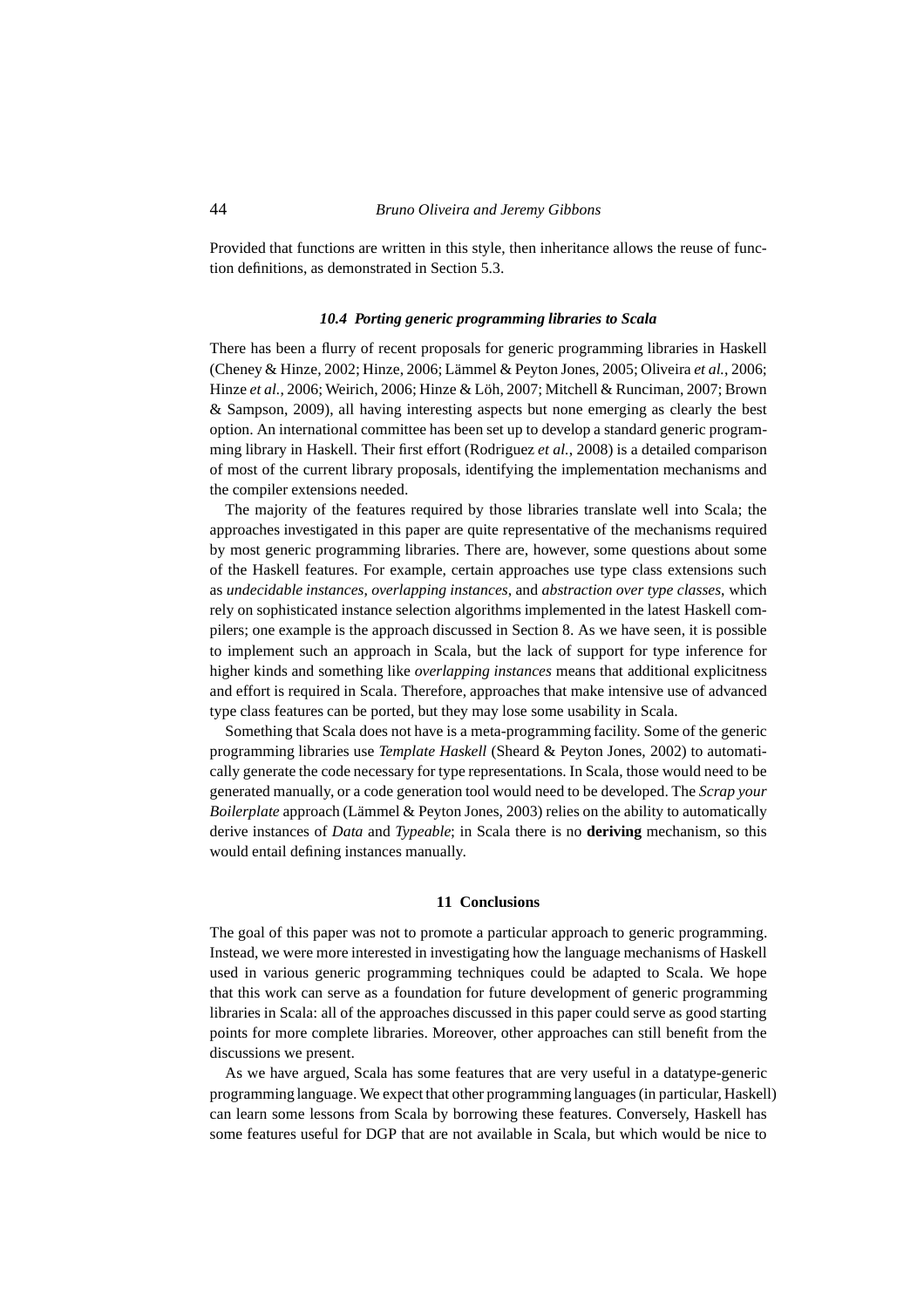Provided that functions are written in this style, then inheritance allows the reuse of function definitions, as demonstrated in Section 5.3.

### *10.4 Porting generic programming libraries to Scala*

There has been a flurry of recent proposals for generic programming libraries in Haskell (Cheney & Hinze, 2002; Hinze, 2006; Lämmel & Peyton Jones, 2005; Oliveira *et al.*, 2006; Hinze *et al.*, 2006; Weirich, 2006; Hinze & Löh, 2007; Mitchell & Runciman, 2007; Brown & Sampson, 2009), all having interesting aspects but none emerging as clearly the best option. An international committee has been set up to develop a standard generic programming library in Haskell. Their first effort (Rodriguez *et al.*, 2008) is a detailed comparison of most of the current library proposals, identifying the implementation mechanisms and the compiler extensions needed.

The majority of the features required by those libraries translate well into Scala; the approaches investigated in this paper are quite representative of the mechanisms required by most generic programming libraries. There are, however, some questions about some of the Haskell features. For example, certain approaches use type class extensions such as *undecidable instances*, *overlapping instances*, and *abstraction over type classes*, which rely on sophisticated instance selection algorithms implemented in the latest Haskell compilers; one example is the approach discussed in Section 8. As we have seen, it is possible to implement such an approach in Scala, but the lack of support for type inference for higher kinds and something like *overlapping instances* means that additional explicitness and effort is required in Scala. Therefore, approaches that make intensive use of advanced type class features can be ported, but they may lose some usability in Scala.

Something that Scala does not have is a meta-programming facility. Some of the generic programming libraries use *Template Haskell* (Sheard & Peyton Jones, 2002) to automatically generate the code necessary for type representations. In Scala, those would need to be generated manually, or a code generation tool would need to be developed. The *Scrap your Boilerplate* approach (Lämmel & Peyton Jones, 2003) relies on the ability to automatically derive instances of *Data* and *Typeable*; in Scala there is no **deriving** mechanism, so this would entail defining instances manually.

## 11 Conclusions

The goal of this paper was not to promote a particular approach to generic programming. Instead, we were more interested in investigating how the language mechanisms of Haskell used in various generic programming techniques could be adapted to Scala. We hope that this work can serve as a foundation for future development of generic programming libraries in Scala: all of the approaches discussed in this paper could serve as good starting points for more complete libraries. Moreover, other approaches can still benefit from the discussions we present.

As we have argued, Scala has some features that are very useful in a datatype-generic programming language. We expect that other programming languages (in particular, Haskell) can learn some lessons from Scala by borrowing these features. Conversely, Haskell has some features useful for DGP that are not available in Scala, but which would be nice to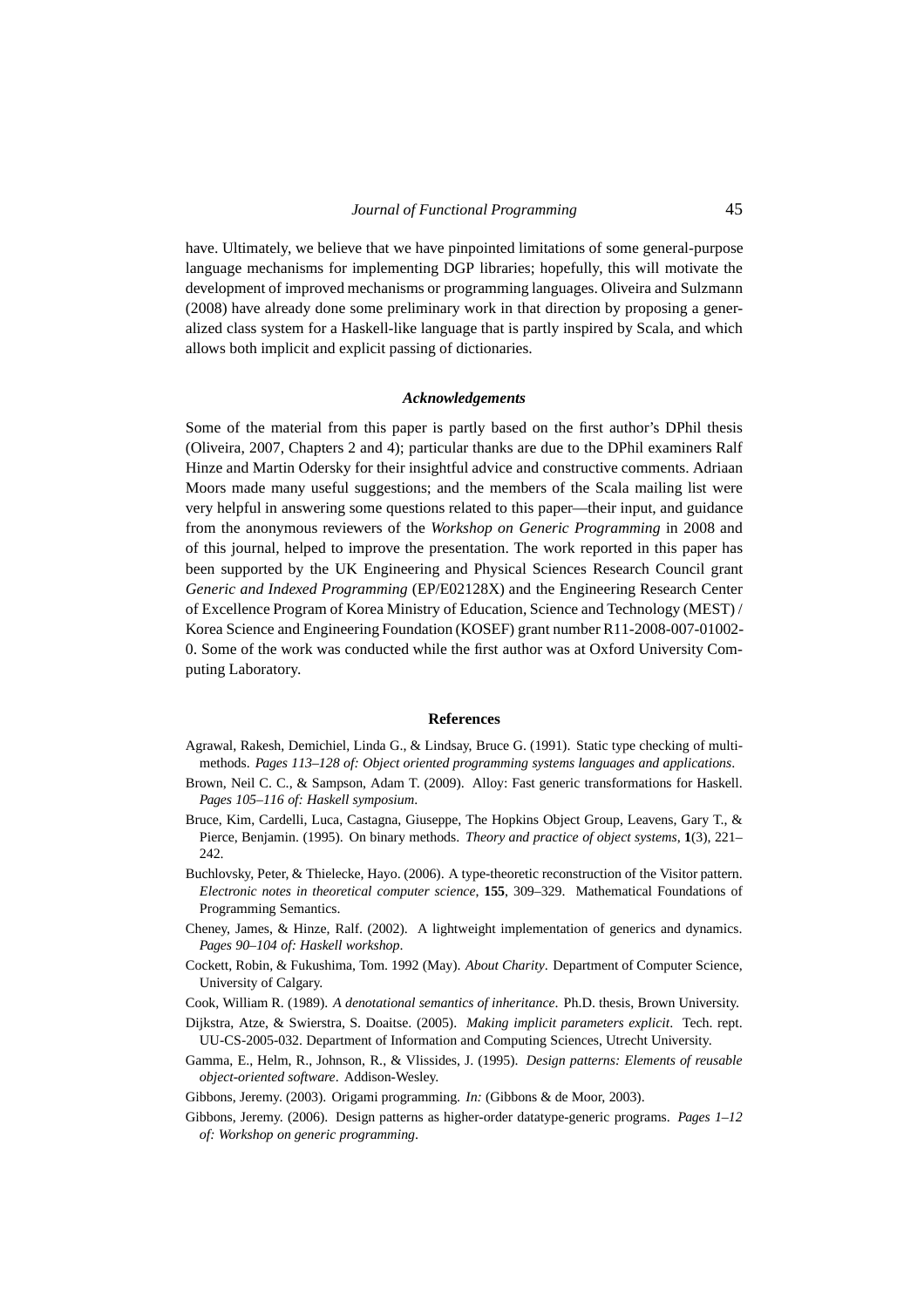have. Ultimately, we believe that we have pinpointed limitations of some general-purpose language mechanisms for implementing DGP libraries; hopefully, this will motivate the development of improved mechanisms or programming languages. Oliveira and Sulzmann (2008) have already done some preliminary work in that direction by proposing a generalized class system for a Haskell-like language that is partly inspired by Scala, and which allows both implicit and explicit passing of dictionaries.

### *Acknowledgements*

Some of the material from this paper is partly based on the first author's DPhil thesis (Oliveira, 2007, Chapters 2 and 4); particular thanks are due to the DPhil examiners Ralf Hinze and Martin Odersky for their insightful advice and constructive comments. Adriaan Moors made many useful suggestions; and the members of the Scala mailing list were very helpful in answering some questions related to this paper—their input, and guidance from the anonymous reviewers of the *Workshop on Generic Programming* in 2008 and of this journal, helped to improve the presentation. The work reported in this paper has been supported by the UK Engineering and Physical Sciences Research Council grant *Generic and Indexed Programming* (EP/E02128X) and the Engineering Research Center of Excellence Program of Korea Ministry of Education, Science and Technology (MEST) / Korea Science and Engineering Foundation (KOSEF) grant number R11-2008-007-01002-0. Some of the work was conducted while the first author was at Oxford University Computing Laboratory.

## References

Agrawal, Rakesh, Demichiel, Linda G., & Lindsay, Bruce G. (1991). Static type checking of multi-methods. *Pages 113–128 of: Object oriented programming systems languages and applications*.

Brown, Neil C. C., & Sampson, Adam T. (2009). Alloy: Fast generic transformations for Haskell. *Pages 105–116 of: Haskell symposium*.

Bruce, Kim, Cardelli, Luca, Castagna, Giuseppe, The Hopkins Object Group, Leavens, Gary T., & Pierce, Benjamin. (1995). On binary methods. *Theory and practice of object systems*, **1**(3), 221–242.

Buchlovsky, Peter, & Thielecke, Hayo. (2006). A type-theoretic reconstruction of the Visitor pattern. *Electronic notes in theoretical computer science*, **155**, 309–329. Mathematical Foundations of Programming Semantics.

Cheney, James, & Hinze, Ralf. (2002). A lightweight implementation of generics and dynamics. *Pages 90–104 of: Haskell workshop*.

Cockett, Robin, & Fukushima, Tom. 1992 (May). *About Charity*. Department of Computer Science, University of Calgary.

Cook, William R. (1989). *A denotational semantics of inheritance*. Ph.D. thesis, Brown University.

Dijkstra, Atze, & Swierstra, S. Doaitse. (2005). *Making implicit parameters explicit*. Tech. rept. UU-CS-2005-032. Department of Information and Computing Sciences, Utrecht University.

Gamma, E., Helm, R., Johnson, R., & Vlissides, J. (1995). *Design patterns: Elements of reusable object-oriented software*. Addison-Wesley.

Gibbons, Jeremy. (2003). Origami programming. *In:* (Gibbons & de Moor, 2003).

Gibbons, Jeremy. (2006). Design patterns as higher-order datatype-generic programs. *Pages 1–12 of: Workshop on generic programming*.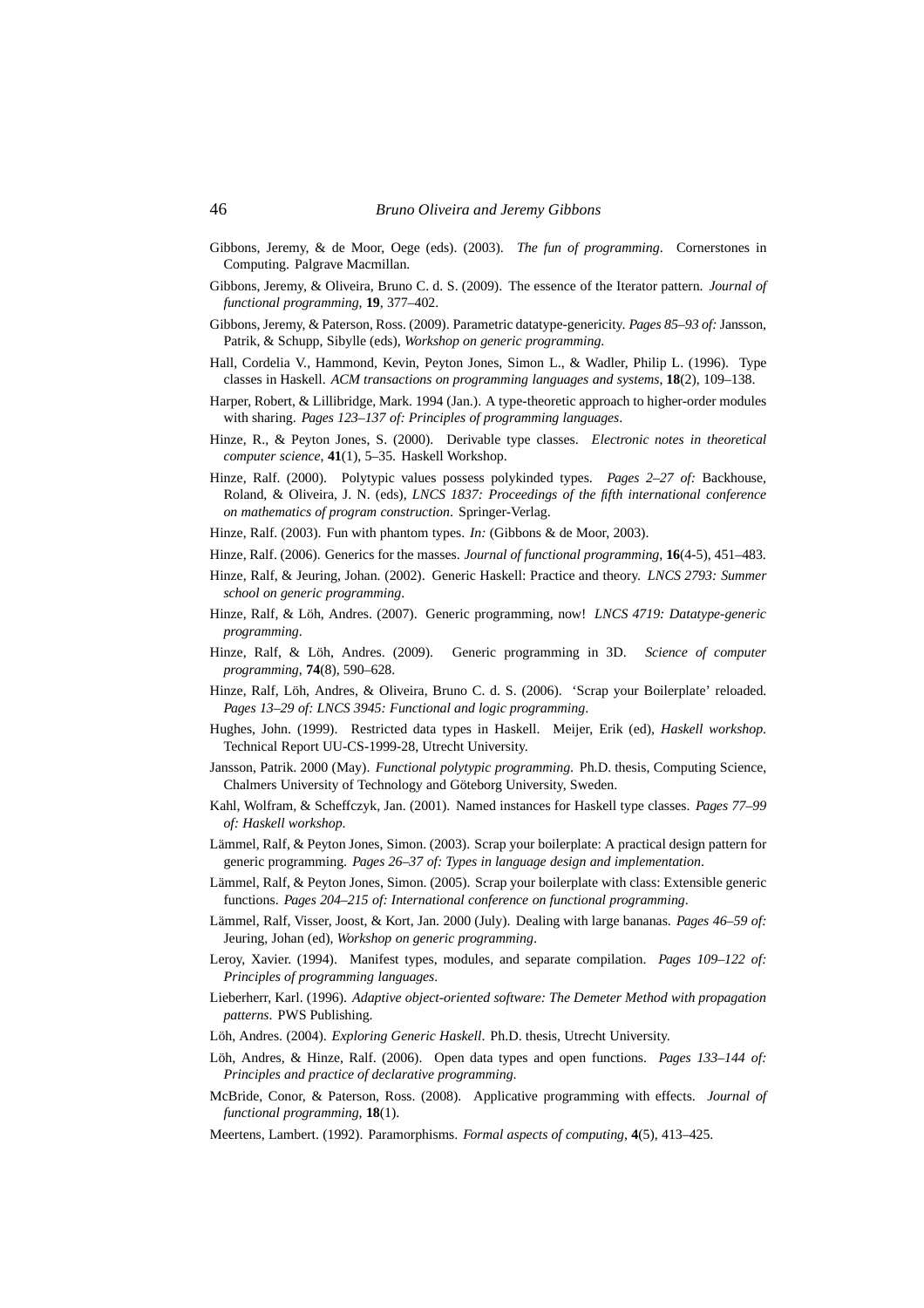Gibbons, Jeremy, & de Moor, Oege (eds). (2003). *The fun of programming*. Cornerstones in Computing. Palgrave Macmillan.

Gibbons, Jeremy, & Oliveira, Bruno C. d. S. (2009). The essence of the Iterator pattern. *Journal of functional programming*, **19**, 377–402.

Gibbons, Jeremy, & Paterson, Ross. (2009). Parametric datatype-genericity. *Pages 85–93 of:* Jansson, Patrik, & Schupp, Sibylle (eds), *Workshop on generic programming*.

Hall, Cordelia V., Hammond, Kevin, Peyton Jones, Simon L., & Wadler, Philip L. (1996). Type classes in Haskell. *ACM transactions on programming languages and systems*, **18**(2), 109–138.

Harper, Robert, & Lillibridge, Mark. 1994 (Jan.). A type-theoretic approach to higher-order modules with sharing. *Pages 123–137 of: Principles of programming languages*.

Hinze, R., & Peyton Jones, S. (2000). Derivable type classes. *Electronic notes in theoretical computer science*, **41**(1), 5–35. Haskell Workshop.

Hinze, Ralf. (2000). Polytypic values possess polykinded types. *Pages 2–27 of:* Backhouse, Roland, & Oliveira, J. N. (eds), *LNCS 1837: Proceedings of the fifth international conference on mathematics of program construction*. Springer-Verlag.

Hinze, Ralf. (2003). Fun with phantom types. *In:* (Gibbons & de Moor, 2003).

Hinze, Ralf. (2006). Generics for the masses. *Journal of functional programming*, **16**(4-5), 451–483.

Hinze, Ralf, & Jeuring, Johan. (2002). Generic Haskell: Practice and theory. *LNCS 2793: Summer school on generic programming*.

Hinze, Ralf, & Löh, Andres. (2007). Generic programming, now! *LNCS 4719: Datatype-generic programming*.

Hinze, Ralf, & Löh, Andres. (2009). Generic programming in 3D. *Science of computer programming*, **74**(8), 590–628.

Hinze, Ralf, Löh, Andres, & Oliveira, Bruno C. d. S. (2006). 'Scrap your Boilerplate' reloaded. *Pages 13–29 of: LNCS 3945: Functional and logic programming*.

Hughes, John. (1999). Restricted data types in Haskell. Meijer, Erik (ed), *Haskell workshop*. Technical Report UU-CS-1999-28, Utrecht University.

Jansson, Patrik. 2000 (May). *Functional polytypic programming*. Ph.D. thesis, Computing Science, Chalmers University of Technology and Göteborg University, Sweden.

Kahl, Wolfram, & Scheffczyk, Jan. (2001). Named instances for Haskell type classes. *Pages 77–99 of: Haskell workshop*.

Lämmel, Ralf, & Peyton Jones, Simon. (2003). Scrap your boilerplate: A practical design pattern for generic programming. *Pages 26–37 of: Types in language design and implementation*.

Lämmel, Ralf, & Peyton Jones, Simon. (2005). Scrap your boilerplate with class: Extensible generic functions. *Pages 204–215 of: International conference on functional programming*.

Lämmel, Ralf, Visser, Joost, & Kort, Jan. 2000 (July). Dealing with large bananas. *Pages 46–59 of:* Jeuring, Johan (ed), *Workshop on generic programming*.

Leroy, Xavier. (1994). Manifest types, modules, and separate compilation. *Pages 109–122 of: Principles of programming languages*.

Lieberherr, Karl. (1996). *Adaptive object-oriented software: The Demeter Method with propagation patterns*. PWS Publishing.

Löh, Andres. (2004). *Exploring Generic Haskell*. Ph.D. thesis, Utrecht University.

Löh, Andres, & Hinze, Ralf. (2006). Open data types and open functions. *Pages 133–144 of: Principles and practice of declarative programming*.

McBride, Conor, & Paterson, Ross. (2008). Applicative programming with effects. *Journal of functional programming*, **18**(1).

Meertens, Lambert. (1992). Paramorphisms. *Formal aspects of computing*, **4**(5), 413–425.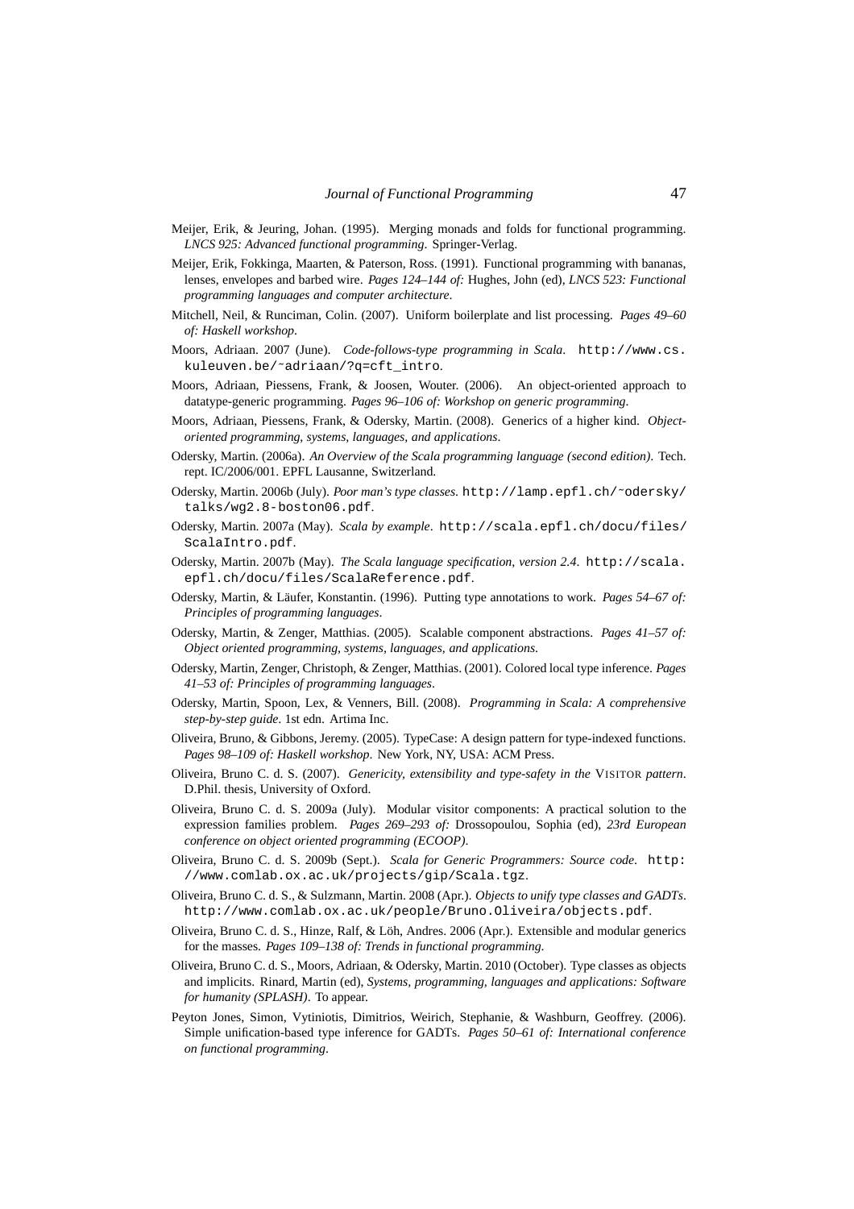Meijer, Erik, & Jeuring, Johan. (1995). Merging monads and folds for functional programming. *LNCS 925: Advanced functional programming*. Springer-Verlag.

Meijer, Erik, Fokkinga, Maarten, & Paterson, Ross. (1991). Functional programming with bananas, lenses, envelopes and barbed wire. *Pages 124–144 of:* Hughes, John (ed), *LNCS 523: Functional programming languages and computer architecture*.

Mitchell, Neil, & Runciman, Colin. (2007). Uniform boilerplate and list processing. *Pages 49–60 of: Haskell workshop*.

Moors, Adriaan. 2007 (June). *Code-follows-type programming in Scala*. `http://www.cs.kuleuven.be/~adriaan/?q=cft_intro`.

Moors, Adriaan, Piessens, Frank, & Joosen, Wouter. (2006). An object-oriented approach to datatype-generic programming. *Pages 96–106 of: Workshop on generic programming*.

Moors, Adriaan, Piessens, Frank, & Odersky, Martin. (2008). Generics of a higher kind. *Object-oriented programming, systems, languages, and applications*.

Odersky, Martin. (2006a). *An Overview of the Scala programming language (second edition)*. Tech. rept. IC/2006/001. EPFL Lausanne, Switzerland.

Odersky, Martin. 2006b (July). *Poor man's type classes*. `http://lamp.epfl.ch/~odersky/talks/wg2.8-boston06.pdf`.

Odersky, Martin. 2007a (May). *Scala by example*. `http://scala.epfl.ch/docu/files/ScalaIntro.pdf`.

Odersky, Martin. 2007b (May). *The Scala language specification, version 2.4*. `http://scala.epfl.ch/docu/files/ScalaReference.pdf`.

Odersky, Martin, & Läufer, Konstantin. (1996). Putting type annotations to work. *Pages 54–67 of: Principles of programming languages*.

Odersky, Martin, & Zenger, Matthias. (2005). Scalable component abstractions. *Pages 41–57 of: Object oriented programming, systems, languages, and applications*.

Odersky, Martin, Zenger, Christoph, & Zenger, Matthias. (2001). Colored local type inference. *Pages 41–53 of: Principles of programming languages*.

Odersky, Martin, Spoon, Lex, & Venners, Bill. (2008). *Programming in Scala: A comprehensive step-by-step guide*. 1st edn. Artima Inc.

Oliveira, Bruno, & Gibbons, Jeremy. (2005). TypeCase: A design pattern for type-indexed functions. *Pages 98–109 of: Haskell workshop*. New York, NY, USA: ACM Press.

Oliveira, Bruno C. d. S. (2007). *Genericity, extensibility and type-safety in the* VISITOR *pattern*. D.Phil. thesis, University of Oxford.

Oliveira, Bruno C. d. S. 2009a (July). Modular visitor components: A practical solution to the expression families problem. *Pages 269–293 of:* Drossopoulou, Sophia (ed), *23rd European conference on object oriented programming (ECOOP)*.

Oliveira, Bruno C. d. S. 2009b (Sept.). *Scala for Generic Programmers: Source code*. `http://www.comlab.ox.ac.uk/projects/gip/Scala.tgz`.

Oliveira, Bruno C. d. S., & Sulzmann, Martin. 2008 (Apr.). *Objects to unify type classes and GADTs*. `http://www.comlab.ox.ac.uk/people/Bruno.Oliveira/objects.pdf`.

Oliveira, Bruno C. d. S., Hinze, Ralf, & Löh, Andres. 2006 (Apr.). Extensible and modular generics for the masses. *Pages 109–138 of: Trends in functional programming*.

Oliveira, Bruno C. d. S., Moors, Adriaan, & Odersky, Martin. 2010 (October). Type classes as objects and implicits. Rinard, Martin (ed), *Systems, programming, languages and applications: Software for humanity (SPLASH)*. To appear.

Peyton Jones, Simon, Vytiniotis, Dimitrios, Weirich, Stephanie, & Washburn, Geoffrey. (2006). Simple unification-based type inference for GADTs. *Pages 50–61 of: International conference on functional programming*.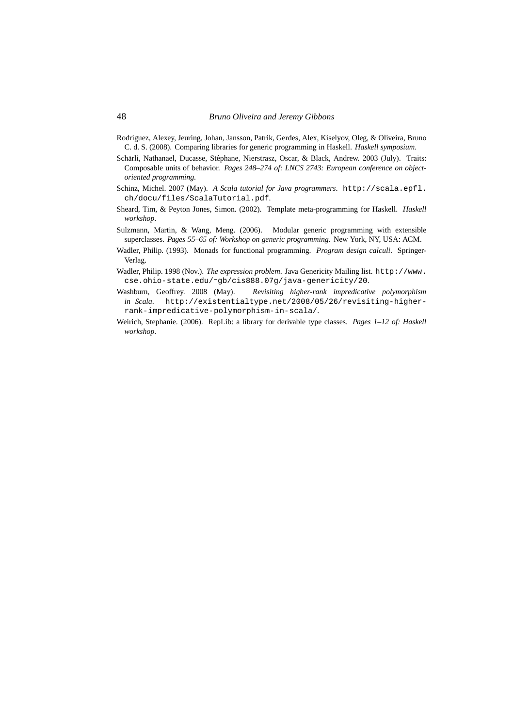Rodriguez, Alexey, Jeuring, Johan, Jansson, Patrik, Gerdes, Alex, Kiselyov, Oleg, & Oliveira, Bruno C. d. S. (2008). Comparing libraries for generic programming in Haskell. *Haskell symposium*.

Schärli, Nathanael, Ducasse, Stéphane, Nierstrasz, Oscar, & Black, Andrew. 2003 (July). Traits: Composable units of behavior. *Pages 248–274 of: LNCS 2743: European conference on object-oriented programming*.

Schinz, Michel. 2007 (May). *A Scala tutorial for Java programmers*. `http://scala.epfl.ch/docu/files/ScalaTutorial.pdf`.

Sheard, Tim, & Peyton Jones, Simon. (2002). Template meta-programming for Haskell. *Haskell workshop*.

Sulzmann, Martin, & Wang, Meng. (2006). Modular generic programming with extensible superclasses. *Pages 55–65 of: Workshop on generic programming*. New York, NY, USA: ACM.

Wadler, Philip. (1993). Monads for functional programming. *Program design calculi*. Springer-Verlag.

Wadler, Philip. 1998 (Nov.). *The expression problem*. Java Genericity Mailing list. `http://www.cse.ohio-state.edu/~gb/cis888.07g/java-genericity/20`.

Washburn, Geoffrey. 2008 (May). *Revisiting higher-rank impredicative polymorphism in Scala*. `http://existentialtype.net/2008/05/26/revisiting-higher-rank-impredicative-polymorphism-in-scala/`.

Weirich, Stephanie. (2006). RepLib: a library for derivable type classes. *Pages 1–12 of: Haskell workshop*.